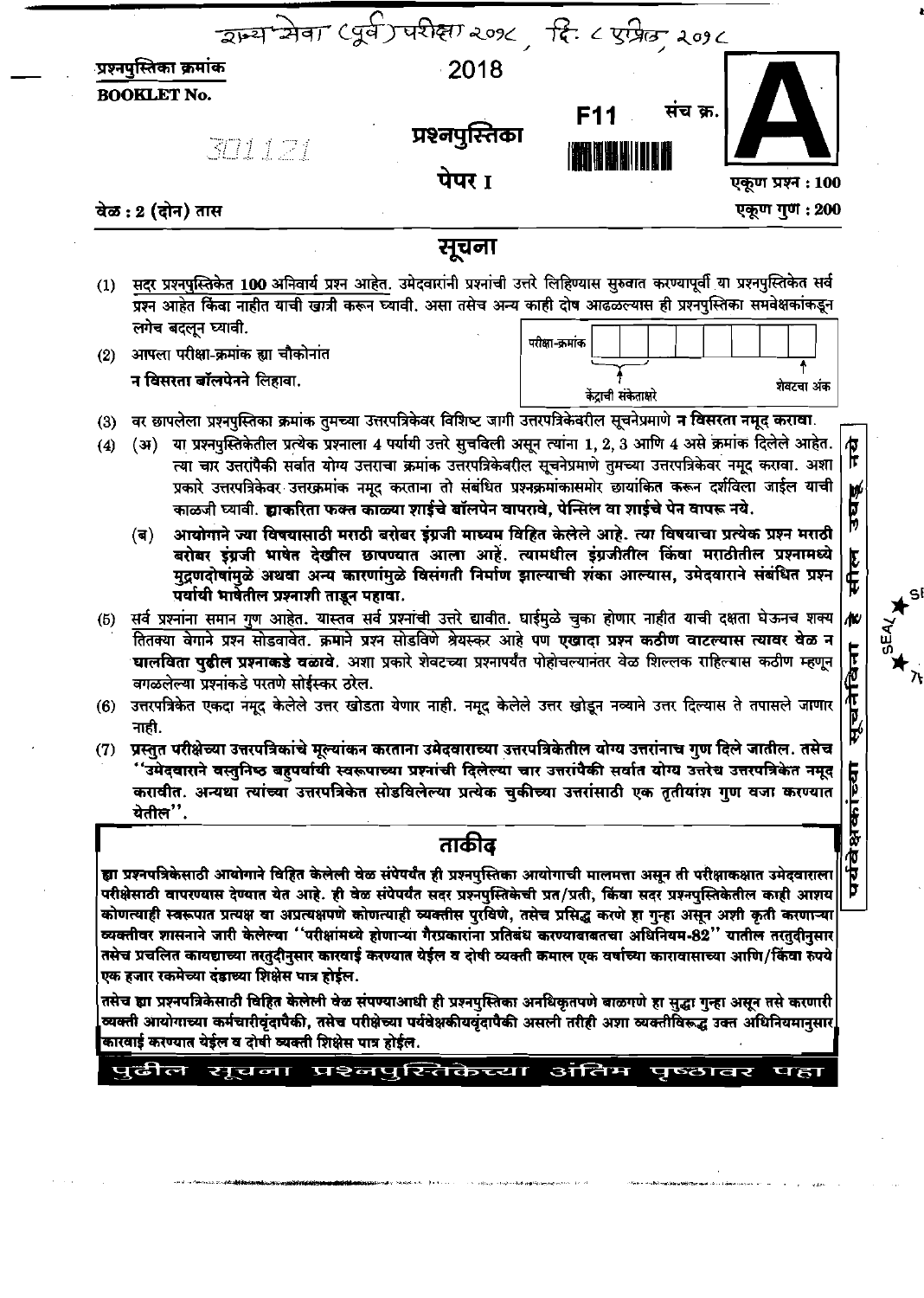राज्य सेवा (पूर्व) परीक्षा २०१८, दि. ८ एप्रिल, २०१८

प्रश्नपुस्तिका क्रमांक
**BOOKLET No.**

2018

301121

**प्रश्नपुस्तिका**

**पेपर I**

F11 संच क्र. **A**

वेळ : 2 (दोन) तास

एकूण प्रश्न : 100

एकूण गुण : 200

# सूचना

(1) सदर प्रश्नपुस्तिकेत 100 अनिवार्य प्रश्न आहेत. उमेदवारांनी प्रश्नांची उत्तरे लिहिण्यास सुरुवात करण्यापूर्वी या प्रश्नपुस्तिकेत सर्व प्रश्न आहेत किंवा नाहीत याची खात्री करून घ्यावी. असा तसेच अन्य काही दोष आढळल्यास ही प्रश्नपुस्तिका समवेक्षकांकडून लगेच बदलून घ्यावी.

(2) आपला परीक्षा-क्रमांक ह्या चौकोनांत **न विसरता बॉलपेनने** लिहावा.

परीक्षा-क्रमांक (केंद्राची संकेताक्षरे — शेवटचा अंक)

(3) वर छापलेला प्रश्नपुस्तिका क्रमांक तुमच्या उत्तरपत्रिकेवर विशिष्ट जागी उत्तरपत्रिकेवरील सूचनेप्रमाणे **न विसरता नमूद करावा**.

(4) (अ) या प्रश्नपुस्तिकेतील प्रत्येक प्रश्नाला 4 पर्यायी उत्तरे सुचविली असून त्यांना 1, 2, 3 आणि 4 असे क्रमांक दिलेले आहेत. त्या चार उत्तरांपैकी सर्वात योग्य उत्तराचा क्रमांक उत्तरपत्रिकेवरील सूचनेप्रमाणे तुमच्या उत्तरपत्रिकेवर नमूद करावा. अशा प्रकारे उत्तरपत्रिकेवर उत्तरक्रमांक नमूद करताना तो संबंधित प्रश्नक्रमांकासमोर छायांकित करून दर्शविला जाईल याची काळजी घ्यावी. **ह्याकरिता फक्त काळ्या शाईचे बॉलपेन वापरावे, पेन्सिल वा शाईचे पेन वापरू नये.**

(ब) **आयोगाने ज्या विषयासाठी मराठी बरोबर इंग्रजी माध्यम विहित केलेले आहे. त्या विषयाचा प्रत्येक प्रश्न मराठी बरोबर इंग्रजी भाषेत देखील छापण्यात आला आहे. त्यामधील इंग्रजीतील किंवा मराठीतील प्रश्नामध्ये मुद्रणदोषांमुळे अथवा अन्य कारणांमुळे विसंगती निर्माण झाल्याची शंका आल्यास, उमेदवाराने संबंधित प्रश्न पर्यायी भाषेतील प्रश्नाशी ताडून पहावा.**

(5) सर्व प्रश्नांना समान गुण आहेत. यास्तव सर्व प्रश्नांची उत्तरे द्यावीत. घाईमुळे चुका होणार नाहीत याची दक्षता घेऊनच शक्य तितक्या वेगाने प्रश्न सोडवावेत. क्रमाने प्रश्न सोडविणे श्रेयस्कर आहे पण **एखादा प्रश्न कठीण वाटल्यास त्यावर वेळ न घालविता पुढील प्रश्नाकडे वळावे**. अशा प्रकारे शेवटच्या प्रश्नापर्यंत पोहोचल्यानंतर वेळ शिल्लक राहिल्यास कठीण म्हणून वगळलेल्या प्रश्नांकडे परतणे सोईस्कर ठरेल.

(6) उत्तरपत्रिकेत एकदा नमूद केलेले उत्तर खोडता येणार नाही. नमूद केलेले उत्तर खोडून नव्याने उत्तर दिल्यास ते तपासले जाणार नाही.

(7) **प्रस्तुत परीक्षेच्या उत्तरपत्रिकांचे मूल्यांकन करताना उमेदवाराच्या उत्तरपत्रिकेतील योग्य उत्तरांनाच गुण दिले जातील. तसेच "उमेदवाराने वस्तुनिष्ठ बहुपर्यायी स्वरूपाच्या प्रश्नांची दिलेल्या चार उत्तरांपैकी सर्वात योग्य उत्तरेच उत्तरपत्रिकेत नमूद करावीत. अन्यथा त्यांच्या उत्तरपत्रिकेत सोडविलेल्या प्रत्येक चुकीच्या उत्तरांसाठी एक तृतीयांश गुण वजा करण्यात येतील".**

पर्यवेक्षकांच्या सूचनेविना सील उघडू नये

## ताकीद

**ह्या प्रश्नपत्रिकेसाठी आयोगाने विहित केलेली वेळ संपेपर्यंत ही प्रश्नपुस्तिका आयोगाची मालमत्ता असून ती परीक्षाकक्षात उमेदवाराला परीक्षेसाठी वापरण्यास देण्यात येत आहे. ही वेळ संपेपर्यंत सदर प्रश्नपुस्तिकेची प्रत/प्रती, किंवा सदर प्रश्नपुस्तिकेतील काही आशय कोणत्याही स्वरूपात प्रत्यक्ष वा अप्रत्यक्षपणे कोणत्याही व्यक्तीस पुरविणे, तसेच प्रसिद्ध करणे हा गुन्हा असून अशी कृती करणाऱ्या व्यक्तीवर शासनाने जारी केलेल्या "परीक्षांमध्ये होणाऱ्या गैरप्रकारांना प्रतिबंध करण्याबाबतचा अधिनियम-82" यातील तरतुदीनुसार तसेच प्रचलित कायद्याच्या तरतुदीनुसार कारवाई करण्यात येईल व दोषी व्यक्ती कमाल एक वर्षाच्या कारावासाच्या आणि/किंवा रुपये एक हजार रकमेच्या दंडाच्या शिक्षेस पात्र होईल.**

**तसेच ह्या प्रश्नपत्रिकेसाठी विहित केलेली वेळ संपण्याआधी ही प्रश्नपुस्तिका अनधिकृतपणे बाळगणे हा सुद्धा गुन्हा असून तसे करणारी व्यक्ती आयोगाच्या कर्मचारीवृंदापैकी, तसेच परीक्षेच्या पर्यवेक्षकीयवृंदापैकी असली तरीही अशा व्यक्तीविरुद्ध उक्त अधिनियमानुसार कारवाई करण्यात येईल व दोषी व्यक्ती शिक्षेस पात्र होईल.**

**पुढील सूचना प्रश्नपुस्तिकेच्या अंतिम पृष्ठावर पहा**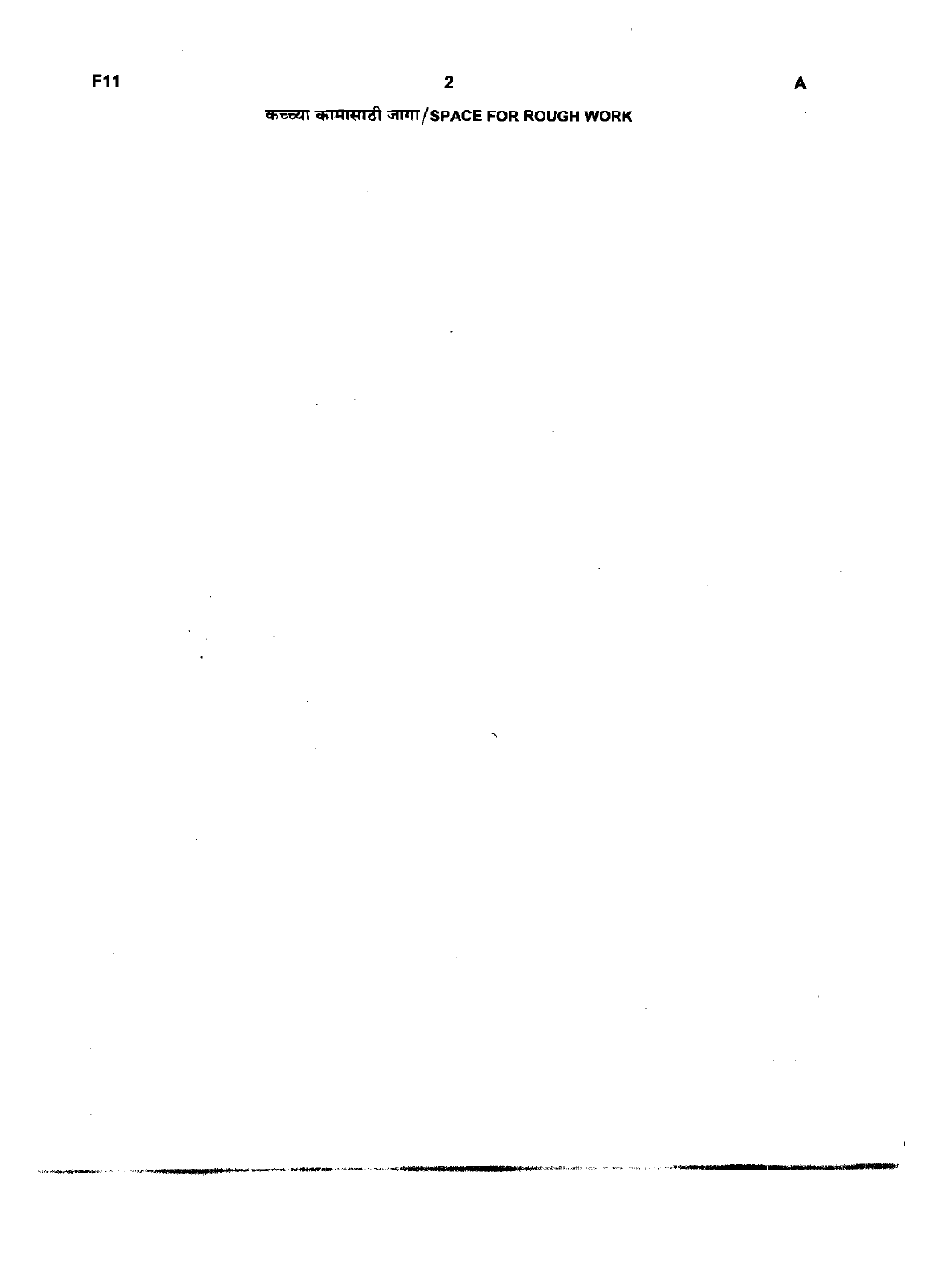कच्च्या कामासाठी जागा/SPACE FOR ROUGH WORK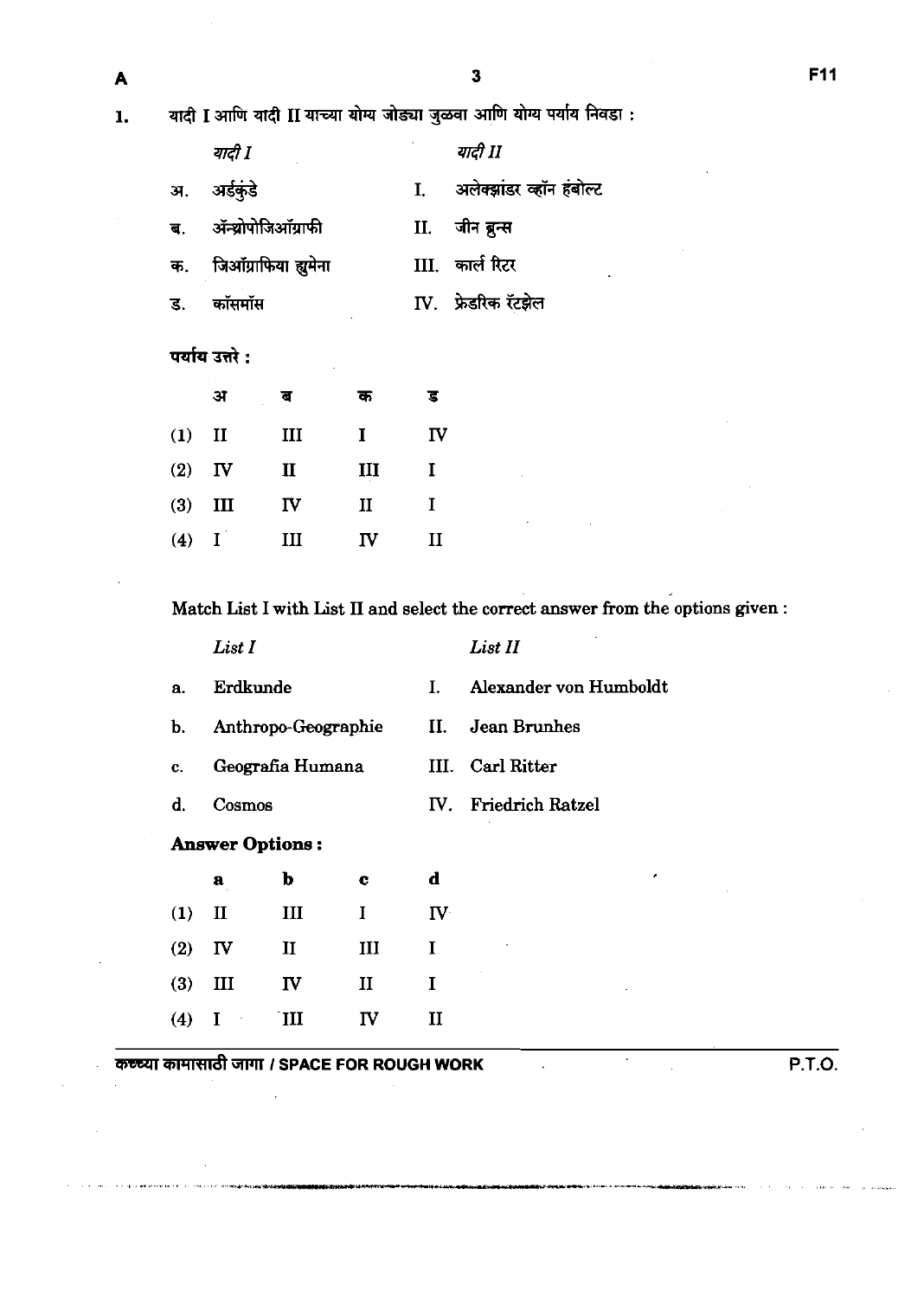1. यादी I आणि यादी II याच्या योग्य जोड्या जुळवा आणि योग्य पर्याय निवडा :

| | *यादी I* | | *यादी II* |
|---|---|---|---|
| अ. | अर्डकुंडे | I. | अलेक्झांडर व्हॉन हंबोल्ट |
| ब. | ॲन्थ्रोपोजिऑग्राफी | II. | जीन ब्रुन्स |
| क. | जिऑग्राफिया ह्युमेना | III. | कार्ल रिटर |
| ड. | कॉसमॉस | IV. | फ्रेडरिक रॅटझेल |

**पर्याय उत्तरे :**

| | अ | ब | क | ड |
|---|---|---|---|---|
| (1) | II | III | I | IV |
| (2) | IV | II | III | I |
| (3) | III | IV | II | I |
| (4) | I | III | IV | II |

Match List I with List II and select the correct answer from the options given :

| | *List I* | | *List II* |
|---|---|---|---|
| a. | Erdkunde | I. | Alexander von Humboldt |
| b. | Anthropo-Geographie | II. | Jean Brunhes |
| c. | Geografia Humana | III. | Carl Ritter |
| d. | Cosmos | IV. | Friedrich Ratzel |

**Answer Options :**

| | a | b | c | d |
|---|---|---|---|---|
| (1) | II | III | I | IV |
| (2) | IV | II | III | I |
| (3) | III | IV | II | I |
| (4) | I | III | IV | II |

कच्च्या कामासाठी जागा / SPACE FOR ROUGH WORK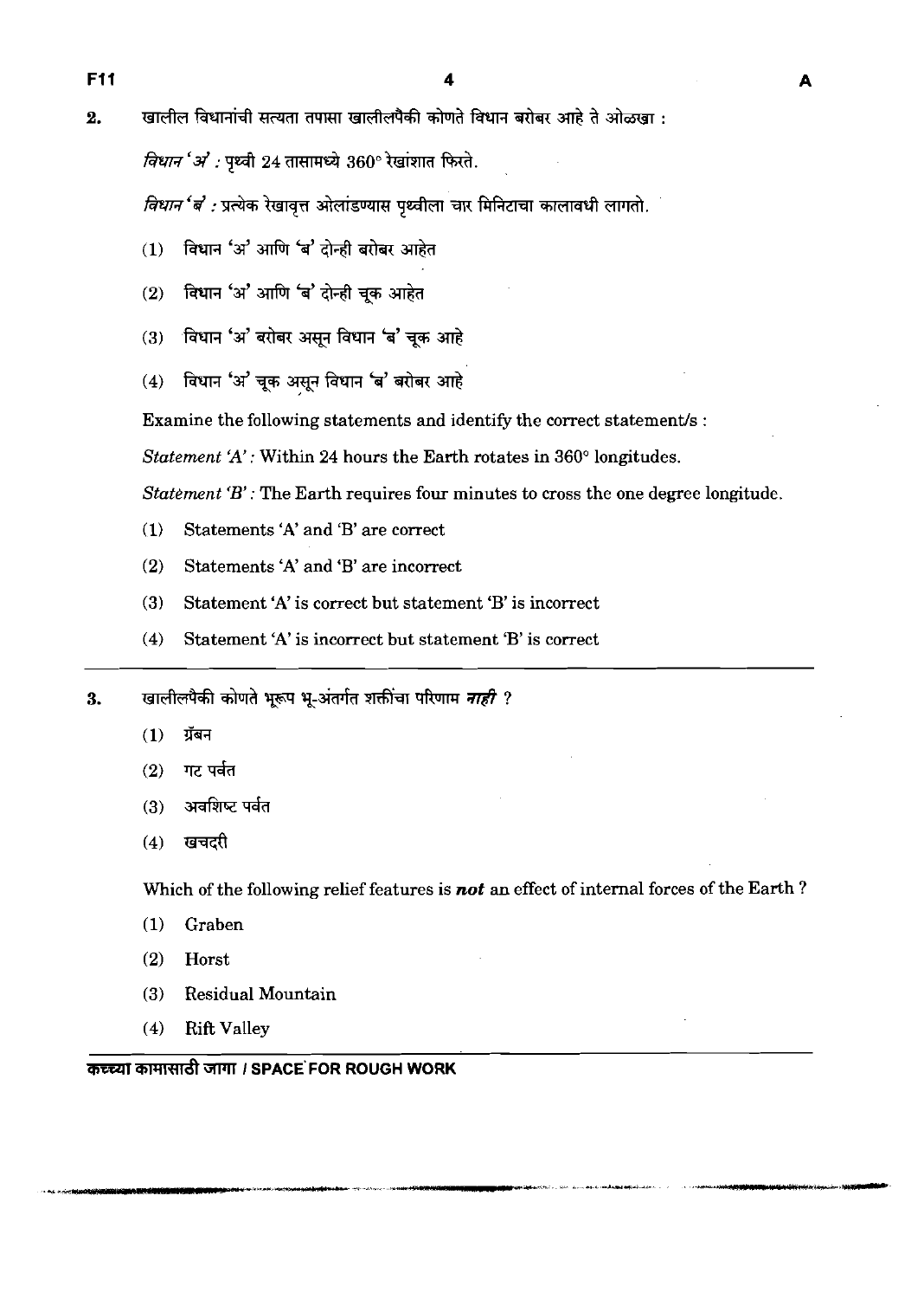2. खालील विधानांची सत्यता तपासा खालीलपैकी कोणते विधान बरोबर आहे ते ओळखा :

*विधान 'अ'* : पृथ्वी 24 तासामध्ये 360° रेखांशात फिरते.

*विधान 'ब'* : प्रत्येक रेखावृत्त ओलांडण्यास पृथ्वीला चार मिनिटाचा कालावधी लागतो.

(1) विधान 'अ' आणि 'ब' दोन्ही बरोबर आहेत

(2) विधान 'अ' आणि 'ब' दोन्ही चूक आहेत

(3) विधान 'अ' बरोबर असून विधान 'ब' चूक आहे

(4) विधान 'अ' चूक असून विधान 'ब' बरोबर आहे

Examine the following statements and identify the correct statement/s :

*Statement 'A'* : Within 24 hours the Earth rotates in 360° longitudes.

*Statement 'B'* : The Earth requires four minutes to cross the one degree longitude.

(1) Statements 'A' and 'B' are correct

(2) Statements 'A' and 'B' are incorrect

(3) Statement 'A' is correct but statement 'B' is incorrect

(4) Statement 'A' is incorrect but statement 'B' is correct

---

3. खालीलपैकी कोणते भूरूप भू-अंतर्गत शक्तींचा परिणाम ***नाही*** ?

(1) ग्रॅबन

(2) गट पर्वत

(3) अवशिष्ट पर्वत

(4) खचदरी

Which of the following relief features is ***not*** an effect of internal forces of the Earth ?

(1) Graben

(2) Horst

(3) Residual Mountain

(4) Rift Valley

कच्च्या कामासाठी जागा / SPACE FOR ROUGH WORK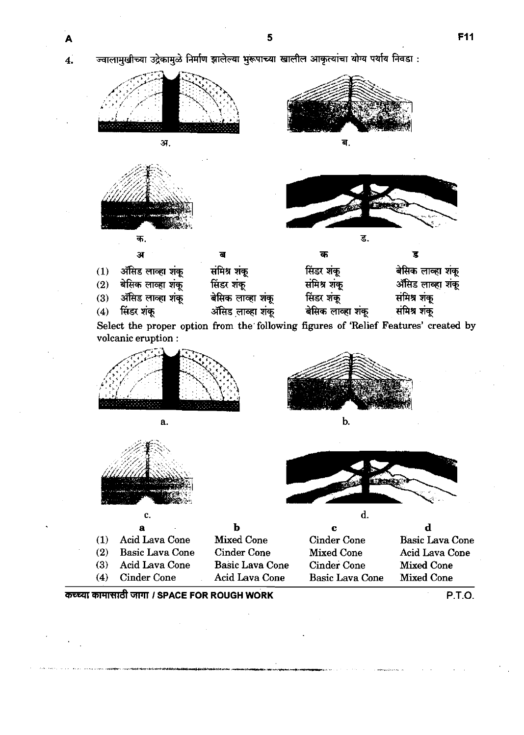4. ज्वालामुखीच्या उद्रेकामुळे निर्माण झालेल्या भुरूपाच्या खालील आकृत्यांचा योग्य पर्याय निवडा :

अ. ब. क. ड.

| | अ | ब | क | ड |
|---|---|---|---|---|
| (1) | ॲसिड लाव्हा शंकू | संमिश्र शंकू | सिंडर शंकू | बेसिक लाव्हा शंकू |
| (2) | बेसिक लाव्हा शंकू | सिंडर शंकू | संमिश्र शंकू | ॲसिड लाव्हा शंकू |
| (3) | ॲसिड लाव्हा शंकू | बेसिक लाव्हा शंकू | सिंडर शंकू | संमिश्र शंकू |
| (4) | सिंडर शंकू | ॲसिड लाव्हा शंकू | बेसिक लाव्हा शंकू | संमिश्र शंकू |

Select the proper option from the following figures of 'Relief Features' created by volcanic eruption :

a. b. c. d.

| | a | b | c | d |
|---|---|---|---|---|
| (1) | Acid Lava Cone | Mixed Cone | Cinder Cone | Basic Lava Cone |
| (2) | Basic Lava Cone | Cinder Cone | Mixed Cone | Acid Lava Cone |
| (3) | Acid Lava Cone | Basic Lava Cone | Cinder Cone | Mixed Cone |
| (4) | Cinder Cone | Acid Lava Cone | Basic Lava Cone | Mixed Cone |

कच्च्या कामासाठी जागा / SPACE FOR ROUGH WORK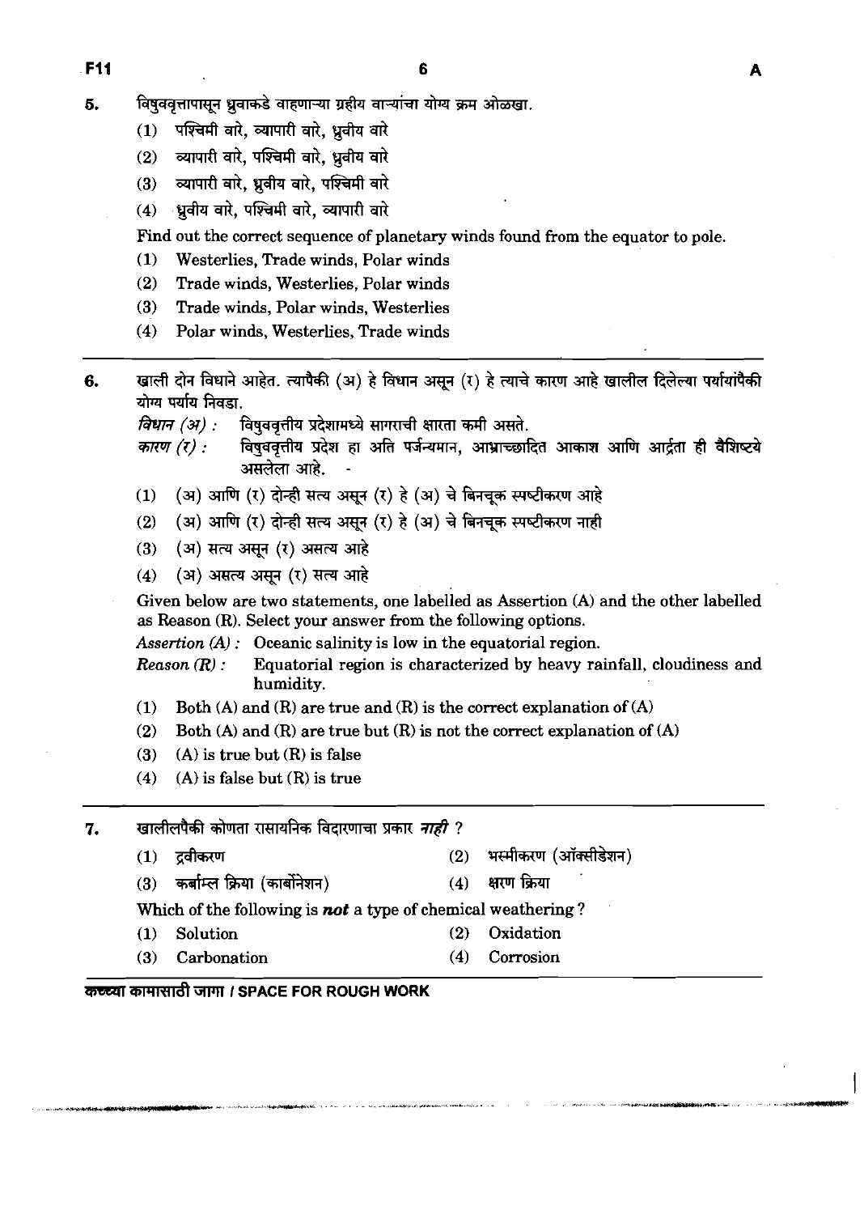5. विषुववृत्तापासून ध्रुवाकडे वाहणाऱ्या ग्रहीय वाऱ्यांचा योग्य क्रम ओळखा.

   (1) पश्चिमी वारे, व्यापारी वारे, ध्रुवीय वारे
   (2) व्यापारी वारे, पश्चिमी वारे, ध्रुवीय वारे
   (3) व्यापारी वारे, ध्रुवीय वारे, पश्चिमी वारे
   (4) ध्रुवीय वारे, पश्चिमी वारे, व्यापारी वारे

   Find out the correct sequence of planetary winds found from the equator to pole.

   (1) Westerlies, Trade winds, Polar winds
   (2) Trade winds, Westerlies, Polar winds
   (3) Trade winds, Polar winds, Westerlies
   (4) Polar winds, Westerlies, Trade winds

---

6. खाली दोन विधाने आहेत. त्यापैकी (अ) हे विधान असून (र) हे त्याचे कारण आहे खालील दिलेल्या पर्यायांपैकी योग्य पर्याय निवडा.

   *विधान (अ) :* विषुववृत्तीय प्रदेशामध्ये सागराची क्षारता कमी असते.

   *कारण (र) :* विषुववृत्तीय प्रदेश हा अति पर्जन्यमान, आभ्राच्छादित आकाश आणि आर्द्रता ही वैशिष्ट्ये असलेला आहे.

   (1) (अ) आणि (र) दोन्ही सत्य असून (र) हे (अ) चे बिनचूक स्पष्टीकरण आहे
   (2) (अ) आणि (र) दोन्ही सत्य असून (र) हे (अ) चे बिनचूक स्पष्टीकरण नाही
   (3) (अ) सत्य असून (र) असत्य आहे
   (4) (अ) असत्य असून (र) सत्य आहे

   Given below are two statements, one labelled as Assertion (A) and the other labelled as Reason (R). Select your answer from the following options.

   *Assertion (A) :* Oceanic salinity is low in the equatorial region.

   *Reason (R) :* Equatorial region is characterized by heavy rainfall, cloudiness and humidity.

   (1) Both (A) and (R) are true and (R) is the correct explanation of (A)
   (2) Both (A) and (R) are true but (R) is not the correct explanation of (A)
   (3) (A) is true but (R) is false
   (4) (A) is false but (R) is true

---

7. खालीलपैकी कोणता रासायनिक विदारणाचा प्रकार ***नाही*** ?

   (1) द्रवीकरण (2) भस्मीकरण (ऑक्सीडेशन)
   (3) कर्बाम्ल क्रिया (कार्बोनेशन) (4) क्षरण क्रिया

   Which of the following is ***not*** a type of chemical weathering ?

   (1) Solution (2) Oxidation
   (3) Carbonation (4) Corrosion

कच्च्या कामासाठी जागा / SPACE FOR ROUGH WORK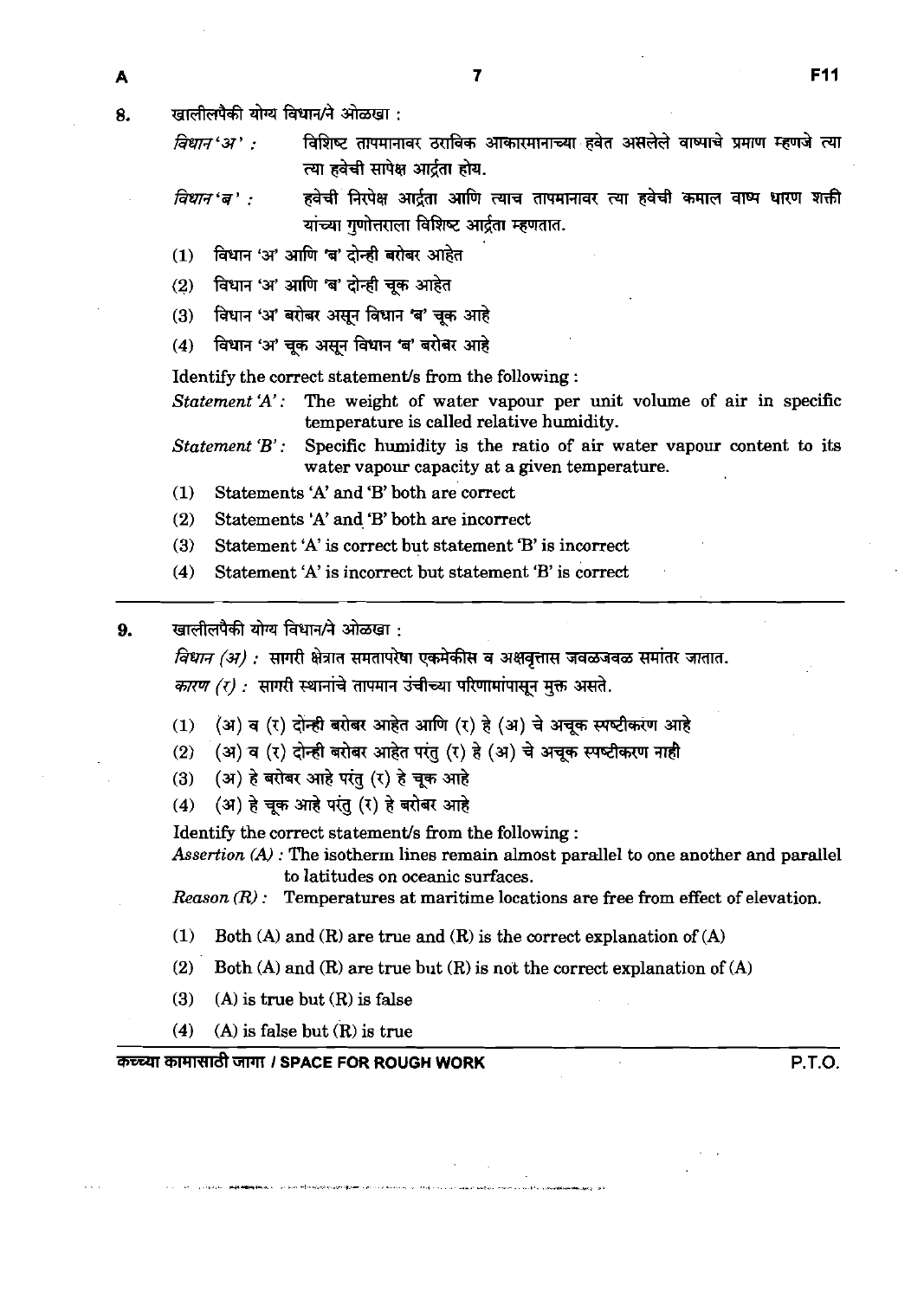8. खालीलपैकी योग्य विधान/ने ओळखा :

*विधान 'अ' :* विशिष्ट तापमानावर ठराविक आकारमानाच्या हवेत असलेले वाष्पाचे प्रमाण म्हणजे त्या त्या हवेची सापेक्ष आर्द्रता होय.

*विधान 'ब' :* हवेची निरपेक्ष आर्द्रता आणि त्याच तापमानावर त्या हवेची कमाल वाष्प धारण शक्ती यांच्या गुणोत्तराला विशिष्ट आर्द्रता म्हणतात.

(1) विधान 'अ' आणि 'ब' दोन्ही बरोबर आहेत

(2) विधान 'अ' आणि 'ब' दोन्ही चूक आहेत

(3) विधान 'अ' बरोबर असून विधान 'ब' चूक आहे

(4) विधान 'अ' चूक असून विधान 'ब' बरोबर आहे

Identify the correct statement/s from the following :

*Statement 'A' :* The weight of water vapour per unit volume of air in specific temperature is called relative humidity.

*Statement 'B' :* Specific humidity is the ratio of air water vapour content to its water vapour capacity at a given temperature.

(1) Statements 'A' and 'B' both are correct

(2) Statements 'A' and 'B' both are incorrect

(3) Statement 'A' is correct but statement 'B' is incorrect

(4) Statement 'A' is incorrect but statement 'B' is correct

---

9. खालीलपैकी योग्य विधान/ने ओळखा :

*विधान (अ) :* सागरी क्षेत्रात समतापरेषा एकमेकींस व अक्षवृत्तास जवळजवळ समांतर जातात.

*कारण (र) :* सागरी स्थानांचे तापमान उंचीच्या परिणामांपासून मुक्त असते.

(1) (अ) व (र) दोन्ही बरोबर आहेत आणि (र) हे (अ) चे अचूक स्पष्टीकरण आहे

(2) (अ) व (र) दोन्ही बरोबर आहेत परंतु (र) हे (अ) चे अचूक स्पष्टीकरण नाही

(3) (अ) हे बरोबर आहे परंतु (र) हे चूक आहे

(4) (अ) हे चूक आहे परंतु (र) हे बरोबर आहे

Identify the correct statement/s from the following :

*Assertion (A) :* The isotherm lines remain almost parallel to one another and parallel to latitudes on oceanic surfaces.

*Reason (R) :* Temperatures at maritime locations are free from effect of elevation.

(1) Both (A) and (R) are true and (R) is the correct explanation of (A)

(2) Both (A) and (R) are true but (R) is not the correct explanation of (A)

(3) (A) is true but (R) is false

(4) (A) is false but (R) is true

कच्च्या कामासाठी जागा / SPACE FOR ROUGH WORK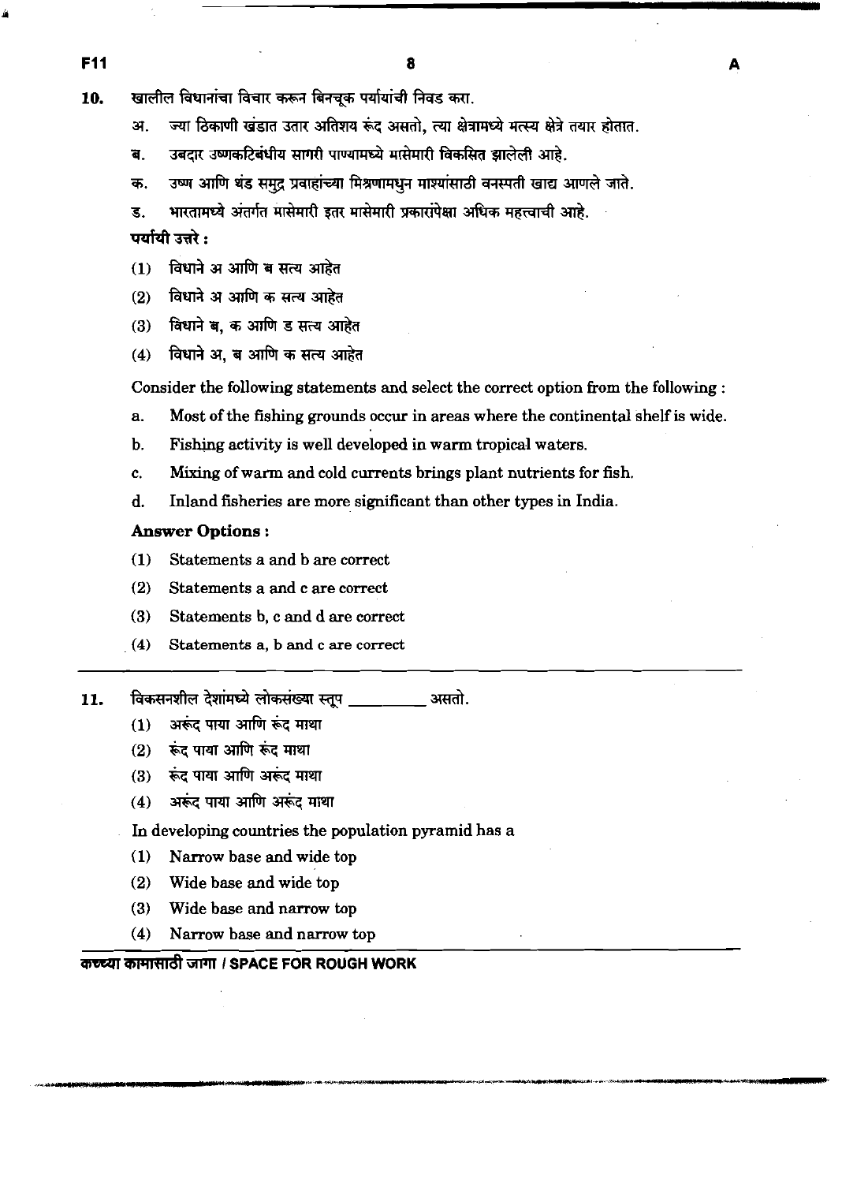10. खालील विधानांचा विचार करून बिनचूक पर्यायांची निवड करा.

    अ. ज्या ठिकाणी खंडात उतार अतिशय रूंद असतो, त्या क्षेत्रामध्ये मत्स्य क्षेत्रे तयार होतात.

    ब. उबदार उष्णकटिबंधीय सागरी पाण्यामध्ये मासेमारी विकसित झालेली आहे.

    क. उष्ण आणि थंड समुद्र प्रवाहांच्या मिश्रणामधुन माश्यांसाठी वनस्पती खाद्य आणले जाते.

    ड. भारतामध्ये अंतर्गत मासेमारी इतर मासेमारी प्रकारांपेक्षा अधिक महत्त्वाची आहे.

    **पर्यायी उत्तरे :**

    (1) विधाने अ आणि ब सत्य आहेत

    (2) विधाने अ आणि क सत्य आहेत

    (3) विधाने ब, क आणि ड सत्य आहेत

    (4) विधाने अ, ब आणि क सत्य आहेत

    Consider the following statements and select the correct option from the following :

    a. Most of the fishing grounds occur in areas where the continental shelf is wide.

    b. Fishing activity is well developed in warm tropical waters.

    c. Mixing of warm and cold currents brings plant nutrients for fish.

    d. Inland fisheries are more significant than other types in India.

    **Answer Options :**

    (1) Statements a and b are correct

    (2) Statements a and c are correct

    (3) Statements b, c and d are correct

    (4) Statements a, b and c are correct

---

11. विकसनशील देशांमध्ये लोकसंख्या स्तूप __________ असतो.

    (1) अरूंद पाया आणि रूंद माथा

    (2) रूंद पाया आणि रूंद माथा

    (3) रूंद पाया आणि अरूंद माथा

    (4) अरूंद पाया आणि अरूंद माथा

    In developing countries the population pyramid has a

    (1) Narrow base and wide top

    (2) Wide base and wide top

    (3) Wide base and narrow top

    (4) Narrow base and narrow top

**कच्च्या कामासाठी जागा / SPACE FOR ROUGH WORK**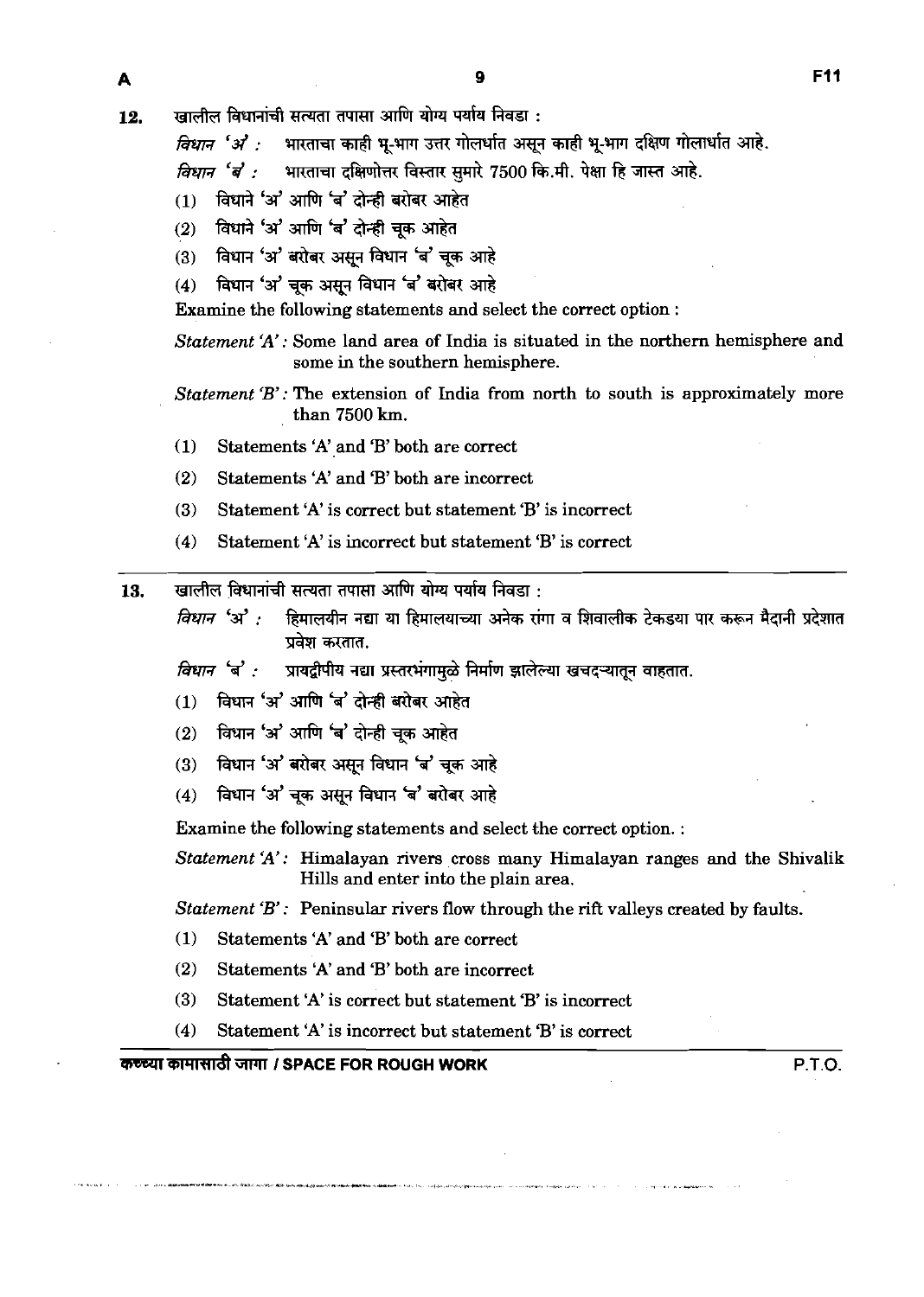**12.** खालील विधानांची सत्यता तपासा आणि योग्य पर्याय निवडा :

*विधान 'अ' :* भारताचा काही भू-भाग उत्तर गोलार्धात असून काही भू-भाग दक्षिण गोलार्धात आहे.

*विधान 'ब' :* भारताचा दक्षिणोत्तर विस्तार सुमारे 7500 कि.मी. पेक्षा हि जास्त आहे.

(1) विधाने 'अ' आणि 'ब' दोन्ही बरोबर आहेत

(2) विधाने 'अ' आणि 'ब' दोन्ही चूक आहेत

(3) विधान 'अ' बरोबर असून विधान 'ब' चूक आहे

(4) विधान 'अ' चूक असून विधान 'ब' बरोबर आहे

Examine the following statements and select the correct option :

*Statement 'A' :* Some land area of India is situated in the northern hemisphere and some in the southern hemisphere.

*Statement 'B' :* The extension of India from north to south is approximately more than 7500 km.

(1) Statements 'A' and 'B' both are correct

(2) Statements 'A' and 'B' both are incorrect

(3) Statement 'A' is correct but statement 'B' is incorrect

(4) Statement 'A' is incorrect but statement 'B' is correct

---

**13.** खालील विधानांची सत्यता तपासा आणि योग्य पर्याय निवडा :

*विधान 'अ' :* हिमालयीन नद्या या हिमालयाच्या अनेक रांगा व शिवालीक टेकड्या पार करून मैदानी प्रदेशात प्रवेश करतात.

*विधान 'ब' :* प्रायद्वीपीय नद्या प्रस्तरभंगामुळे निर्माण झालेल्या खचदऱ्यातून वाहतात.

(1) विधान 'अ' आणि 'ब' दोन्ही बरोबर आहेत

(2) विधान 'अ' आणि 'ब' दोन्ही चूक आहेत

(3) विधान 'अ' बरोबर असून विधान 'ब' चूक आहे

(4) विधान 'अ' चूक असून विधान 'ब' बरोबर आहे

Examine the following statements and select the correct option. :

*Statement 'A' :* Himalayan rivers cross many Himalayan ranges and the Shivalik Hills and enter into the plain area.

*Statement 'B' :* Peninsular rivers flow through the rift valleys created by faults.

(1) Statements 'A' and 'B' both are correct

(2) Statements 'A' and 'B' both are incorrect

(3) Statement 'A' is correct but statement 'B' is incorrect

(4) Statement 'A' is incorrect but statement 'B' is correct

कच्च्या कामासाठी जागा / SPACE FOR ROUGH WORK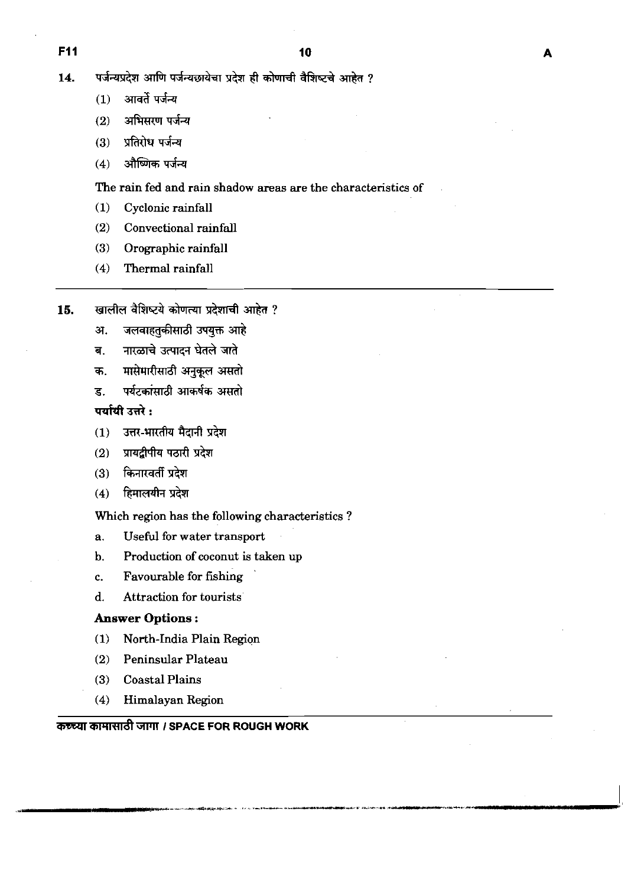14. पर्जन्यप्रदेश आणि पर्जन्यछायेचा प्रदेश ही कोणाची वैशिष्ट्ये आहेत ?

    (1) आवर्त पर्जन्य
    (2) अभिसरण पर्जन्य
    (3) प्रतिरोध पर्जन्य
    (4) औष्णिक पर्जन्य

    The rain fed and rain shadow areas are the characteristics of

    (1) Cyclonic rainfall
    (2) Convectional rainfall
    (3) Orographic rainfall
    (4) Thermal rainfall

---

15. खालील वैशिष्टये कोणत्या प्रदेशाची आहेत ?

    अ. जलवाहतुकीसाठी उपयुक्त आहे
    ब. नारळाचे उत्पादन घेतले जाते
    क. मासेमारीसाठी अनुकूल असतो
    ड. पर्यटकांसाठी आकर्षक असतो

    **पर्यायी उत्तरे :**

    (1) उत्तर-भारतीय मैदानी प्रदेश
    (2) प्रायद्वीपीय पठारी प्रदेश
    (3) किनारवर्ती प्रदेश
    (4) हिमालयीन प्रदेश

    Which region has the following characteristics ?

    a. Useful for water transport
    b. Production of coconut is taken up
    c. Favourable for fishing
    d. Attraction for tourists

    **Answer Options :**

    (1) North-India Plain Region
    (2) Peninsular Plateau
    (3) Coastal Plains
    (4) Himalayan Region

**कच्च्या कामासाठी जागा / SPACE FOR ROUGH WORK**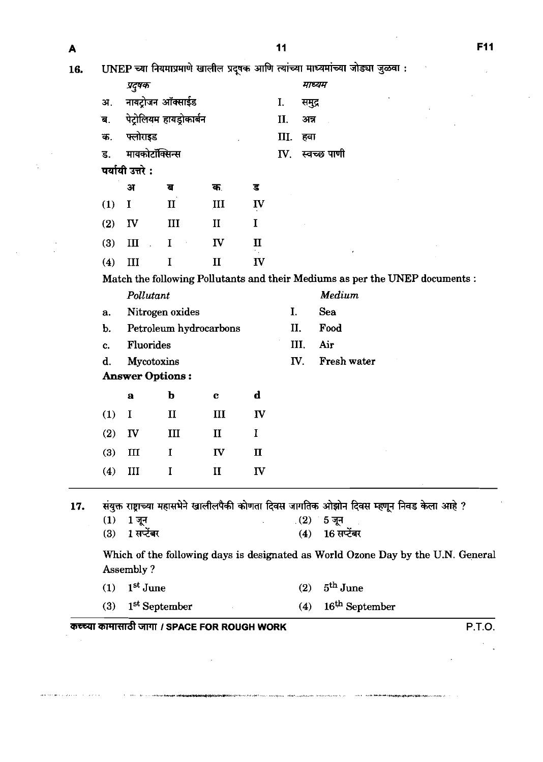16. UNEP च्या नियमाप्रमाणे खालील प्रदूषक आणि त्यांच्या माध्यमांच्या जोड्या जुळवा :

| | *प्रदूषक* | | *माध्यम* |
|---|---|---|---|
| अ. | नायट्रोजन ऑक्साईड | I. | समुद्र |
| ब. | पेट्रोलियम हायड्रोकार्बन | II. | अन्न |
| क. | फ्लोराइड | III. | हवा |
| ड. | मायकोटॉक्सिन्स | IV. | स्वच्छ पाणी |

**पर्यायी उत्तरे :**

| | अ | ब | क | ड |
|---|---|---|---|---|
| (1) | I | II | III | IV |
| (2) | IV | III | II | I |
| (3) | III | I | IV | II |
| (4) | III | I | II | IV |

Match the following Pollutants and their Mediums as per the UNEP documents :

| | *Pollutant* | | *Medium* |
|---|---|---|---|
| a. | Nitrogen oxides | I. | Sea |
| b. | Petroleum hydrocarbons | II. | Food |
| c. | Fluorides | III. | Air |
| d. | Mycotoxins | IV. | Fresh water |

**Answer Options :**

| | a | b | c | d |
|---|---|---|---|---|
| (1) | I | II | III | IV |
| (2) | IV | III | II | I |
| (3) | III | I | IV | II |
| (4) | III | I | II | IV |

---

17. संयुक्त राष्ट्राच्या महासभेने खालीलपैकी कोणता दिवस जागतिक ओझोन दिवस म्हणून निवड केला आहे ?

(1) 1 जून
(2) 5 जून
(3) 1 सप्टेंबर
(4) 16 सप्टेंबर

Which of the following days is designated as World Ozone Day by the U.N. General Assembly ?

(1) 1st June
(2) 5th June
(3) 1st September
(4) 16th September

कच्च्या कामासाठी जागा / SPACE FOR ROUGH WORK

P.T.O.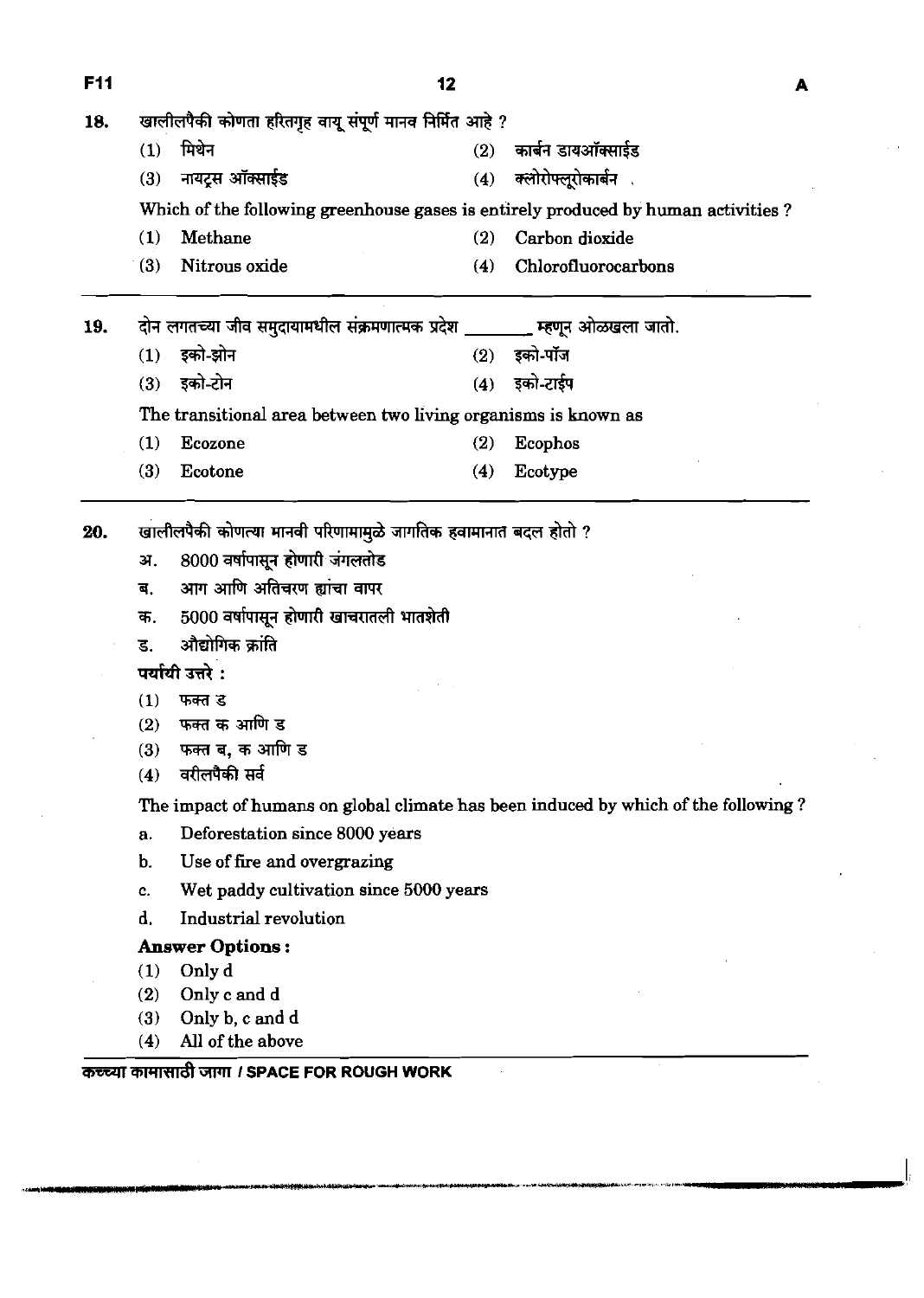18. खालीलपैकी कोणता हरितगृह वायू संपूर्ण मानव निर्मित आहे ?

(1) मिथेन
(2) कार्बन डायऑक्साईड
(3) नायट्रस ऑक्साईड
(4) क्लोरोफ्लूरोकार्बन

Which of the following greenhouse gases is entirely produced by human activities ?

(1) Methane
(2) Carbon dioxide
(3) Nitrous oxide
(4) Chlorofluorocarbons

---

19. दोन लगतच्या जीव समुदायामधील संक्रमणात्मक प्रदेश ________ म्हणून ओळखला जातो.

(1) इको-झोन
(2) इको-फॉस
(3) इको-टोन
(4) इको-टाईप

The transitional area between two living organisms is known as

(1) Ecozone
(2) Ecophos
(3) Ecotone
(4) Ecotype

---

20. खालीलपैकी कोणत्या मानवी परिणामामुळे जागतिक हवामानात बदल होतो ?

अ. 8000 वर्षापासून होणारी जंगलतोड
ब. आग आणि अतिचरण ह्यांचा वापर
क. 5000 वर्षापासून होणारी खाचरातली भातशेती
ड. औद्योगिक क्रांति

पर्यायी उत्तरे :

(1) फक्त ड
(2) फक्त क आणि ड
(3) फक्त ब, क आणि ड
(4) वरीलपैकी सर्व

The impact of humans on global climate has been induced by which of the following ?

a. Deforestation since 8000 years
b. Use of fire and overgrazing
c. Wet paddy cultivation since 5000 years
d. Industrial revolution

**Answer Options :**

(1) Only d
(2) Only c and d
(3) Only b, c and d
(4) All of the above

कच्च्या कामासाठी जागा / SPACE FOR ROUGH WORK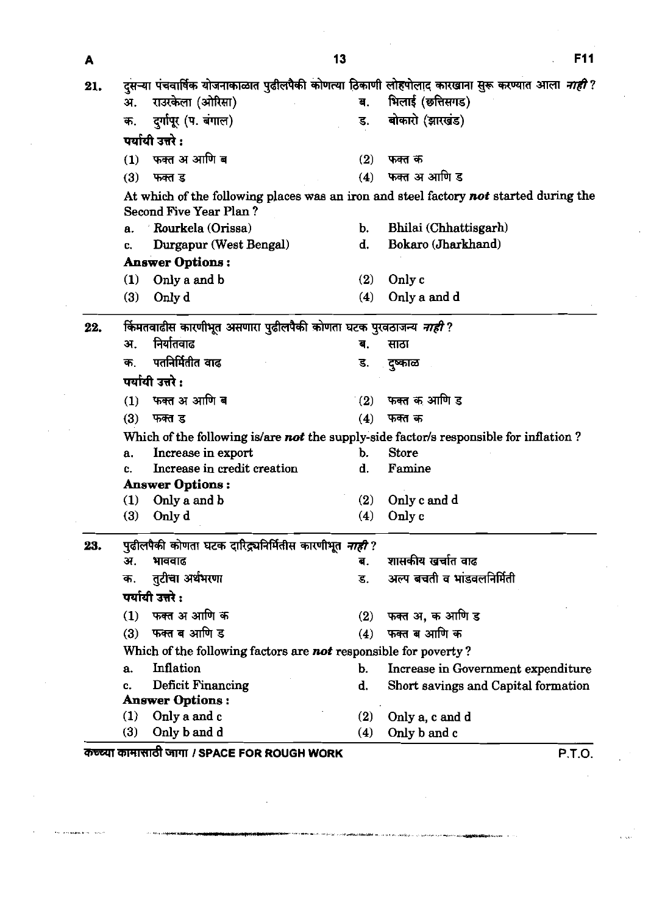21. दुसऱ्या पंचवार्षिक योजनाकाळात पुढीलपैकी कोणत्या ठिकाणी लोहपोलाद कारखाना सुरू करण्यात आला ***नाही*** ?

अ. राउरकेला (ओरिसा) ब. भिलाई (छत्तिसगड)
क. दुर्गापूर (प. बंगाल) ड. बोकारो (झारखंड)

पर्यायी उत्तरे :

(1) फक्त अ आणि ब (2) फक्त क
(3) फक्त ड (4) फक्त अ आणि ड

At which of the following places was an iron and steel factory ***not*** started during the Second Five Year Plan ?

a. Rourkela (Orissa) b. Bhilai (Chhattisgarh)
c. Durgapur (West Bengal) d. Bokaro (Jharkhand)

**Answer Options :**

(1) Only a and b (2) Only c
(3) Only d (4) Only a and d

22. किमतवाढीस कारणीभूत असणारा पुढीलपैकी कोणता घटक पुरवठाजन्य ***नाही*** ?

अ. निर्यातवाढ ब. साठा
क. पतनिर्मितीत वाढ ड. दुष्काळ

पर्यायी उत्तरे :

(1) फक्त अ आणि ब (2) फक्त क आणि ड
(3) फक्त ड (4) फक्त क

Which of the following is/are ***not*** the supply-side factor/s responsible for inflation ?

a. Increase in export b. Store
c. Increase in credit creation d. Famine

**Answer Options :**

(1) Only a and b (2) Only c and d
(3) Only d (4) Only c

23. पुढीलपैकी कोणता घटक दारिद्र्यनिर्मितीस कारणीभूत ***नाही*** ?

अ. भाववाढ ब. शासकीय खर्चात वाढ
क. तुटीचा अर्थभरणा ड. अल्प बचती व भांडवलनिर्मिती

पर्यायी उत्तरे :

(1) फक्त अ आणि क (2) फक्त अ, क आणि ड
(3) फक्त ब आणि ड (4) फक्त ब आणि क

Which of the following factors are ***not*** responsible for poverty ?

a. Inflation b. Increase in Government expenditure
c. Deficit Financing d. Short savings and Capital formation

**Answer Options :**

(1) Only a and c (2) Only a, c and d
(3) Only b and d (4) Only b and c

कच्च्या कामासाठी जागा / SPACE FOR ROUGH WORK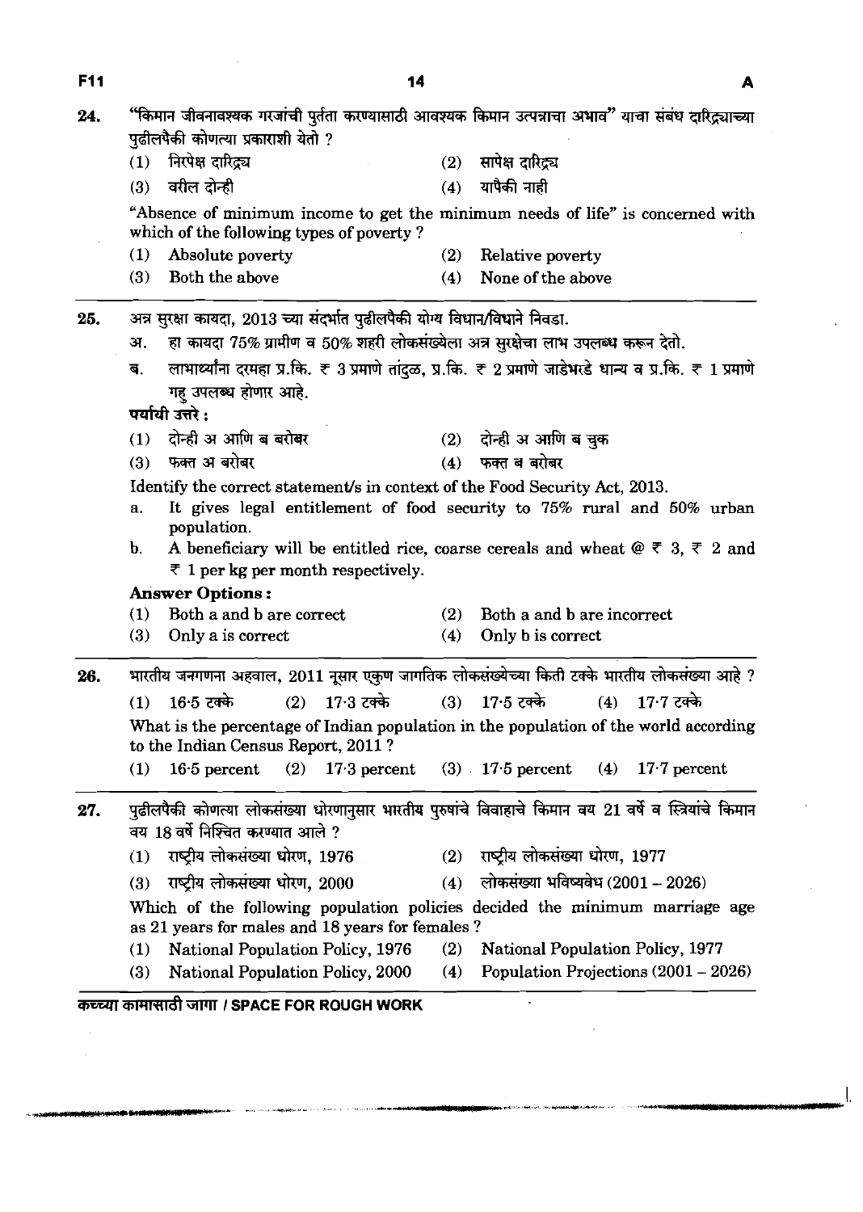24. "किमान जीवनावश्यक गरजांची पुर्तता करण्यासाठी आवश्यक किमान उत्पन्नाचा अभाव" याचा संबंध दारिद्र्याच्या पुढीलपैकी कोणत्या प्रकाराशी येतो ?

(1) निरपेक्ष दारिद्र्य (2) सापेक्ष दारिद्र्य
(3) वरील दोन्ही (4) यापैकी नाही

"Absence of minimum income to get the minimum needs of life" is concerned with which of the following types of poverty ?

(1) Absolute poverty (2) Relative poverty
(3) Both the above (4) None of the above

25. अन्न सुरक्षा कायदा, 2013 च्या संदर्भात पुढीलपैकी योग्य विधान/विधाने निवडा.

अ. हा कायदा 75% ग्रामीण व 50% शहरी लोकसंख्येला अन्न सुरक्षेचा लाभ उपलब्ध करून देतो.

ब. लाभार्थ्यांना दरमहा प्र.कि. ₹ 3 प्रमाणे तांदूळ, प्र.कि. ₹ 2 प्रमाणे जाडेभरडे धान्य व प्र.कि. ₹ 1 प्रमाणे गहू उपलब्ध होणार आहे.

**पर्यायी उत्तरे :**

(1) दोन्ही अ आणि ब बरोबर (2) दोन्ही अ आणि ब चुक
(3) फक्त अ बरोबर (4) फक्त ब बरोबर

Identify the correct statement/s in context of the Food Security Act, 2013.

a. It gives legal entitlement of food security to 75% rural and 50% urban population.

b. A beneficiary will be entitled rice, coarse cereals and wheat @ ₹ 3, ₹ 2 and ₹ 1 per kg per month respectively.

**Answer Options :**

(1) Both a and b are correct (2) Both a and b are incorrect
(3) Only a is correct (4) Only b is correct

26. भारतीय जनगणना अहवाल, 2011 नूसार एकुण जागतिक लोकसंख्येच्या किती टक्के भारतीय लोकसंख्या आहे ?

(1) 16·5 टक्के (2) 17·3 टक्के (3) 17·5 टक्के (4) 17·7 टक्के

What is the percentage of Indian population in the population of the world according to the Indian Census Report, 2011 ?

(1) 16·5 percent (2) 17·3 percent (3) 17·5 percent (4) 17·7 percent

27. पुढीलपैकी कोणत्या लोकसंख्या धोरणानुसार भारतीय पुरुषांचे विवाहाचे किमान वय 21 वर्षे व स्त्रियांचे किमान वय 18 वर्षे निश्चित करण्यात आले ?

(1) राष्ट्रीय लोकसंख्या धोरण, 1976 (2) राष्ट्रीय लोकसंख्या धोरण, 1977
(3) राष्ट्रीय लोकसंख्या धोरण, 2000 (4) लोकसंख्या भविष्यवेध (2001 – 2026)

Which of the following population policies decided the minimum marriage age as 21 years for males and 18 years for females ?

(1) National Population Policy, 1976 (2) National Population Policy, 1977
(3) National Population Policy, 2000 (4) Population Projections (2001 – 2026)

**कच्च्या कामासाठी जागा / SPACE FOR ROUGH WORK**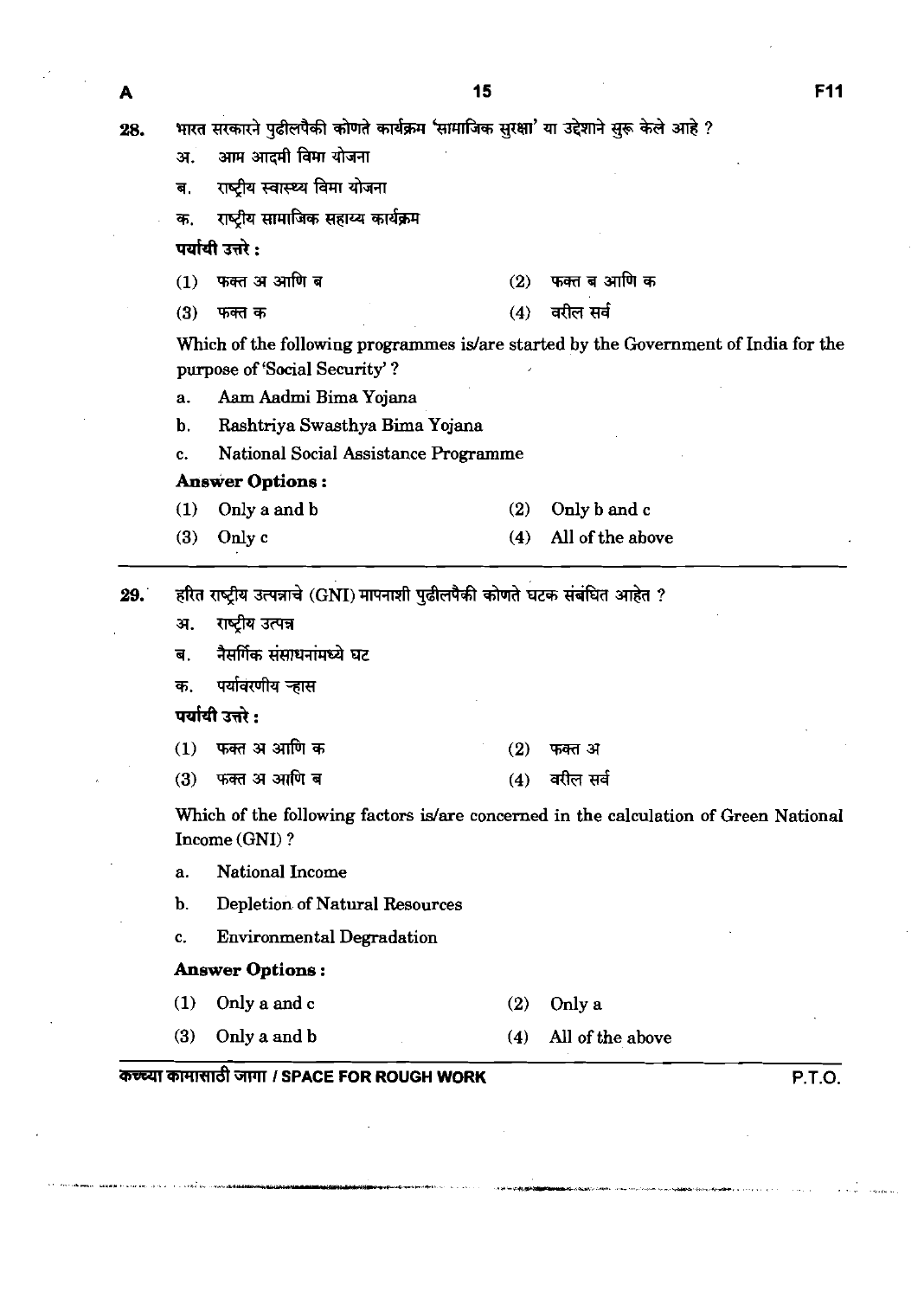28. भारत सरकारने पुढीलपैकी कोणते कार्यक्रम 'सामाजिक सुरक्षा' या उद्देशाने सुरू केले आहे ?

अ. आम आदमी विमा योजना

ब. राष्ट्रीय स्वास्थ्य विमा योजना

क. राष्ट्रीय सामाजिक सहाय्य कार्यक्रम

**पर्यायी उत्तरे :**

(1) फक्त अ आणि ब (2) फक्त ब आणि क

(3) फक्त क (4) वरील सर्व

Which of the following programmes is/are started by the Government of India for the purpose of 'Social Security' ?

a. Aam Aadmi Bima Yojana

b. Rashtriya Swasthya Bima Yojana

c. National Social Assistance Programme

**Answer Options :**

(1) Only a and b (2) Only b and c

(3) Only c (4) All of the above

---

29. हरित राष्ट्रीय उत्पन्नाचे (GNI) मापनाशी पुढीलपैकी कोणते घटक संबंधित आहेत ?

अ. राष्ट्रीय उत्पन्न

ब. नैसर्गिक संसाधनांमध्ये घट

क. पर्यावरणीय ऱ्हास

**पर्यायी उत्तरे :**

(1) फक्त अ आणि क (2) फक्त अ

(3) फक्त अ आणि ब (4) वरील सर्व

Which of the following factors is/are concerned in the calculation of Green National Income (GNI) ?

a. National Income

b. Depletion of Natural Resources

c. Environmental Degradation

**Answer Options :**

(1) Only a and c (2) Only a

(3) Only a and b (4) All of the above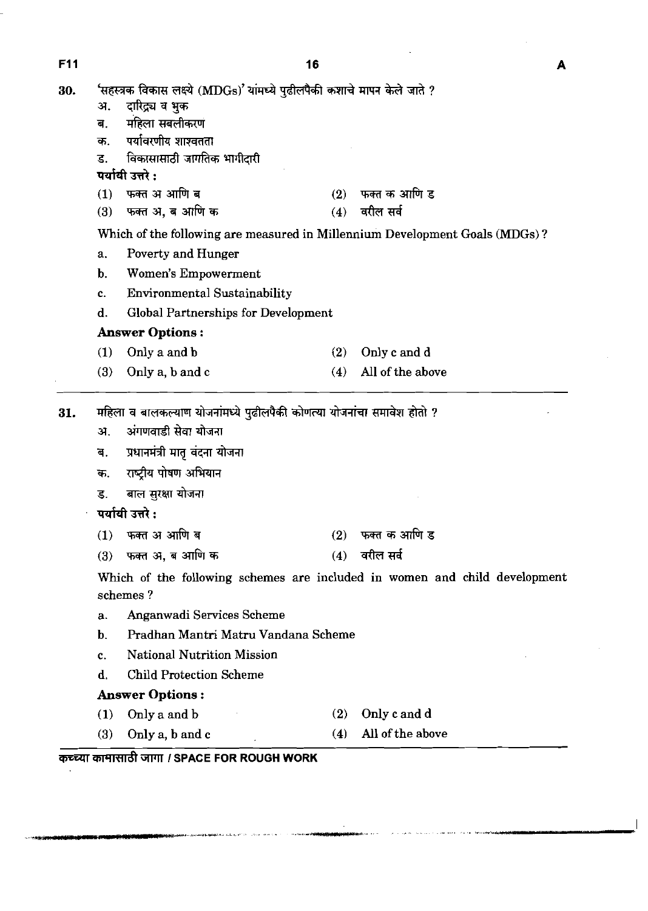30. 'सहस्त्रक विकास लक्ष्ये (MDGs)' यांमध्ये पुढीलपैकी कशाचे मापन केले जाते ?

अ. दारिद्र्य व भुक
ब. महिला सबलीकरण
क. पर्यावरणीय शाश्वतता
ड. विकासासाठी जागतिक भागीदारी

**पर्यायी उत्तरे :**

(1) फक्त अ आणि ब
(2) फक्त क आणि ड
(3) फक्त अ, ब आणि क
(4) वरील सर्व

Which of the following are measured in Millennium Development Goals (MDGs) ?

a. Poverty and Hunger
b. Women's Empowerment
c. Environmental Sustainability
d. Global Partnerships for Development

**Answer Options :**

(1) Only a and b
(2) Only c and d
(3) Only a, b and c
(4) All of the above

---

31. महिला व बालकल्याण योजनांमध्ये पुढीलपैकी कोणत्या योजनांचा समावेश होतो ?

अ. अंगणवाडी सेवा योजना
ब. प्रधानमंत्री मातृ वंदना योजना
क. राष्ट्रीय पोषण अभियान
ड. बाल सुरक्षा योजना

**पर्यायी उत्तरे :**

(1) फक्त अ आणि ब
(2) फक्त क आणि ड
(3) फक्त अ, ब आणि क
(4) वरील सर्व

Which of the following schemes are included in women and child development schemes ?

a. Anganwadi Services Scheme
b. Pradhan Mantri Matru Vandana Scheme
c. National Nutrition Mission
d. Child Protection Scheme

**Answer Options :**

(1) Only a and b
(2) Only c and d
(3) Only a, b and c
(4) All of the above

कच्च्या कामासाठी जागा / SPACE FOR ROUGH WORK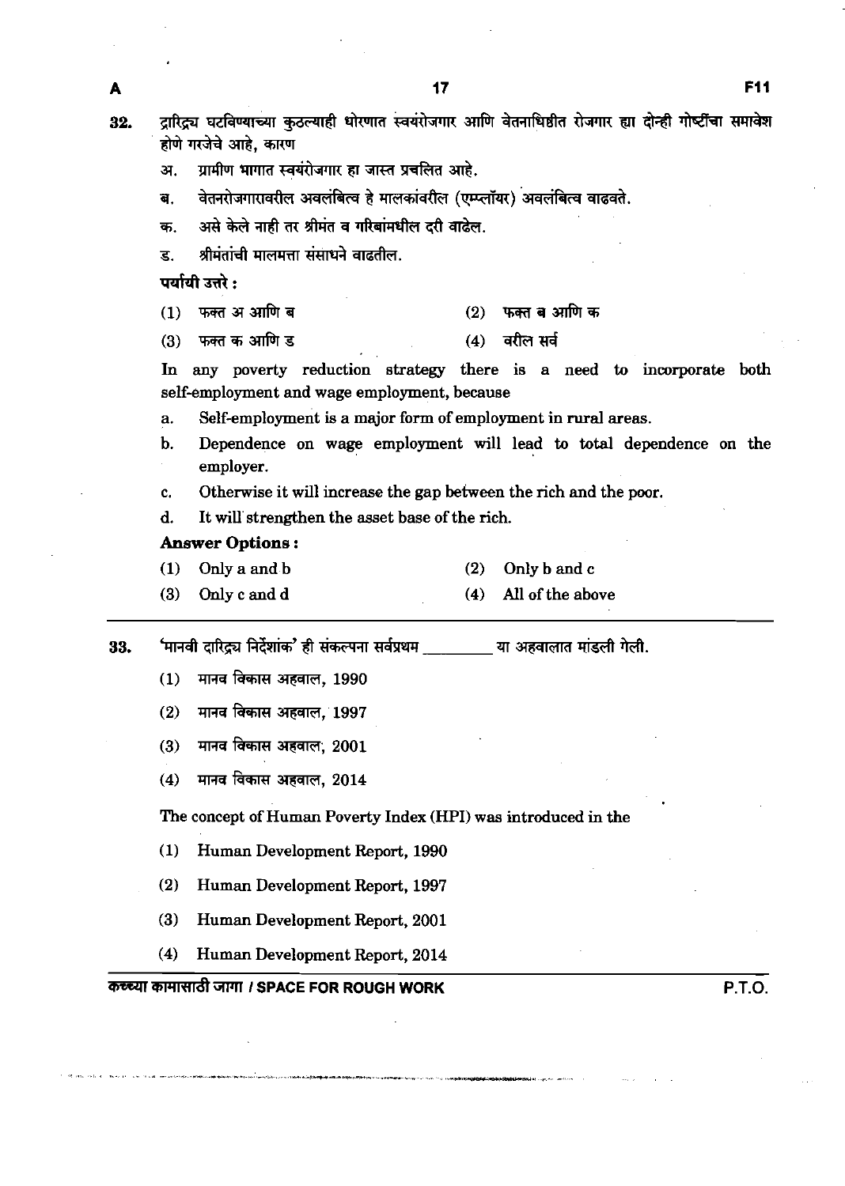32. द्रारिद्र्य घटविण्याच्या कुठल्याही धोरणात स्वयंरोजगार आणि वेतनाधिष्ठीत रोजगार ह्या दोन्ही गोष्टींचा समावेश होणे गरजेचे आहे, कारण

    अ. ग्रामीण भागात स्वयंरोजगार हा जास्त प्रचलित आहे.

    ब. वेतनरोजगारावरील अवलंबित्व हे मालकांवरील (एम्प्लॉयर) अवलंबित्व वाढवते.

    क. असे केले नाही तर श्रीमंत व गरिबांमधील दरी वाढेल.

    ड. श्रीमंतांची मालमत्ता संसाधने वाढतील.

    **पर्यायी उत्तरे :**

    (1) फक्त अ आणि ब
    (2) फक्त ब आणि क
    (3) फक्त क आणि ड
    (4) वरील सर्व

    In any poverty reduction strategy there is a need to incorporate both self-employment and wage employment, because

    a. Self-employment is a major form of employment in rural areas.

    b. Dependence on wage employment will lead to total dependence on the employer.

    c. Otherwise it will increase the gap between the rich and the poor.

    d. It will strengthen the asset base of the rich.

    **Answer Options :**

    (1) Only a and b
    (2) Only b and c
    (3) Only c and d
    (4) All of the above

33. 'मानवी दारिद्र्य निर्देशांक' ही संकल्पना सर्वप्रथम _________ या अहवालात मांडली गेली.

    (1) मानव विकास अहवाल, 1990
    (2) मानव विकास अहवाल, 1997
    (3) मानव विकास अहवाल, 2001
    (4) मानव विकास अहवाल, 2014

    The concept of Human Poverty Index (HPI) was introduced in the

    (1) Human Development Report, 1990
    (2) Human Development Report, 1997
    (3) Human Development Report, 2001
    (4) Human Development Report, 2014

कच्च्या कामासाठी जागा / SPACE FOR ROUGH WORK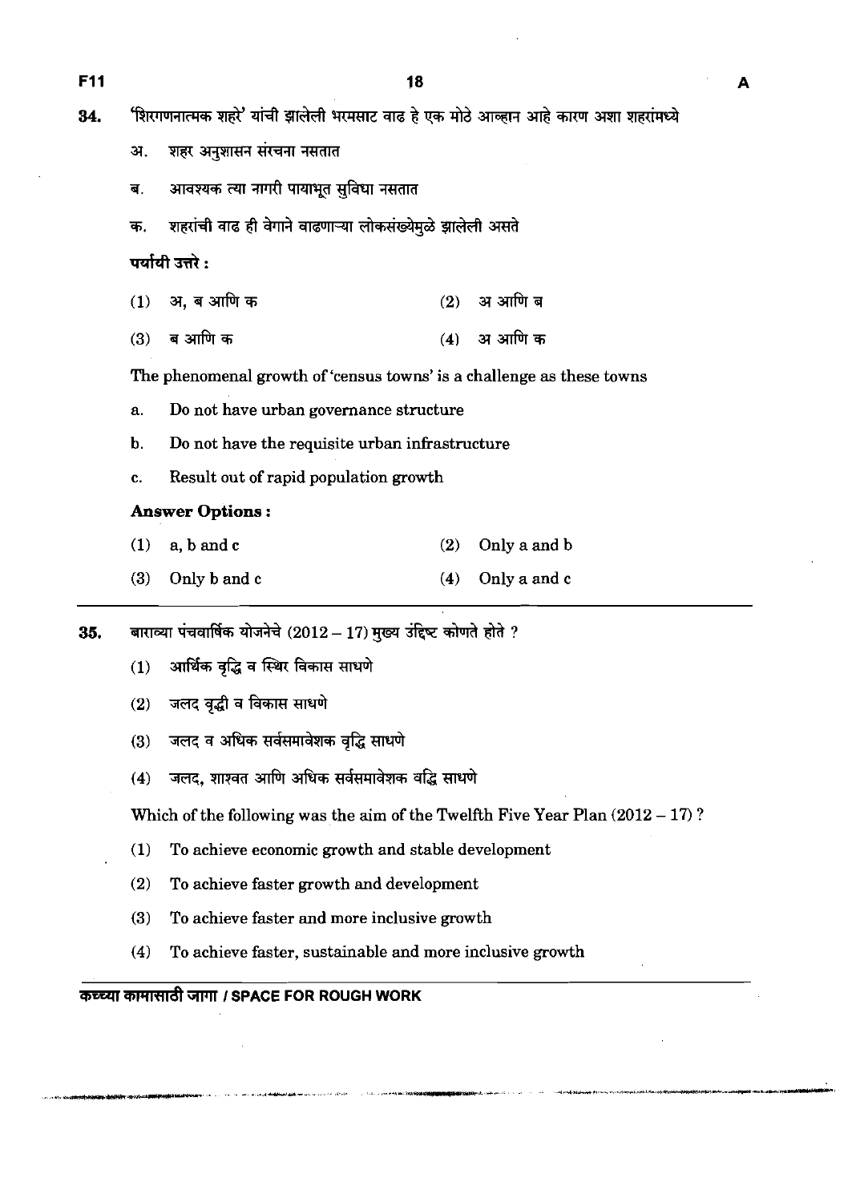34. 'शिरगणनात्मक शहरे' यांची झालेली भरमसाट वाढ हे एक मोठे आव्हान आहे कारण अशा शहरांमध्ये

अ. शहर अनुशासन संरचना नसतात

ब. आवश्यक त्या नागरी पायाभूत सुविधा नसतात

क. शहरांची वाढ ही वेगाने वाढणाऱ्या लोकसंख्येमुळे झालेली असते

**पर्यायी उत्तरे :**

(1) अ, ब आणि क (2) अ आणि ब

(3) ब आणि क (4) अ आणि क

The phenomenal growth of 'census towns' is a challenge as these towns

a. Do not have urban governance structure

b. Do not have the requisite urban infrastructure

c. Result out of rapid population growth

**Answer Options :**

(1) a, b and c (2) Only a and b

(3) Only b and c (4) Only a and c

---

35. बाराव्या पंचवार्षिक योजनेचे (2012 – 17) मुख्य उद्दिष्ट कोणते होते ?

(1) आर्थिक वृद्धि व स्थिर विकास साधणे

(2) जलद वृद्धी व विकास साधणे

(3) जलद व अधिक सर्वसमावेशक वृद्धि साधणे

(4) जलद, शाश्वत आणि अधिक सर्वसमावेशक वद्धि साधणे

Which of the following was the aim of the Twelfth Five Year Plan (2012 – 17) ?

(1) To achieve economic growth and stable development

(2) To achieve faster growth and development

(3) To achieve faster and more inclusive growth

(4) To achieve faster, sustainable and more inclusive growth

**कच्च्या कामासाठी जागा / SPACE FOR ROUGH WORK**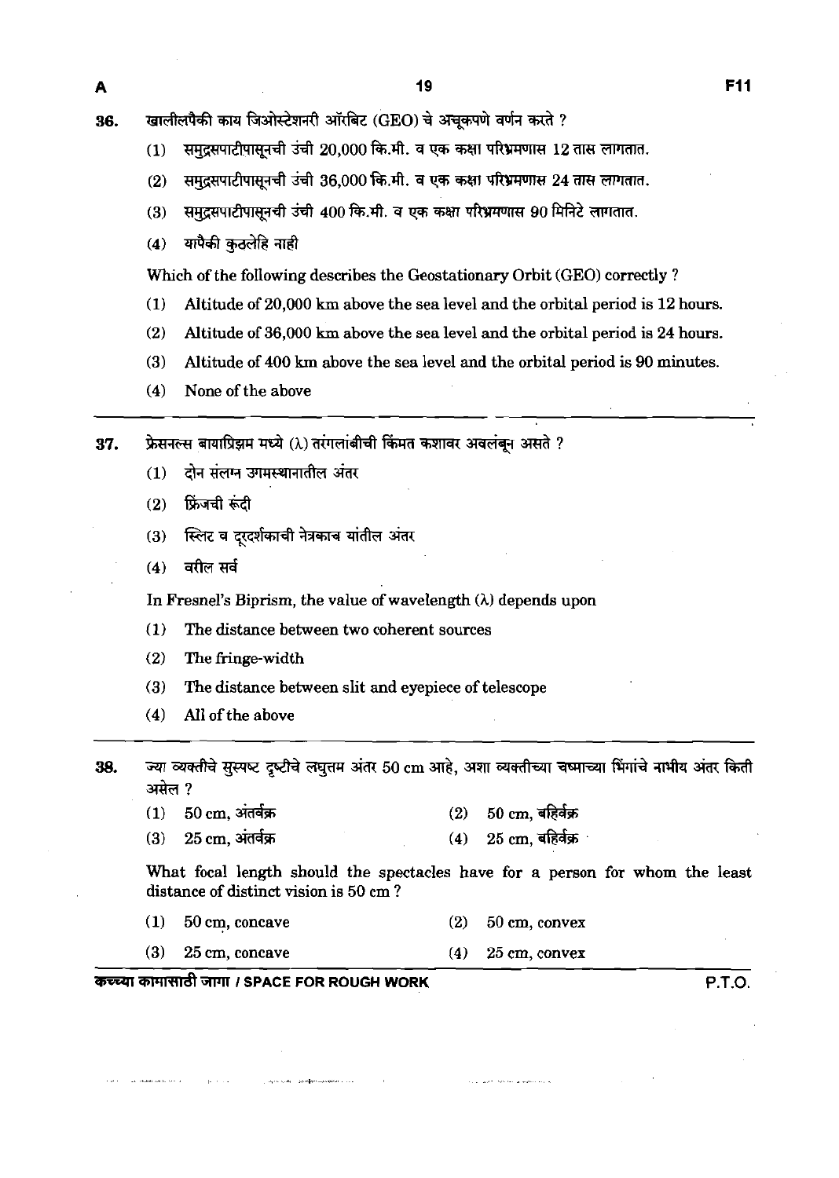36. खालीलपैकी काय जिओस्टेशनरी ऑरबिट (GEO) चे अचूकपणे वर्णन करते ?

(1) समुद्रसपाटीपासूनची उंची 20,000 कि.मी. व एक कक्षा परिभ्रमणास 12 तास लागतात.

(2) समुद्रसपाटीपासूनची उंची 36,000 कि.मी. व एक कक्षा परिभ्रमणास 24 तास लागतात.

(3) समुद्रसपाटीपासूनची उंची 400 कि.मी. व एक कक्षा परिभ्रमणास 90 मिनिटे लागतात.

(4) यापैकी कुठलेहि नाही

Which of the following describes the Geostationary Orbit (GEO) correctly ?

(1) Altitude of 20,000 km above the sea level and the orbital period is 12 hours.

(2) Altitude of 36,000 km above the sea level and the orbital period is 24 hours.

(3) Altitude of 400 km above the sea level and the orbital period is 90 minutes.

(4) None of the above

---

37. फ्रेसनल्स बायप्रिझम मध्ये ($\lambda$) तरंगलांबीची किंमत कशावर अवलंबून असते ?

(1) दोन संलग्न उगमस्थानातील अंतर

(2) फ्रिंजची रूंदी

(3) स्लिट व दूरदर्शकाची नेत्रकाच यांतील अंतर

(4) वरील सर्व

In Fresnel's Biprism, the value of wavelength ($\lambda$) depends upon

(1) The distance between two coherent sources

(2) The fringe-width

(3) The distance between slit and eyepiece of telescope

(4) All of the above

---

38. ज्या व्यक्तीचे सुस्पष्ट दृष्टीचे लघुत्तम अंतर 50 cm आहे, अशा व्यक्तीच्या चष्माच्या भिंगांचे नाभीय अंतर किती असेल ?

(1) 50 cm, अंतर्वक्र (2) 50 cm, बहिर्वक्र

(3) 25 cm, अंतर्वक्र (4) 25 cm, बहिर्वक्र

What focal length should the spectacles have for a person for whom the least distance of distinct vision is 50 cm ?

(1) 50 cm, concave (2) 50 cm, convex

(3) 25 cm, concave (4) 25 cm, convex

कच्च्या कामासाठी जागा / SPACE FOR ROUGH WORK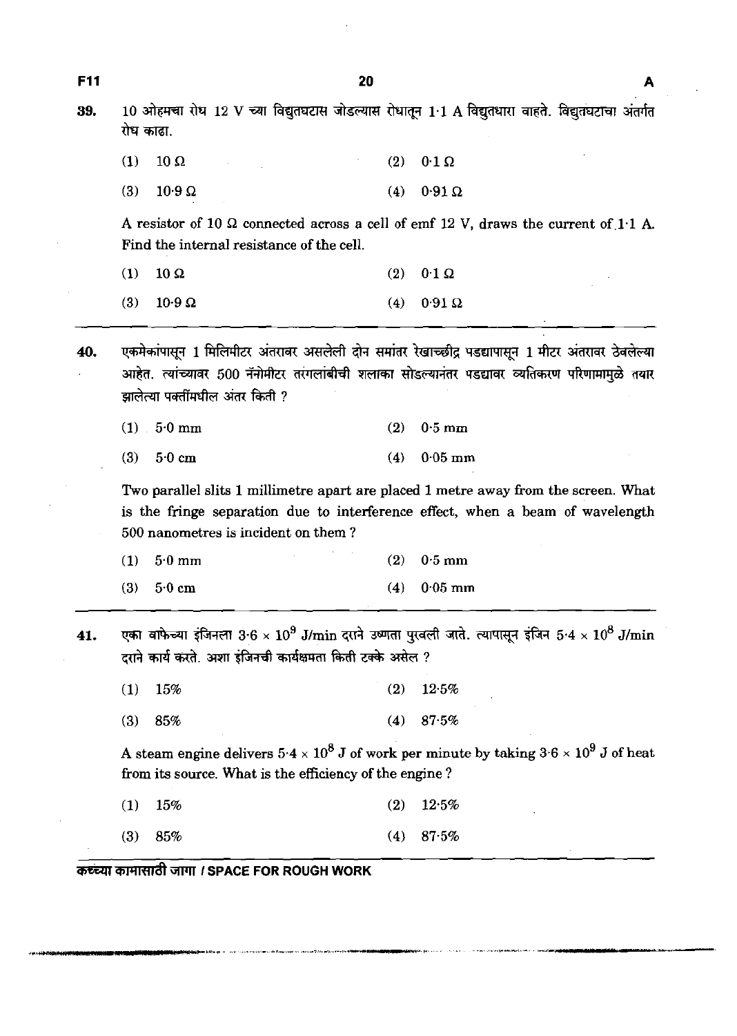39. 10 ओहमचा रोध 12 V च्या विद्युतघटास जोडल्यास रोधातून 1·1 A विद्युतधारा वाहते. विद्युतघटाचा अंतर्गत रोध काढा.

(1) $10\ \Omega$ (2) $0{\cdot}1\ \Omega$

(3) $10{\cdot}9\ \Omega$ (4) $0{\cdot}91\ \Omega$

A resistor of $10\ \Omega$ connected across a cell of emf 12 V, draws the current of 1·1 A. Find the internal resistance of the cell.

(1) $10\ \Omega$ (2) $0{\cdot}1\ \Omega$

(3) $10{\cdot}9\ \Omega$ (4) $0{\cdot}91\ \Omega$

---

40. एकमेकांपासून 1 मिलिमीटर अंतरावर असलेली दोन समांतर रेखाच्छीद्र पडद्यापासून 1 मीटर अंतरावर ठेवलेल्या आहेत. त्यांच्यावर 500 नॅनोमीटर तरंगलांबीची शलाका सोडल्यानंतर पडद्यावर व्यतिकरण परिणामामुळे तयार झालेल्या पट्टींमधील अंतर किती ?

(1) 5·0 mm (2) 0·5 mm

(3) 5·0 cm (4) 0·05 mm

Two parallel slits 1 millimetre apart are placed 1 metre away from the screen. What is the fringe separation due to interference effect, when a beam of wavelength 500 nanometres is incident on them ?

(1) 5·0 mm (2) 0·5 mm

(3) 5·0 cm (4) 0·05 mm

---

41. एका वाफेच्या इंजिनला $3{\cdot}6 \times 10^9$ J/min दराने उष्णता पुरवली जाते. त्यापासून इंजिन $5{\cdot}4 \times 10^8$ J/min दराने कार्य करते. अशा इंजिनची कार्यक्षमता किती टक्के असेल ?

(1) 15% (2) 12·5%

(3) 85% (4) 87·5%

A steam engine delivers $5{\cdot}4 \times 10^8$ J of work per minute by taking $3{\cdot}6 \times 10^9$ J of heat from its source. What is the efficiency of the engine ?

(1) 15% (2) 12·5%

(3) 85% (4) 87·5%

---

**कच्च्या कामासाठी जागा / SPACE FOR ROUGH WORK**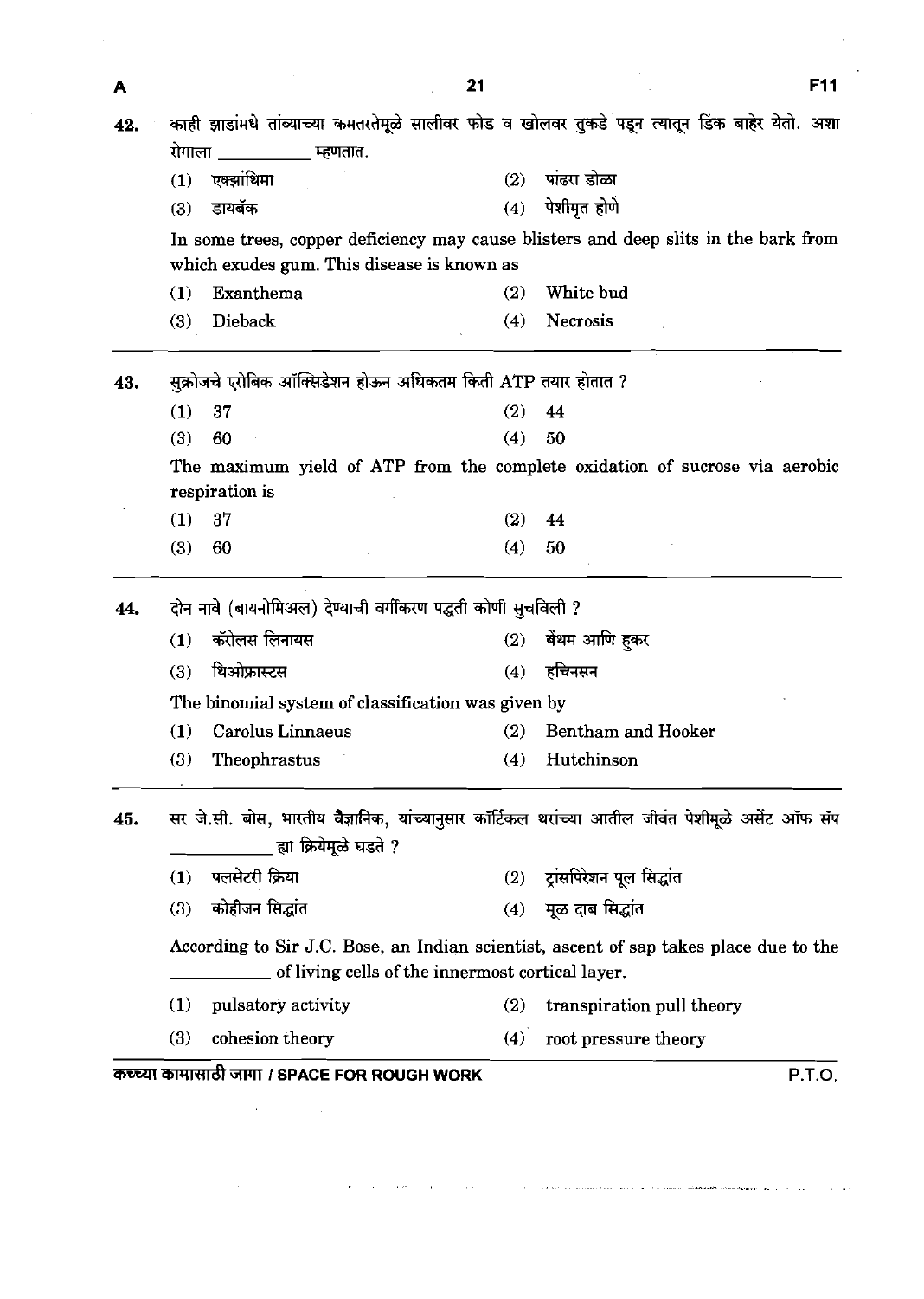42. काही झाडांमधे तांब्याच्या कमतरतेमुळे सालीवर फोड व खोलवर तुकडे पडून त्यातून डिंक बाहेर येतो. अशा रोगाला __________ म्हणतात.

(1) एक्झांथिमा  (2) पांढरा डोळा
(3) डायबॅक  (4) पेशीमृत होणे

In some trees, copper deficiency may cause blisters and deep slits in the bark from which exudes gum. This disease is known as

(1) Exanthema  (2) White bud
(3) Dieback  (4) Necrosis

---

43. सुक्रोजचे एरोबिक ऑक्सिडेशन होऊन अधिकतम किती ATP तयार होतात ?

(1) 37  (2) 44
(3) 60  (4) 50

The maximum yield of ATP from the complete oxidation of sucrose via aerobic respiration is

(1) 37  (2) 44
(3) 60  (4) 50

---

44. दोन नावे (बायनोमिअल) देण्याची वर्गीकरण पद्धती कोणी सुचविली ?

(1) कॅरोलस लिनायस  (2) बेंथम आणि हुकर
(3) थिओफ्रास्टस  (4) हचिनसन

The binomial system of classification was given by

(1) Carolus Linnaeus  (2) Bentham and Hooker
(3) Theophrastus  (4) Hutchinson

---

45. सर जे.सी. बोस, भारतीय वैज्ञानिक, यांच्यानुसार कॉर्टिकल थरांच्या आतील जीवंत पेशीमूळे असेंट ऑफ सॅप __________ ह्या क्रियेमूळे घडते ?

(1) पलसेटरी क्रिया  (2) ट्रांसपिरेशन पूल सिद्धांत
(3) कोहीजन सिद्धांत  (4) मूळ दाब सिद्धांत

According to Sir J.C. Bose, an Indian scientist, ascent of sap takes place due to the __________ of living cells of the innermost cortical layer.

(1) pulsatory activity  (2) transpiration pull theory
(3) cohesion theory  (4) root pressure theory

कच्च्या कामासाठी जागा / SPACE FOR ROUGH WORK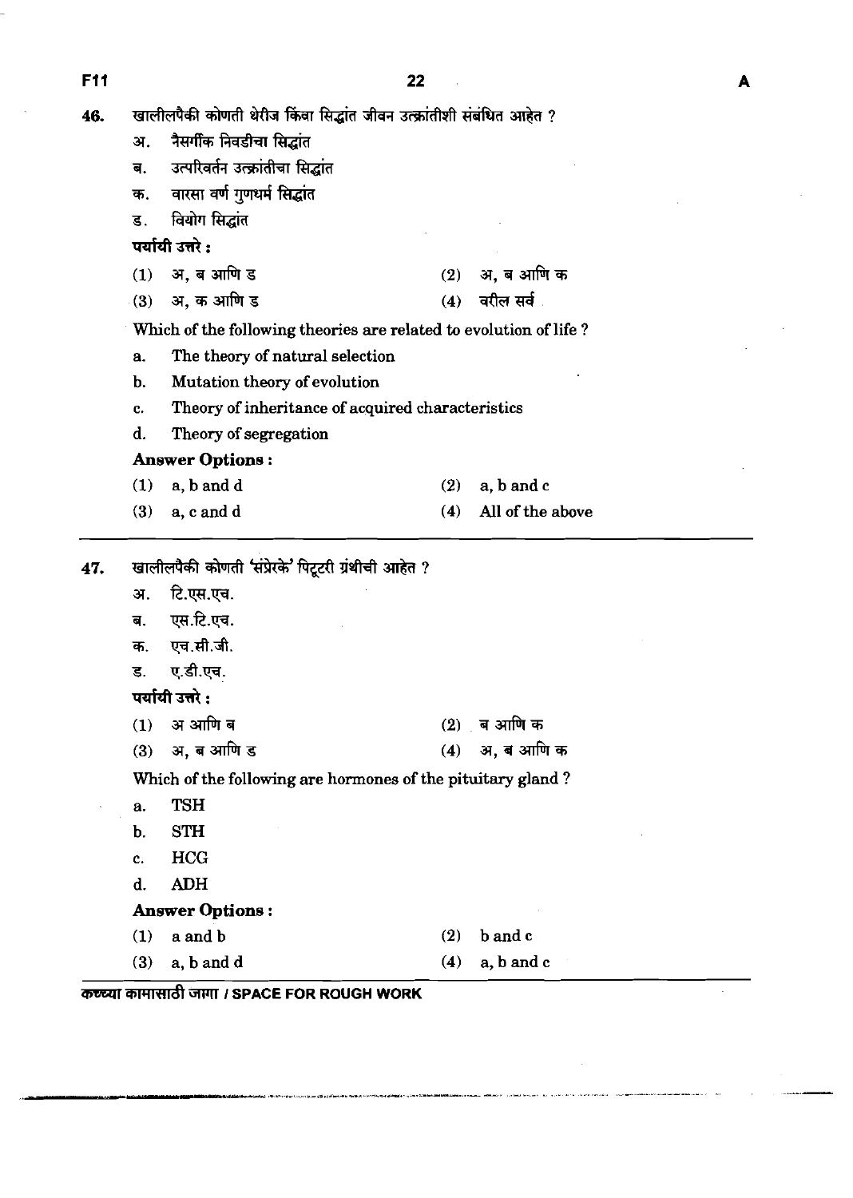46. खालीलपैकी कोणती थेरीज किंवा सिद्धांत जीवन उत्क्रांतीशी संबंधित आहेत ?

अ. नैसर्गिक निवडीचा सिद्धांत

ब. उत्परिवर्तन उत्क्रांतीचा सिद्धांत

क. वारसा वर्ण गुणधर्म सिद्धांत

ड. वियोग सिद्धांत

**पर्यायी उत्तरे :**

(1) अ, ब आणि ड  (2) अ, ब आणि क

(3) अ, क आणि ड  (4) वरील सर्व

Which of the following theories are related to evolution of life ?

a. The theory of natural selection

b. Mutation theory of evolution

c. Theory of inheritance of acquired characteristics

d. Theory of segregation

**Answer Options :**

(1) a, b and d  (2) a, b and c

(3) a, c and d  (4) All of the above

---

47. खालीलपैकी कोणती 'संप्रेरके' पिटूटरी ग्रंथीची आहेत ?

अ. टि.एस.एच.

ब. एस.टि.एच.

क. एच.सी.जी.

ड. ए.डी.एच.

**पर्यायी उत्तरे :**

(1) अ आणि ब  (2) ब आणि क

(3) अ, ब आणि ड  (4) अ, ब आणि क

Which of the following are hormones of the pituitary gland ?

a. TSH

b. STH

c. HCG

d. ADH

**Answer Options :**

(1) a and b  (2) b and c

(3) a, b and d  (4) a, b and c

कच्च्या कामासाठी जागा / SPACE FOR ROUGH WORK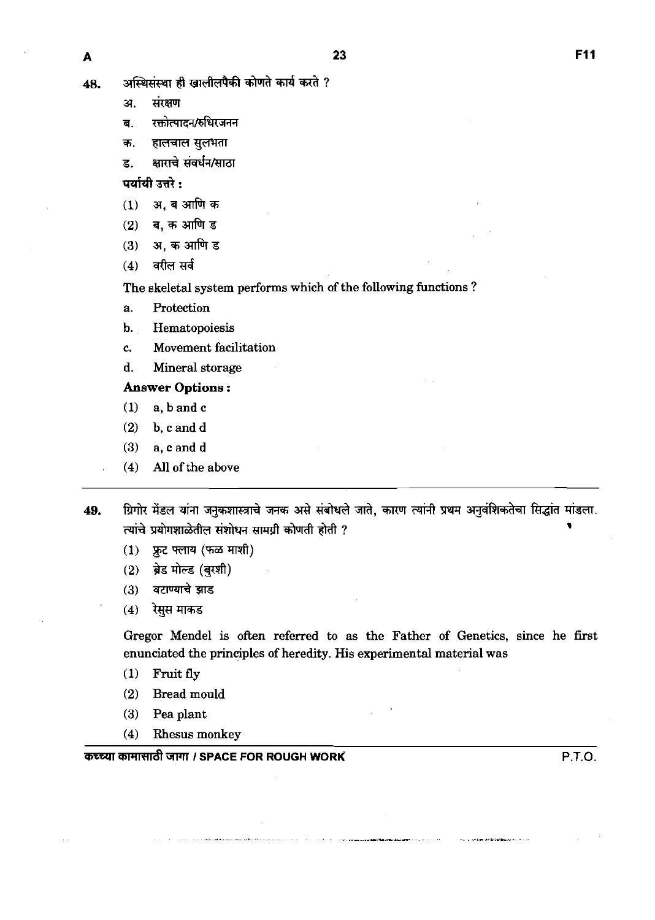48. अस्थिसंस्था ही खालीलपैकी कोणते कार्य करते ?

अ. संरक्षण

ब. रक्तोत्पादन/रुधिरजनन

क. हालचाल सुलभता

ड. क्षाराचे संवर्धन/साठा

**पर्यायी उत्तरे :**

(1) अ, ब आणि क

(2) ब, क आणि ड

(3) अ, क आणि ड

(4) वरील सर्व

The skeletal system performs which of the following functions ?

a. Protection

b. Hematopoiesis

c. Movement facilitation

d. Mineral storage

**Answer Options :**

(1) a, b and c

(2) b, c and d

(3) a, c and d

(4) All of the above

---

49. ग्रिगोर मेंडल यांना जनुकशास्त्राचे जनक असे संबोधले जाते, कारण त्यांनी प्रथम अनुवंशिकतेचा सिद्धांत मांडला. त्यांचे प्रयोगशाळेतील संशोधन सामग्री कोणती होती ?

(1) फ्रुट फ्लाय (फळ माशी)

(2) ब्रेड मोल्ड (बुरशी)

(3) वटाण्याचे झाड

(4) रेसुस माकड

Gregor Mendel is often referred to as the Father of Genetics, since he first enunciated the principles of heredity. His experimental material was

(1) Fruit fly

(2) Bread mould

(3) Pea plant

(4) Rhesus monkey

कच्च्या कामासाठी जागा / SPACE FOR ROUGH WORK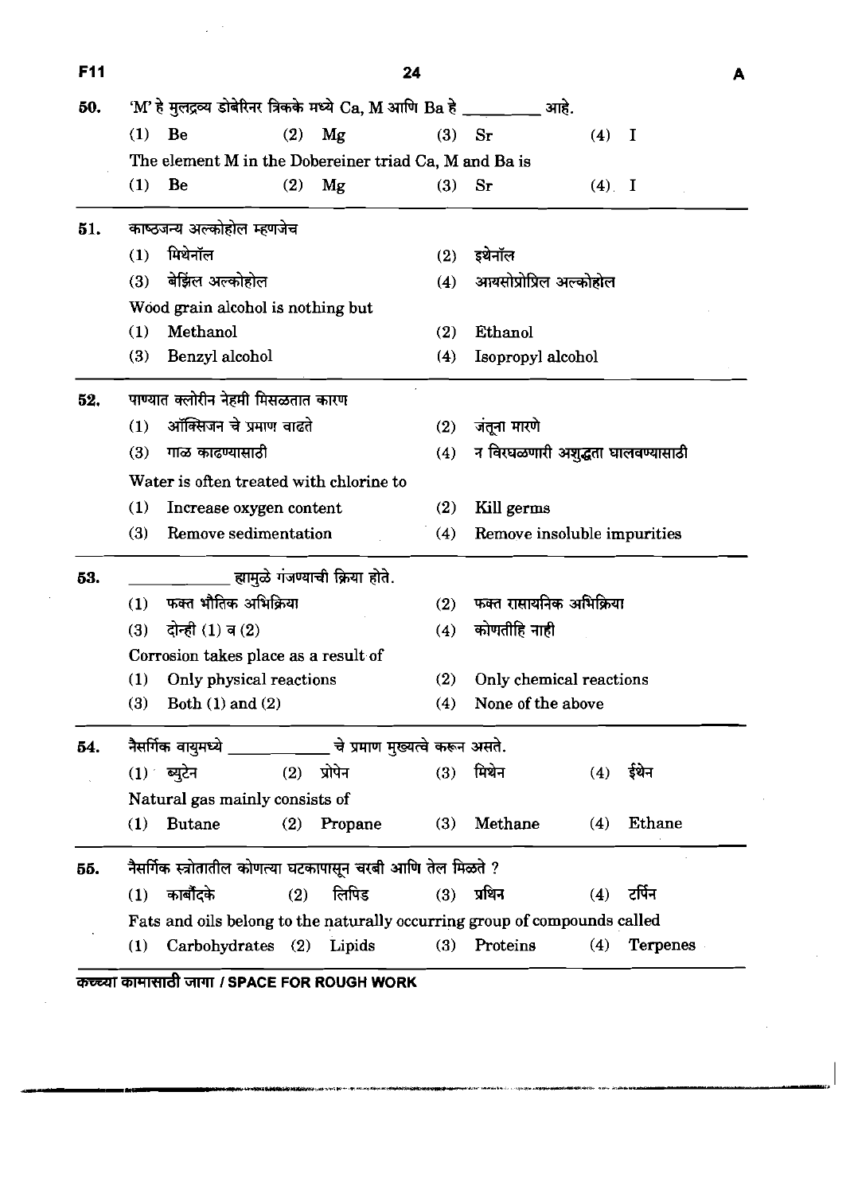**50.** 'M' हे मुलद्रव्य डोबेरिनर त्रिकके मध्ये Ca, M आणि Ba हे ________ आहे.

(1) Be (2) Mg (3) Sr (4) I

The element M in the Dobereiner triad Ca, M and Ba is

(1) Be (2) Mg (3) Sr (4) I

**51.** काष्ठजन्य अल्कोहोल म्हणजेच

(1) मिथेनॉल (2) इथेनॉल

(3) बेंझिल अल्कोहोल (4) आयसोप्रोपिल अल्कोहोल

Wood grain alcohol is nothing but

(1) Methanol (2) Ethanol

(3) Benzyl alcohol (4) Isopropyl alcohol

**52.** पाण्यात क्लोरीन नेहमी मिसळतात कारण

(1) ऑक्सिजन चे प्रमाण वाढते (2) जंतूना मारणे

(3) गाळ काढण्यासाठी (4) न विरघळणारी अशुद्धता घालवण्यासाठी

Water is often treated with chlorine to

(1) Increase oxygen content (2) Kill germs

(3) Remove sedimentation (4) Remove insoluble impurities

**53.** ________ ह्यामुळे गंजण्याची क्रिया होते.

(1) फक्त भौतिक अभिक्रिया (2) फक्त रासायनिक अभिक्रिया

(3) दोन्ही (1) व (2) (4) कोणतीहि नाही

Corrosion takes place as a result of

(1) Only physical reactions (2) Only chemical reactions

(3) Both (1) and (2) (4) None of the above

**54.** नैसर्गिक वायुमध्ये ________ चे प्रमाण मुख्यत्वे करून असते.

(1) ब्युटेन (2) प्रोपेन (3) मिथेन (4) ईथेन

Natural gas mainly consists of

(1) Butane (2) Propane (3) Methane (4) Ethane

**55.** नैसर्गिक स्त्रोतातील कोणत्या घटकापासून चरबी आणि तेल मिळते ?

(1) कार्बोदके (2) लिपिड (3) प्रथिन (4) टर्पिन

Fats and oils belong to the naturally occurring group of compounds called

(1) Carbohydrates (2) Lipids (3) Proteins (4) Terpenes

कच्च्या कामासाठी जागा / SPACE FOR ROUGH WORK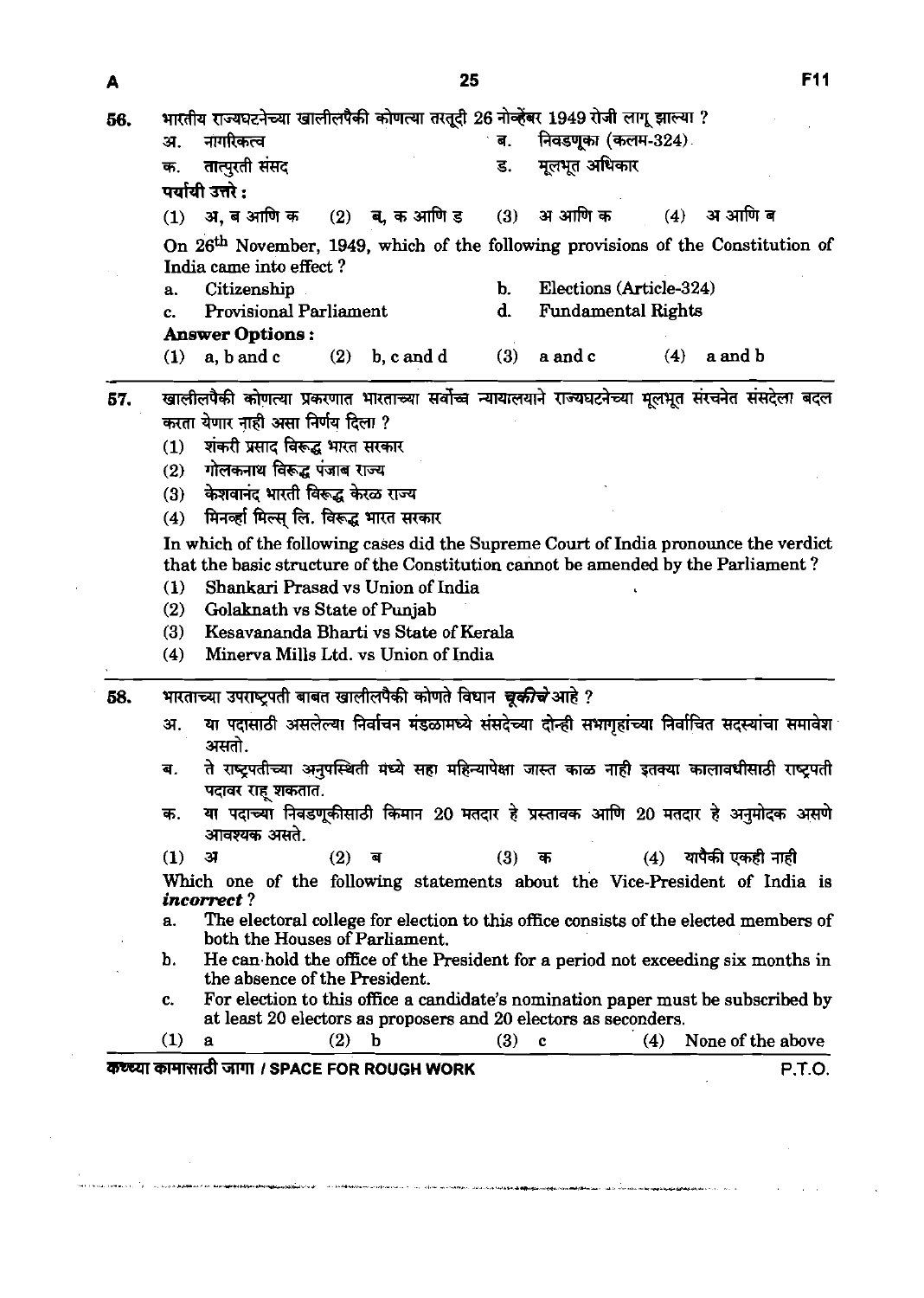56. भारतीय राज्यघटनेच्या खालीलपैकी कोणत्या तरतूदी 26 नोव्हेंबर 1949 रोजी लागू झाल्या ?

अ. नागरिकत्व  
ब. निवडणूका (कलम-324)  
क. तात्पुरती संसद  
ड. मूलभूत अधिकार

**पर्यायी उत्तरे :**

(1) अ, ब आणि क  (2) ब, क आणि ड  (3) अ आणि क  (4) अ आणि ब

On 26th November, 1949, which of the following provisions of the Constitution of India came into effect ?

a. Citizenship  
b. Elections (Article-324)  
c. Provisional Parliament  
d. Fundamental Rights

**Answer Options :**

(1) a, b and c  (2) b, c and d  (3) a and c  (4) a and b

57. खालीलपैकी कोणत्या प्रकरणात भारताच्या सर्वोच्च न्यायालयाने राज्यघटनेच्या मूलभूत संरचनेत संसदेला बदल करता येणार नाही असा निर्णय दिला ?

(1) शंकरी प्रसाद विरूद्ध भारत सरकार  
(2) गोलकनाथ विरूद्ध पंजाब राज्य  
(3) केशवानंद भारती विरूद्ध केरळ राज्य  
(4) मिनर्व्हा मिल्स् लि. विरूद्ध भारत सरकार

In which of the following cases did the Supreme Court of India pronounce the verdict that the basic structure of the Constitution cannot be amended by the Parliament ?

(1) Shankari Prasad vs Union of India  
(2) Golaknath vs State of Punjab  
(3) Kesavananda Bharti vs State of Kerala  
(4) Minerva Mills Ltd. vs Union of India

58. भारताच्या उपराष्ट्रपती बाबत खालीलपैकी कोणते विधान ***चूकीचे*** आहे ?

अ. या पदासाठी असलेल्या निर्वाचन मंडळामध्ये संसदेच्या दोन्ही सभागृहांच्या निर्वाचित सदस्यांचा समावेश असतो.  
ब. ते राष्ट्रपतीच्या अनुपस्थिती मध्ये सहा महिन्यापेक्षा जास्त काळ नाही इतक्या कालावधीसाठी राष्ट्रपती पदावर राहू शकतात.  
क. या पदाच्या निवडणूकीसाठी किमान 20 मतदार हे प्रस्तावक आणि 20 मतदार हे अनुमोदक असणे आवश्यक असते.

(1) अ  (2) ब  (3) क  (4) यापैकी एकही नाही

Which one of the following statements about the Vice-President of India is ***incorrect*** ?

a. The electoral college for election to this office consists of the elected members of both the Houses of Parliament.  
b. He can hold the office of the President for a period not exceeding six months in the absence of the President.  
c. For election to this office a candidate's nomination paper must be subscribed by at least 20 electors as proposers and 20 electors as seconders.

(1) a  (2) b  (3) c  (4) None of the above

कच्च्या कामासाठी जागा / SPACE FOR ROUGH WORK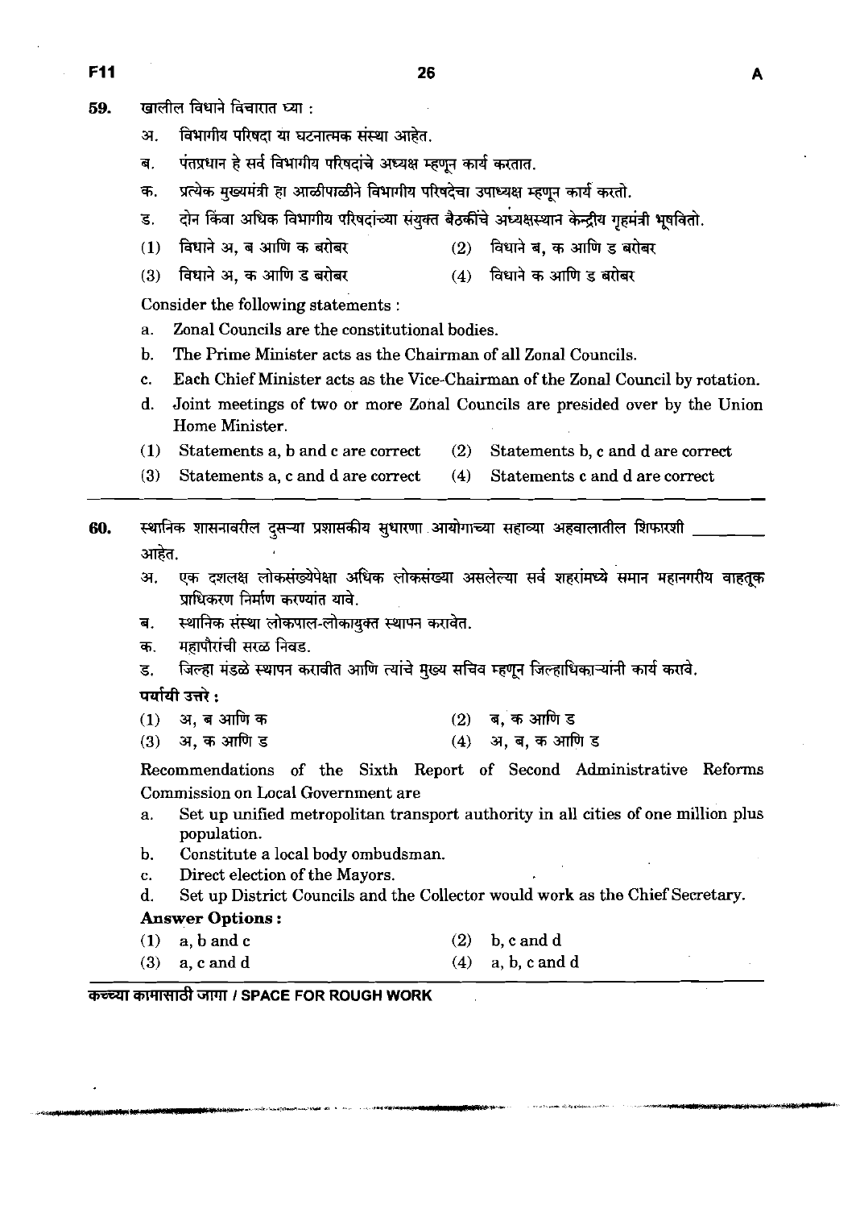59. खालील विधाने विचारात घ्या :

अ. विभागीय परिषदा या घटनात्मक संस्था आहेत.

ब. पंतप्रधान हे सर्व विभागीय परिषदांचे अध्यक्ष म्हणून कार्य करतात.

क. प्रत्येक मुख्यमंत्री हा आळीपाळीने विभागीय परिषदेचा उपाध्यक्ष म्हणून कार्य करतो.

ड. दोन किंवा अधिक विभागीय परिषदांच्या संयुक्त बैठकींचे अध्यक्षस्थान केन्द्रीय गृहमंत्री भूषवितो.

(1) विधाने अ, ब आणि क बरोबर (2) विधाने ब, क आणि ड बरोबर

(3) विधाने अ, क आणि ड बरोबर (4) विधाने क आणि ड बरोबर

Consider the following statements :

a. Zonal Councils are the constitutional bodies.

b. The Prime Minister acts as the Chairman of all Zonal Councils.

c. Each Chief Minister acts as the Vice-Chairman of the Zonal Council by rotation.

d. Joint meetings of two or more Zonal Councils are presided over by the Union Home Minister.

(1) Statements a, b and c are correct (2) Statements b, c and d are correct

(3) Statements a, c and d are correct (4) Statements c and d are correct

---

60. स्थानिक शासनावरील दुसऱ्या प्रशासकीय सुधारणा आयोगाच्या सहाव्या अहवालातील शिफारशी ________ आहेत.

अ. एक दशलक्ष लोकसंख्येपेक्षा अधिक लोकसंख्या असलेल्या सर्व शहरांमध्ये समान महानगरीय वाहतूक प्राधिकरण निर्माण करण्यांत यावे.

ब. स्थानिक संस्था लोकपाल-लोकायुक्त स्थापन करावेत.

क. महापौरांची सरळ निवड.

ड. जिल्हा मंडळे स्थापन करावीत आणि त्यांचे मुख्य सचिव म्हणून जिल्हाधिकाऱ्यांनी कार्य करावे.

**पर्यायी उत्तरे :**

(1) अ, ब आणि क (2) ब, क आणि ड

(3) अ, क आणि ड (4) अ, ब, क आणि ड

Recommendations of the Sixth Report of Second Administrative Reforms Commission on Local Government are

a. Set up unified metropolitan transport authority in all cities of one million plus population.

b. Constitute a local body ombudsman.

c. Direct election of the Mayors.

d. Set up District Councils and the Collector would work as the Chief Secretary.

**Answer Options :**

(1) a, b and c (2) b, c and d

(3) a, c and d (4) a, b, c and d

**कच्च्या कामासाठी जागा / SPACE FOR ROUGH WORK**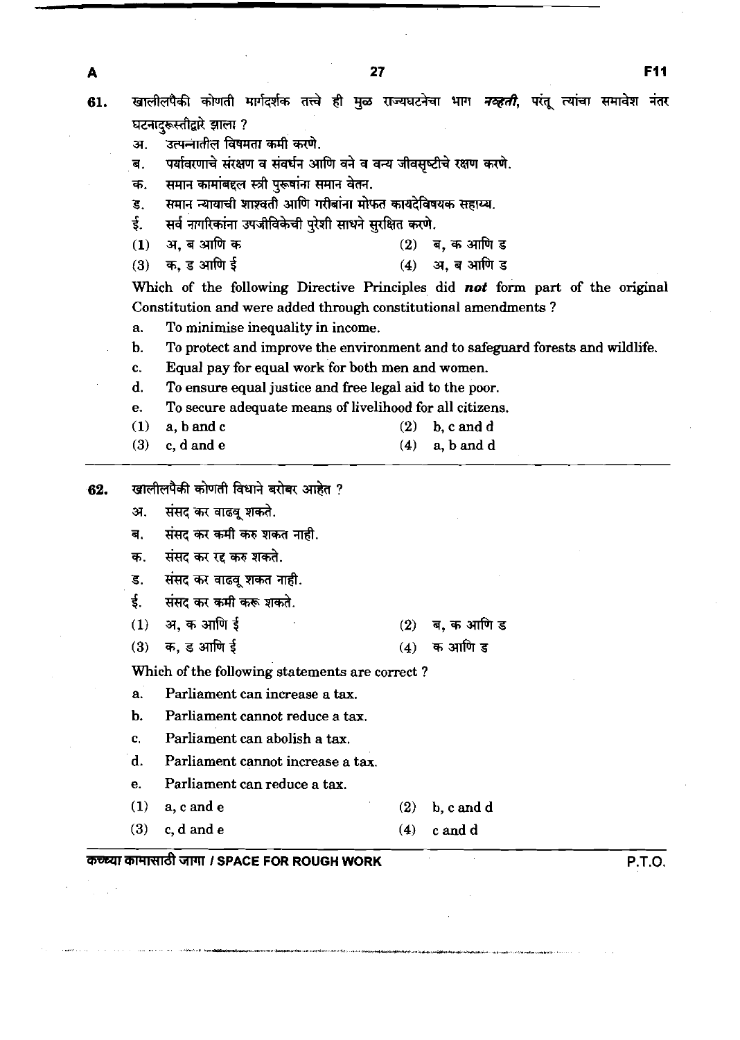61. खालीलपैकी कोणती मार्गदर्शक तत्त्वे ही मुळ राज्यघटनेचा भाग ***नव्हती***, परंतू त्यांचा समावेश नंतर घटनादुरूस्तीद्वारे झाला ?

   अ. उत्पन्नातील विषमता कमी करणे.
   ब. पर्यावरणाचे संरक्षण व संवर्धन आणि वने व वन्य जीवसृष्टीचे रक्षण करणे.
   क. समान कामांबद्दल स्त्री पुरूषांना समान वेतन.
   ड. समान न्यायाची शाश्वती आणि गरीबांना मोफत कायदेविषयक सहाय्य.
   ई. सर्व नागरिकांना उपजीविकेची पुरेशी साधने सुरक्षित करणे.

   (1) अ, ब आणि क  (2) ब, क आणि ड
   (3) क, ड आणि ई  (4) अ, ब आणि ड

   Which of the following Directive Principles did ***not*** form part of the original Constitution and were added through constitutional amendments ?

   a. To minimise inequality in income.
   b. To protect and improve the environment and to safeguard forests and wildlife.
   c. Equal pay for equal work for both men and women.
   d. To ensure equal justice and free legal aid to the poor.
   e. To secure adequate means of livelihood for all citizens.

   (1) a, b and c  (2) b, c and d
   (3) c, d and e  (4) a, b and d

---

62. खालीलपैकी कोणती विधाने बरोबर आहेत ?

   अ. संसद कर वाढवू शकते.
   ब. संसद कर कमी करु शकत नाही.
   क. संसद कर रद्द करु शकते.
   ड. संसद कर वाढवू शकत नाही.
   ई. संसद कर कमी करू शकते.

   (1) अ, क आणि ई  (2) ब, क आणि ड
   (3) क, ड आणि ई  (4) क आणि ड

   Which of the following statements are correct ?

   a. Parliament can increase a tax.
   b. Parliament cannot reduce a tax.
   c. Parliament can abolish a tax.
   d. Parliament cannot increase a tax.
   e. Parliament can reduce a tax.

   (1) a, c and e  (2) b, c and d
   (3) c, d and e  (4) c and d

कच्च्या कामासाठी जागा / SPACE FOR ROUGH WORK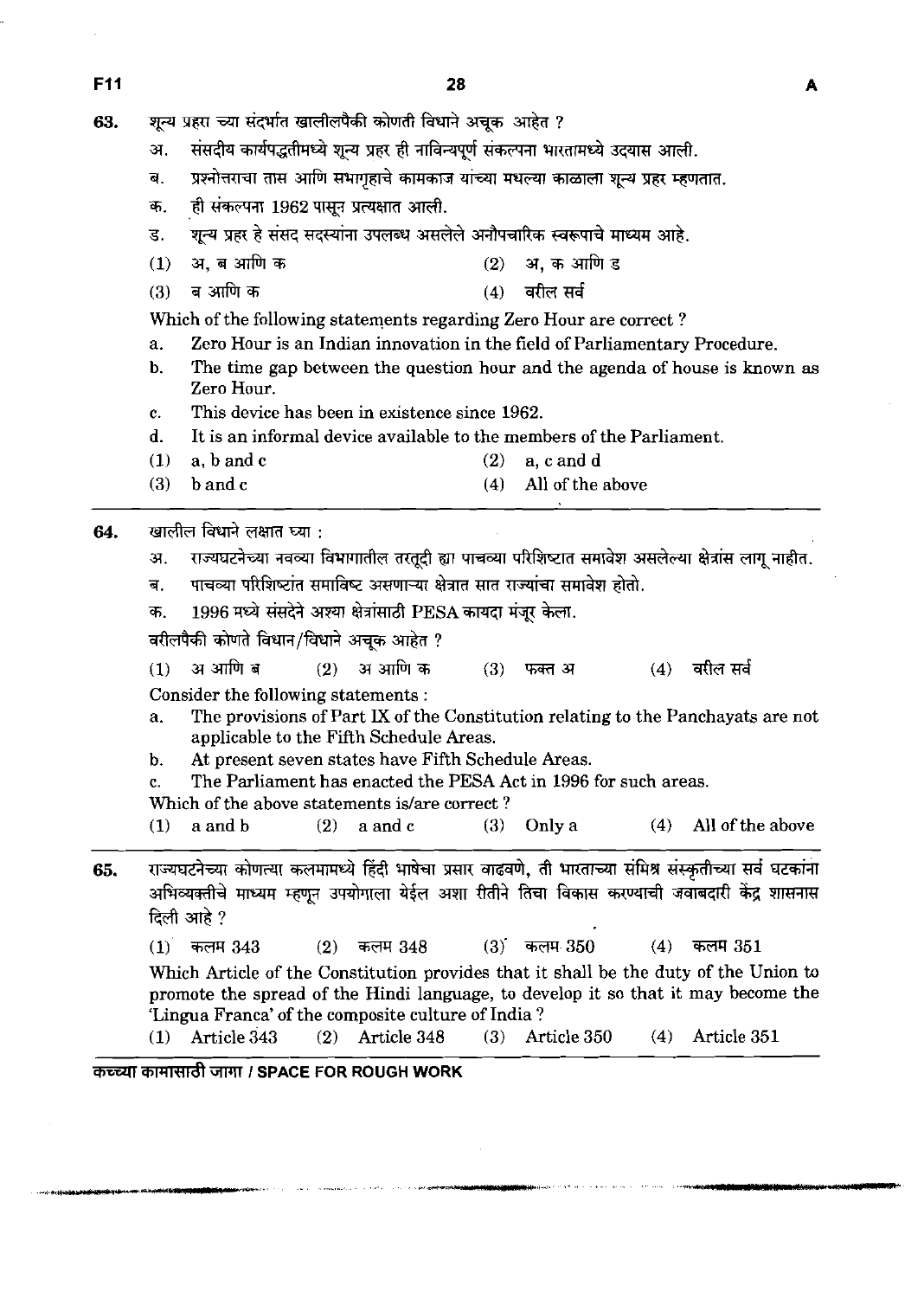63. शून्य प्रहरा च्या संदर्भात खालीलपैकी कोणती विधाने अचूक आहेत ?

अ. संसदीय कार्यपद्धतीमध्ये शून्य प्रहर ही नाविन्यपूर्ण संकल्पना भारतामध्ये उदयास आली.

ब. प्रश्नोत्तराचा तास आणि सभागृहाचे कामकाज यांच्या मधल्या काळाला शून्य प्रहर म्हणतात.

क. ही संकल्पना 1962 पासून प्रत्यक्षात आली.

ड. शून्य प्रहर हे संसद सदस्यांना उपलब्ध असलेले अनौपचारिक स्वरूपाचे माध्यम आहे.

(1) अ, ब आणि क (2) अ, क आणि ड

(3) ब आणि क (4) वरील सर्व

Which of the following statements regarding Zero Hour are correct ?

a. Zero Hour is an Indian innovation in the field of Parliamentary Procedure.

b. The time gap between the question hour and the agenda of house is known as Zero Hour.

c. This device has been in existence since 1962.

d. It is an informal device available to the members of the Parliament.

(1) a, b and c (2) a, c and d

(3) b and c (4) All of the above

---

64. खालील विधाने लक्षात घ्या :

अ. राज्यघटनेच्या नवव्या विभागातील तरतूदी ह्या पाचव्या परिशिष्टात समावेश असलेल्या क्षेत्रांस लागू नाहीत.

ब. पाचव्या परिशिष्टांत समाविष्ट असणाऱ्या क्षेत्रात सात राज्यांचा समावेश होतो.

क. 1996 मध्ये संसदेने अश्या क्षेत्रांसाठी PESA कायदा मंजूर केला.

वरीलपैकी कोणते विधान/विधाने अचूक आहेत ?

(1) अ आणि ब (2) अ आणि क (3) फक्त अ (4) वरील सर्व

Consider the following statements :

a. The provisions of Part IX of the Constitution relating to the Panchayats are not applicable to the Fifth Schedule Areas.

b. At present seven states have Fifth Schedule Areas.

c. The Parliament has enacted the PESA Act in 1996 for such areas.

Which of the above statements is/are correct ?

(1) a and b (2) a and c (3) Only a (4) All of the above

---

65. राज्यघटनेच्या कोणत्या कलमामध्ये हिंदी भाषेचा प्रसार वाढवणे, ती भारताच्या संमिश्र संस्कृतीच्या सर्व घटकांना अभिव्यक्तीचे माध्यम म्हणून उपयोगाला येईल अशा रीतीने तिचा विकास करण्याची जबाबदारी केंद्र शासनास दिली आहे ?

(1) कलम 343 (2) कलम 348 (3) कलम 350 (4) कलम 351

Which Article of the Constitution provides that it shall be the duty of the Union to promote the spread of the Hindi language, to develop it so that it may become the 'Lingua Franca' of the composite culture of India ?

(1) Article 343 (2) Article 348 (3) Article 350 (4) Article 351

---

कच्च्या कामासाठी जागा / SPACE FOR ROUGH WORK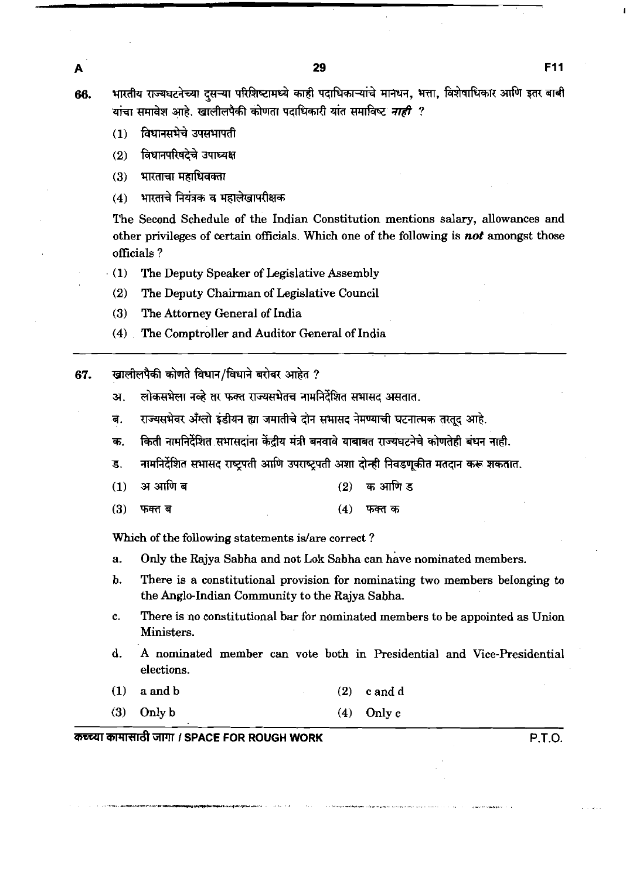66. भारतीय राज्यघटनेच्या दुसऱ्या परिशिष्टामध्ये काही पदाधिकाऱ्यांचे मानधन, भत्ता, विशेषाधिकार आणि इतर बाबी यांचा समावेश आहे. खालीलपैकी कोणता पदाधिकारी यांत समाविष्ट ***नाही*** ?

(1) विधानसभेचे उपसभापती

(2) विधानपरिषदेचे उपाध्यक्ष

(3) भारताचा महाधिवक्ता

(4) भारताचे नियंत्रक व महालेखापरीक्षक

The Second Schedule of the Indian Constitution mentions salary, allowances and other privileges of certain officials. Which one of the following is ***not*** amongst those officials ?

(1) The Deputy Speaker of Legislative Assembly

(2) The Deputy Chairman of Legislative Council

(3) The Attorney General of India

(4) The Comptroller and Auditor General of India

---

67. खालीलपैकी कोणते विधान/विधाने बरोबर आहेत ?

अ. लोकसभेला नव्हे तर फक्त राज्यसभेतच नामनिर्देशित सभासद असतात.

ब. राज्यसभेवर अँग्लो इंडीयन ह्या जमातीचे दोन सभासद नेमण्याची घटनात्मक तरतूद आहे.

क. किती नामनिर्देशित सभासदांना केंद्रीय मंत्री बनवावे याबाबत राज्यघटनेचे कोणतेही बंधन नाही.

ड. नामनिर्देशित सभासद राष्ट्रपती आणि उपराष्ट्रपती अशा दोन्ही निवडणूकीत मतदान करू शकतात.

(1) अ आणि ब (2) क आणि ड

(3) फक्त ब (4) फक्त क

Which of the following statements is/are correct ?

a. Only the Rajya Sabha and not Lok Sabha can have nominated members.

b. There is a constitutional provision for nominating two members belonging to the Anglo-Indian Community to the Rajya Sabha.

c. There is no constitutional bar for nominated members to be appointed as Union Ministers.

d. A nominated member can vote both in Presidential and Vice-Presidential elections.

(1) a and b (2) c and d

(3) Only b (4) Only c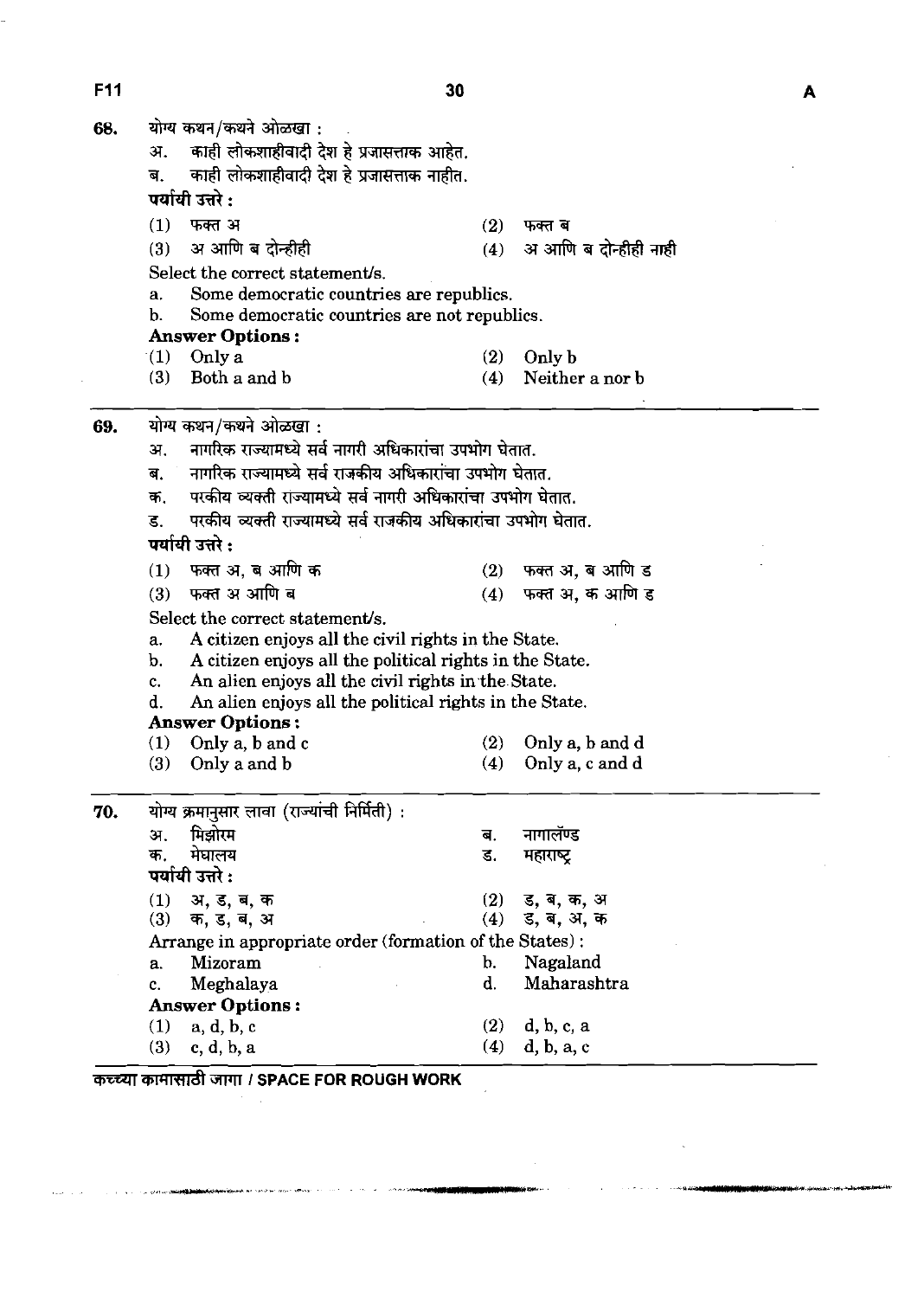68. योग्य कथन/कथने ओळखा :

अ. काही लोकशाहीवादी देश हे प्रजासत्ताक आहेत.

ब. काही लोकशाहीवादी देश हे प्रजासत्ताक नाहीत.

**पर्यायी उत्तरे :**

(1) फक्त अ (2) फक्त ब

(3) अ आणि ब दोन्हीही (4) अ आणि ब दोन्हीही नाही

Select the correct statement/s.

a. Some democratic countries are republics.

b. Some democratic countries are not republics.

**Answer Options :**

(1) Only a (2) Only b

(3) Both a and b (4) Neither a nor b

---

69. योग्य कथन/कथने ओळखा :

अ. नागरिक राज्यामध्ये सर्व नागरी अधिकारांचा उपभोग घेतात.

ब. नागरिक राज्यामध्ये सर्व राजकीय अधिकारांचा उपभोग घेतात.

क. परकीय व्यक्ती राज्यामध्ये सर्व नागरी अधिकारांचा उपभोग घेतात.

ड. परकीय व्यक्ती राज्यामध्ये सर्व राजकीय अधिकारांचा उपभोग घेतात.

**पर्यायी उत्तरे :**

(1) फक्त अ, ब आणि क (2) फक्त अ, ब आणि ड

(3) फक्त अ आणि ब (4) फक्त अ, क आणि ड

Select the correct statement/s.

a. A citizen enjoys all the civil rights in the State.

b. A citizen enjoys all the political rights in the State.

c. An alien enjoys all the civil rights in the State.

d. An alien enjoys all the political rights in the State.

**Answer Options :**

(1) Only a, b and c (2) Only a, b and d

(3) Only a and b (4) Only a, c and d

---

70. योग्य क्रमानुसार लावा (राज्यांची निर्मिती) :

अ. मिझोरम ब. नागालॅण्ड

क. मेघालय ड. महाराष्ट्र

**पर्यायी उत्तरे :**

(1) अ, ड, ब, क (2) ड, ब, क, अ

(3) क, ड, ब, अ (4) ड, ब, अ, क

Arrange in appropriate order (formation of the States) :

a. Mizoram b. Nagaland

c. Meghalaya d. Maharashtra

**Answer Options :**

(1) a, d, b, c (2) d, b, c, a

(3) c, d, b, a (4) d, b, a, c

---

कच्च्या कामासाठी जागा / SPACE FOR ROUGH WORK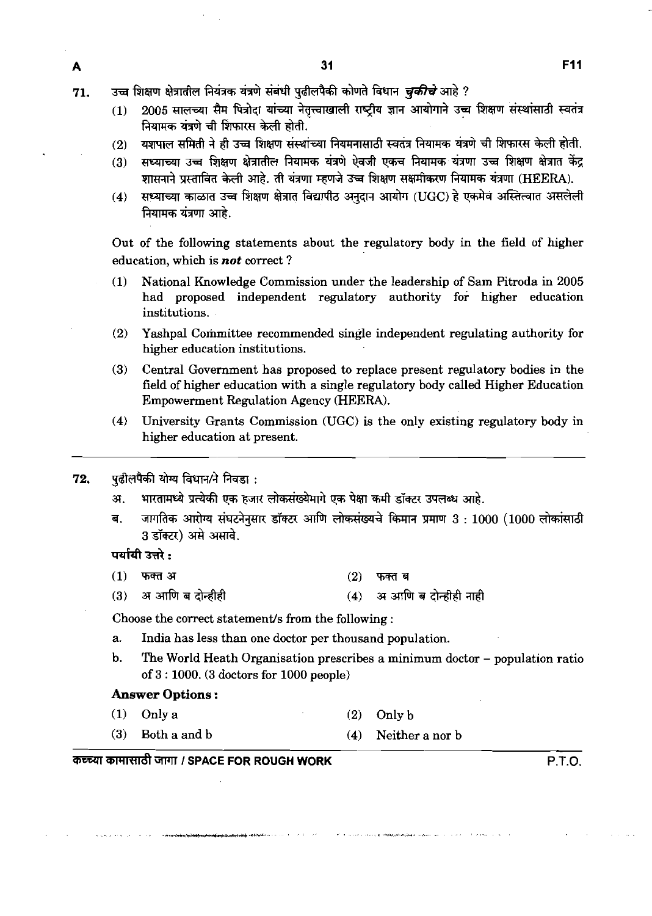71. उच्च शिक्षण क्षेत्रातील नियंत्रक यंत्रणे संबंधी पुढीलपैकी कोणते विधान ***चुकीचे*** आहे ?

(1) 2005 सालच्या सैम पित्रोदा यांच्या नेतृत्त्वाखाली राष्ट्रीय ज्ञान आयोगाने उच्च शिक्षण संस्थांसाठी स्वतंत्र नियामक यंत्रणे ची शिफारस केली होती.

(2) यशपाल समिती ने ही उच्च शिक्षण संस्थांच्या नियमनासाठी स्वतंत्र नियामक यंत्रणे ची शिफारस केली होती.

(3) सध्याच्या उच्च शिक्षण क्षेत्रातील नियामक यंत्रणे ऐवजी एकच नियामक यंत्रणा उच्च शिक्षण क्षेत्रात केंद्र शासनाने प्रस्तावित केली आहे. ती यंत्रणा म्हणजे उच्च शिक्षण सक्षमीकरण नियामक यंत्रणा (HEERA).

(4) सध्याच्या काळात उच्च शिक्षण क्षेत्रात विद्यापीठ अनुदान आयोग (UGC) हे एकमेव अस्तित्वात असलेली नियामक यंत्रणा आहे.

Out of the following statements about the regulatory body in the field of higher education, which is ***not*** correct ?

(1) National Knowledge Commission under the leadership of Sam Pitroda in 2005 had proposed independent regulatory authority for higher education institutions.

(2) Yashpal Committee recommended single independent regulating authority for higher education institutions.

(3) Central Government has proposed to replace present regulatory bodies in the field of higher education with a single regulatory body called Higher Education Empowerment Regulation Agency (HEERA).

(4) University Grants Commission (UGC) is the only existing regulatory body in higher education at present.

---

72. पुढीलपैकी योग्य विधान/ने निवडा :

अ. भारतामध्ये प्रत्येकी एक हजार लोकसंख्येमागे एक पेक्षा कमी डॉक्टर उपलब्ध आहे.

ब. जागतिक आरोग्य संघटनेनुसार डॉक्टर आणि लोकसंख्येचे किमान प्रमाण 3 : 1000 (1000 लोकांसाठी 3 डॉक्टर) असे असावे.

**पर्यायी उत्तरे :**

(1) फक्त अ
(2) फक्त ब
(3) अ आणि ब दोन्हीही
(4) अ आणि ब दोन्हीही नाही

Choose the correct statement/s from the following :

a. India has less than one doctor per thousand population.

b. The World Heath Organisation prescribes a minimum doctor – population ratio of 3 : 1000. (3 doctors for 1000 people)

**Answer Options :**

(1) Only a
(2) Only b
(3) Both a and b
(4) Neither a nor b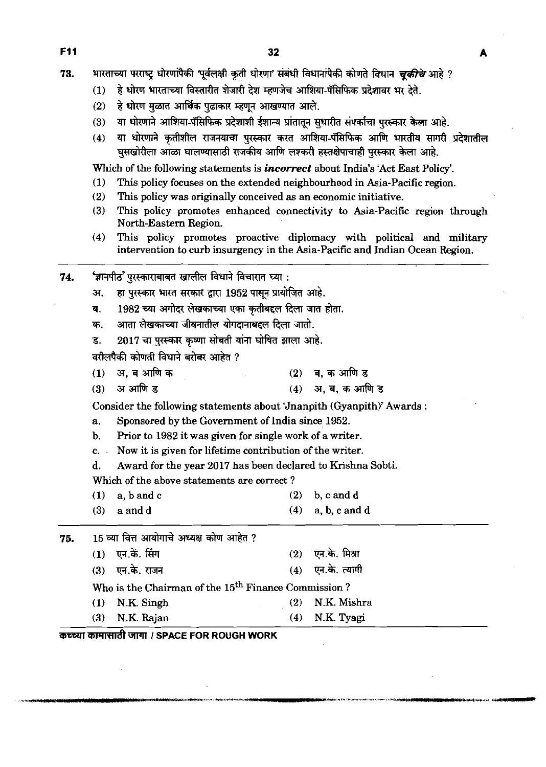73. भारताच्या परराष्ट्र धोरणांपैकी 'पूर्वलक्षी कृती धोरणा' संबंधी विधानांपैकी कोणते विधान ***चूकीचे*** आहे ?

   (1) हे धोरण भारताच्या विस्तारीत शेजारी देश म्हणजेच आशिया-पॅसिफिक प्रदेशावर भर देते.
   (2) हे धोरण मुळात आर्थिक पुढाकार म्हणून आखण्यात आले.
   (3) या धोरणाने आशिया-पॅसिफिक प्रदेशाशी ईशान्य प्रांतातून सुधारीत संपर्काचा पुरस्कार केला आहे.
   (4) या धोरणाने कृतीशील राजनयाचा पुरस्कार करत आशिया-पॅसिफिक आणि भारतीय सागरी प्रदेशातील घुसखोरीला आळा घालण्यासाठी राजकीय आणि लश्करी हस्तक्षेपाचाही पुरस्कार केला आहे.

   Which of the following statements is ***incorrect*** about India's 'Act East Policy'.

   (1) This policy focuses on the extended neighbourhood in Asia-Pacific region.
   (2) This policy was originally conceived as an economic initiative.
   (3) This policy promotes enhanced connectivity to Asia-Pacific region through North-Eastern Region.
   (4) This policy promotes proactive diplomacy with political and military intervention to curb insurgency in the Asia-Pacific and Indian Ocean Region.

---

74. 'ज्ञानपीठ' पुरस्काराबाबत खालील विधाने विचारात घ्या :

   अ. हा पुरस्कार भारत सरकार द्वारा 1952 पासून प्रायोजित आहे.
   ब. 1982 च्या अगोदर लेखकाच्या एका कृतीबद्दल दिला जात होता.
   क. आता लेखकाच्या जीवनातील योगदानाबद्दल दिला जातो.
   ड. 2017 चा पुरस्कार कृष्णा सोबती यांना घोषित झाला आहे.

   वरीलपैकी कोणती विधाने बरोबर आहेत ?

   (1) अ, ब आणि क &emsp;&emsp; (2) ब, क आणि ड
   (3) अ आणि ड &emsp;&emsp; (4) अ, ब, क आणि ड

   Consider the following statements about 'Jnanpith (Gyanpith)' Awards :

   a. Sponsored by the Government of India since 1952.
   b. Prior to 1982 it was given for single work of a writer.
   c. Now it is given for lifetime contribution of the writer.
   d. Award for the year 2017 has been declared to Krishna Sobti.

   Which of the above statements are correct ?

   (1) a, b and c &emsp;&emsp; (2) b, c and d
   (3) a and d &emsp;&emsp; (4) a, b, c and d

---

75. 15 व्या वित्त आयोगाचे अध्यक्ष कोण आहेत ?

   (1) एन.के. सिंग &emsp;&emsp; (2) एन.के. मिश्रा
   (3) एन.के. राजन &emsp;&emsp; (4) एन.के. त्यागी

   Who is the Chairman of the 15th Finance Commission ?

   (1) N.K. Singh &emsp;&emsp; (2) N.K. Mishra
   (3) N.K. Rajan &emsp;&emsp; (4) N.K. Tyagi

कच्च्या कामासाठी जागा / SPACE FOR ROUGH WORK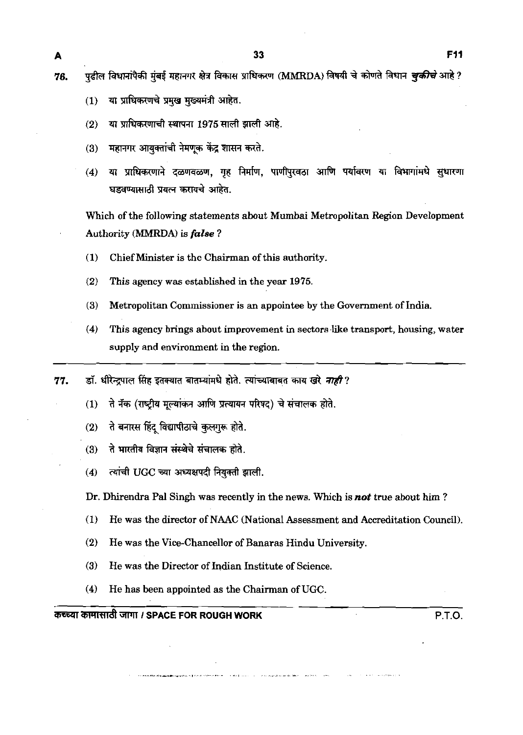76. पुढील विधानांपैकी मुंबई महानगर क्षेत्र विकास प्राधिकरण (MMRDA) विषयी चे कोणते विधान ***चुकीचे*** आहे ?

(1) या प्राधिकरणचे प्रमुख मुख्यमंत्री आहेत.

(2) या प्राधिकरणाची स्थापना 1975 साली झाली आहे.

(3) महानगर आयुक्तांची नेमणूक केंद्र शासन करते.

(4) या प्राधिकरणाने दळणवळण, गृह निर्माण, पाणीपुरवठा आणि पर्यावरण या विभागांमधे सुधारणा घडवण्यासाठी प्रयत्न करायचे आहेत.

Which of the following statements about Mumbai Metropolitan Region Development Authority (MMRDA) is ***false*** ?

(1) Chief Minister is the Chairman of this authority.

(2) This agency was established in the year 1975.

(3) Metropolitan Commissioner is an appointee by the Government of India.

(4) This agency brings about improvement in sectors like transport, housing, water supply and environment in the region.

---

77. डॉ. धीरेन्द्रपाल सिंह इतक्यात बातम्यांमधे होते. त्यांच्याबाबत काय खरे ***नाही*** ?

(1) ते नॅक (राष्ट्रीय मूल्यांकन आणि प्रत्यायन परिषद) चे संचालक होते.

(2) ते बनारस हिंदू विद्यापीठाचे कुलगुरू होते.

(3) ते भारतीय विज्ञान संस्थेचे संचालक होते.

(4) त्यांची UGC च्या अध्यक्षपदी नियुक्ती झाली.

Dr. Dhirendra Pal Singh was recently in the news. Which is ***not*** true about him ?

(1) He was the director of NAAC (National Assessment and Accreditation Council).

(2) He was the Vice-Chancellor of Banaras Hindu University.

(3) He was the Director of Indian Institute of Science.

(4) He has been appointed as the Chairman of UGC.

कच्च्या कामासाठी जागा / SPACE FOR ROUGH WORK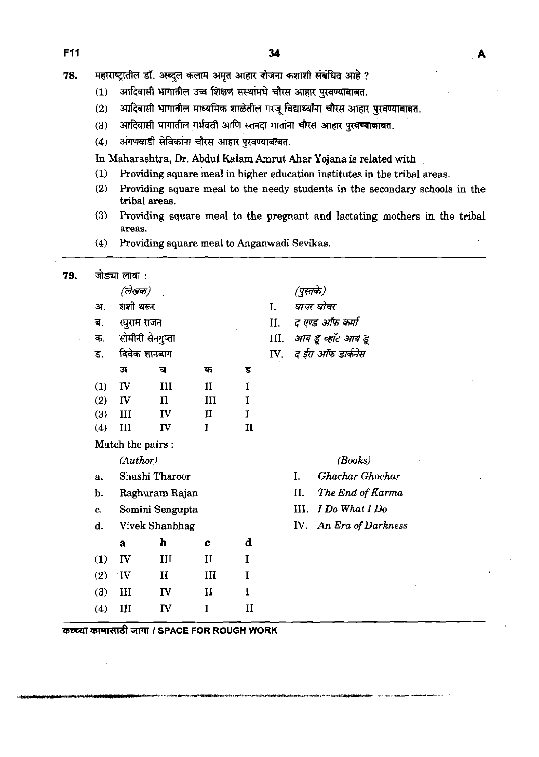78. महाराष्ट्रातील डॉ. अब्दुल कलाम अमृत आहार योजना कशाशी संबंधित आहे ?

(1) आदिवासी भागातील उच्च शिक्षण संस्थांमधे चौरस आहार पुरवण्याबाबत.

(2) आदिवासी भागातील माध्यमिक शाळेतील गरजू विद्यार्थ्यांना चौरस आहार पुरवण्याबाबत.

(3) आदिवासी भागातील गर्भवती आणि स्तनदा मातांना चौरस आहार पुरवण्याबाबत.

(4) अंगणवाडी सेविकांना चौरस आहार पुरवण्याबाबत.

In Maharashtra, Dr. Abdul Kalam Amrut Ahar Yojana is related with

(1) Providing square meal in higher education institutes in the tribal areas.

(2) Providing square meal to the needy students in the secondary schools in the tribal areas.

(3) Providing square meal to the pregnant and lactating mothers in the tribal areas.

(4) Providing square meal to Anganwadi Sevikas.

---

79. जोड्या लावा :

| | *(लेखक)* | | *(पुस्तके)* |
|---|---|---|---|
| अ. | शशी थरूर | I. | *घाचर घोचर* |
| ब. | रघुराम राजन | II. | *द एण्ड ऑफ कर्मा* |
| क. | सोमीनी सेनगुप्ता | III. | *आय डू व्हॉट आय डू* |
| ड. | विवेक शानबाग | IV. | *द ईरा ऑफ डार्कनेस* |

| | अ | ब | क | ड |
|---|---|---|---|---|
| (1) | IV | III | II | I |
| (2) | IV | II | III | I |
| (3) | III | IV | II | I |
| (4) | III | IV | I | II |

Match the pairs :

| | *(Author)* | | *(Books)* |
|---|---|---|---|
| a. | Shashi Tharoor | I. | *Ghachar Ghochar* |
| b. | Raghuram Rajan | II. | *The End of Karma* |
| c. | Somini Sengupta | III. | *I Do What I Do* |
| d. | Vivek Shanbhag | IV. | *An Era of Darkness* |

| | a | b | c | d |
|---|---|---|---|---|
| (1) | IV | III | II | I |
| (2) | IV | II | III | I |
| (3) | III | IV | II | I |
| (4) | III | IV | I | II |

कच्च्या कामासाठी जागा / SPACE FOR ROUGH WORK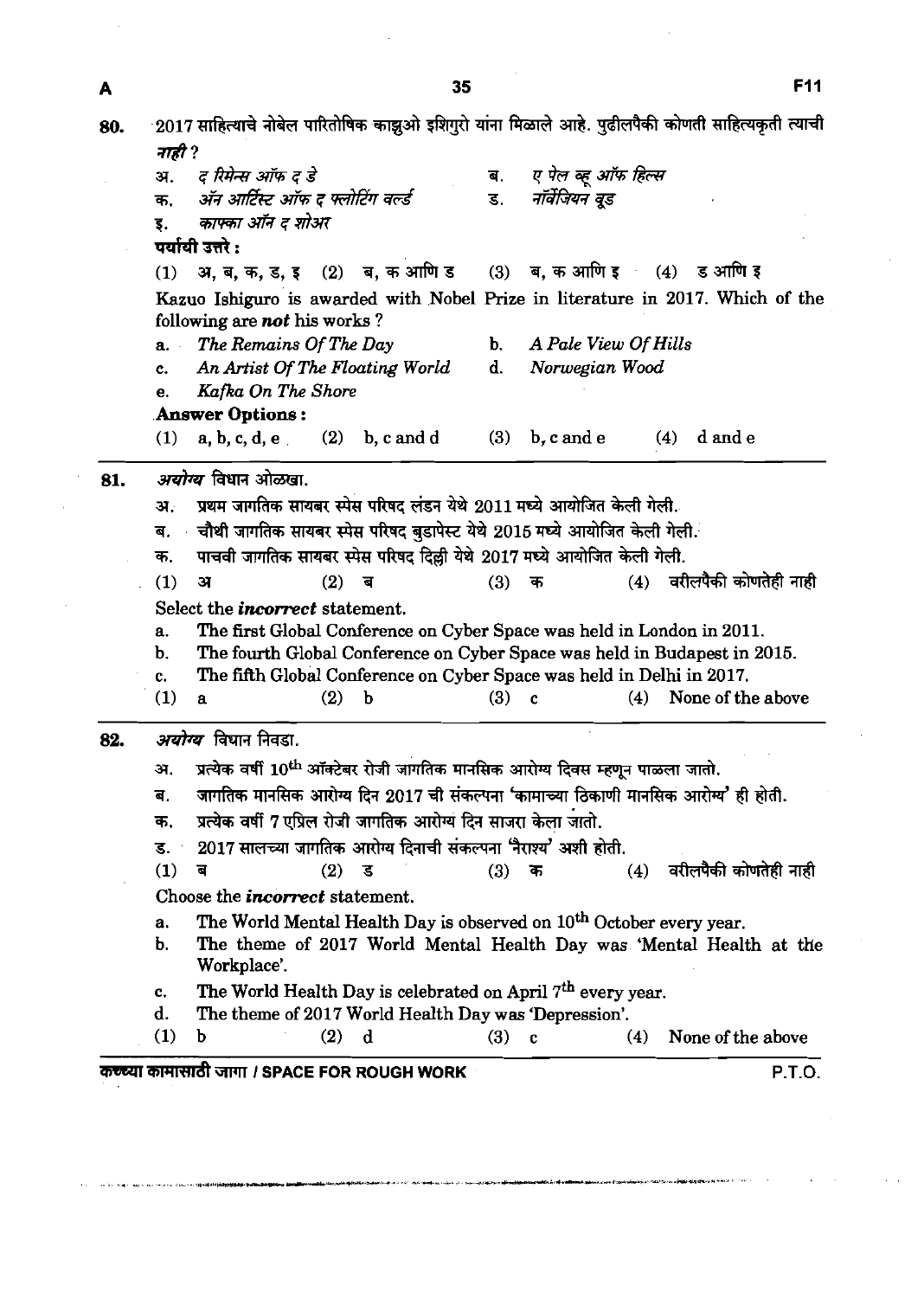80. 2017 साहित्याचे नोबेल पारितोषिक काझुओ इशिगुरो यांना मिळाले आहे. पुढीलपैकी कोणती साहित्यकृती त्याची *नाही* ?

अ. *द रिमेन्स ऑफ द डे*
ब. *ए पेल व्ह्यू ऑफ हिल्स*
क. *ॲन आर्टिस्ट ऑफ द फ्लोटिंग वर्ल्ड*
ड. *नॉर्वेजियन वूड*
इ. *काफ्का ऑन द शोअर*

**पर्यायी उत्तरे :**

(1) अ, ब, क, ड, इ (2) ब, क आणि ड (3) ब, क आणि इ (4) ड आणि इ

Kazuo Ishiguro is awarded with Nobel Prize in literature in 2017. Which of the following are ***not*** his works ?

a. *The Remains Of The Day*
b. *A Pale View Of Hills*
c. *An Artist Of The Floating World*
d. *Norwegian Wood*
e. *Kafka On The Shore*

**Answer Options :**

(1) a, b, c, d, e (2) b, c and d (3) b, c and e (4) d and e

---

81. *अयोग्य* विधान ओळखा.

अ. प्रथम जागतिक सायबर स्पेस परिषद लंडन येथे 2011 मध्ये आयोजित केली गेली.
ब. चौथी जागतिक सायबर स्पेस परिषद बुडापेस्ट येथे 2015 मध्ये आयोजित केली गेली.
क. पाचवी जागतिक सायबर स्पेस परिषद दिल्ली येथे 2017 मध्ये आयोजित केली गेली.

(1) अ (2) ब (3) क (4) वरीलपैकी कोणतेही नाही

Select the ***incorrect*** statement.

a. The first Global Conference on Cyber Space was held in London in 2011.
b. The fourth Global Conference on Cyber Space was held in Budapest in 2015.
c. The fifth Global Conference on Cyber Space was held in Delhi in 2017.

(1) a (2) b (3) c (4) None of the above

---

82. *अयोग्य* विधान निवडा.

अ. प्रत्येक वर्षी 10[th] ऑक्टेबर रोजी जागतिक मानसिक आरोग्य दिवस म्हणून पाळला जातो.
ब. जागतिक मानसिक आरोग्य दिन 2017 ची संकल्पना 'कामाच्या ठिकाणी मानसिक आरोग्य' ही होती.
क. प्रत्येक वर्षी 7 एप्रिल रोजी जागतिक आरोग्य दिन साजरा केला जातो.
ड. 2017 सालच्या जागतिक आरोग्य दिनाची संकल्पना 'नैराश्य' अशी होती.

(1) ब (2) ड (3) क (4) वरीलपैकी कोणतेही नाही

Choose the ***incorrect*** statement.

a. The World Mental Health Day is observed on 10[th] October every year.
b. The theme of 2017 World Mental Health Day was 'Mental Health at the Workplace'.
c. The World Health Day is celebrated on April 7[th] every year.
d. The theme of 2017 World Health Day was 'Depression'.

(1) b (2) d (3) c (4) None of the above

कच्च्या कामासाठी जागा / SPACE FOR ROUGH WORK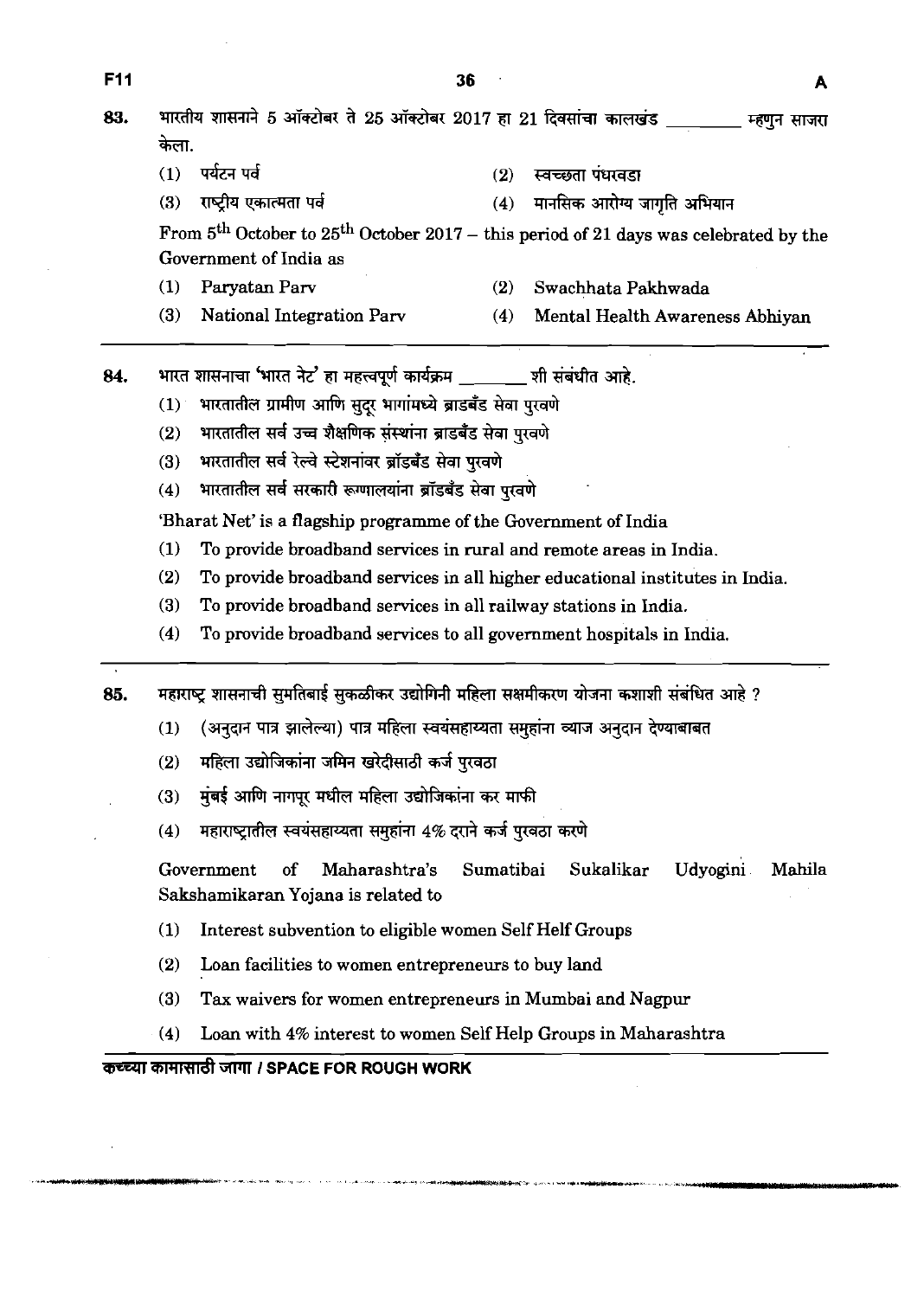83. भारतीय शासनाने 5 ऑक्टोबर ते 25 ऑक्टोबर 2017 हा 21 दिवसांचा कालखंड ________ म्हणुन साजरा केला.

(1) पर्यटन पर्व
(2) स्वच्छता पंधरवडा
(3) राष्ट्रीय एकात्मता पर्व
(4) मानसिक आरोग्य जागृति अभियान

From 5th October to 25th October 2017 – this period of 21 days was celebrated by the Government of India as

(1) Paryatan Parv
(2) Swachhata Pakhwada
(3) National Integration Parv
(4) Mental Health Awareness Abhiyan

---

84. भारत शासनाचा 'भारत नेट' हा महत्त्वपूर्ण कार्यक्रम ________ शी संबंधीत आहे.

(1) भारतातील ग्रामीण आणि सुदूर भागांमध्ये ब्राडबँड सेवा पुरवणे
(2) भारतातील सर्व उच्च शैक्षणिक संस्थांना ब्राडबँड सेवा पुरवणे
(3) भारतातील सर्व रेल्वे स्टेशनांवर ब्रॉडबँड सेवा पुरवणे
(4) भारतातील सर्व सरकारी रूग्णालयांना ब्रॉडबँड सेवा पुरवणे

'Bharat Net' is a flagship programme of the Government of India

(1) To provide broadband services in rural and remote areas in India.
(2) To provide broadband services in all higher educational institutes in India.
(3) To provide broadband services in all railway stations in India.
(4) To provide broadband services to all government hospitals in India.

---

85. महाराष्ट्र शासनाची सुमतिबाई सुकळीकर उद्योगिनी महिला सक्षमीकरण योजना कशाशी संबंधित आहे ?

(1) (अनुदान पात्र झालेल्या) पात्र महिला स्वयंसहाय्यता समुहांना व्याज अनुदान देण्याबाबत
(2) महिला उद्योजिकांना जमिन खरेदीसाठी कर्ज पुरवठा
(3) मुंबई आणि नागपूर मधील महिला उद्योजिकांना कर माफी
(4) महाराष्ट्रातील स्वयंसहाय्यता समुहांना 4% दराने कर्ज पुरवठा करणे

Government of Maharashtra's Sumatibai Sukalikar Udyogini Mahila Sakshamikaran Yojana is related to

(1) Interest subvention to eligible women Self Helf Groups
(2) Loan facilities to women entrepreneurs to buy land
(3) Tax waivers for women entrepreneurs in Mumbai and Nagpur
(4) Loan with 4% interest to women Self Help Groups in Maharashtra

कच्च्या कामासाठी जागा / SPACE FOR ROUGH WORK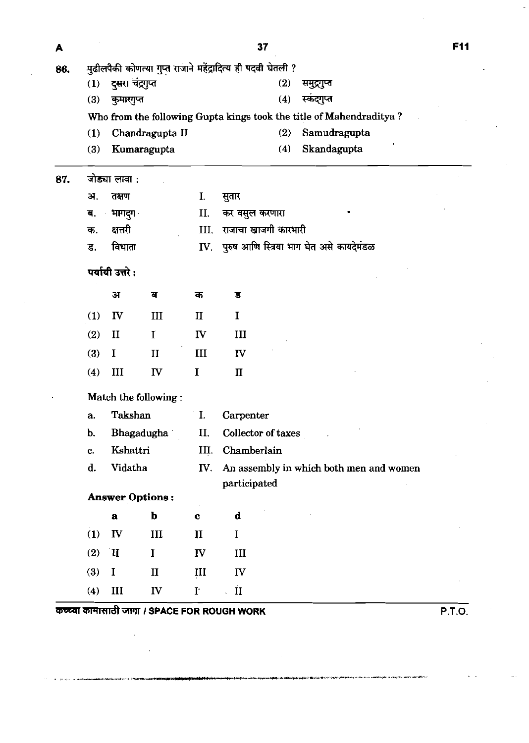86. पुढीलपैकी कोणत्या गुप्त राजाने महेंद्रादित्य ही पदवी घेतली ?

(1) दुसरा चंद्रगुप्त
(2) समुद्रगुप्त
(3) कुमारगुप्त
(4) स्कंदगुप्त

Who from the following Gupta kings took the title of Mahendraditya ?

(1) Chandragupta II
(2) Samudragupta
(3) Kumaragupta
(4) Skandagupta

---

87. जोड्या लावा :

| | | | |
|---|---|---|---|
| अ. | तक्षण | I. | सुतार |
| ब. | भागदुग | II. | कर वसुल करणारा |
| क. | क्षत्तरी | III. | राजाचा खाजगी कारभारी |
| ड. | विधाता | IV. | पुरुष आणि स्त्रिया भाग घेत असे कायदेमंडळ |

पर्यायी उत्तरे :

| | अ | ब | क | ड |
|---|---|---|---|---|
| (1) | IV | III | II | I |
| (2) | II | I | IV | III |
| (3) | I | II | III | IV |
| (4) | III | IV | I | II |

Match the following :

| | | | |
|---|---|---|---|
| a. | Takshan | I. | Carpenter |
| b. | Bhagadugha | II. | Collector of taxes |
| c. | Kshattri | III. | Chamberlain |
| d. | Vidatha | IV. | An assembly in which both men and women participated |

**Answer Options :**

| | a | b | c | d |
|---|---|---|---|---|
| (1) | IV | III | II | I |
| (2) | II | I | IV | III |
| (3) | I | II | III | IV |
| (4) | III | IV | I | II |

कच्च्या कामासाठी जागा / SPACE FOR ROUGH WORK

P.T.O.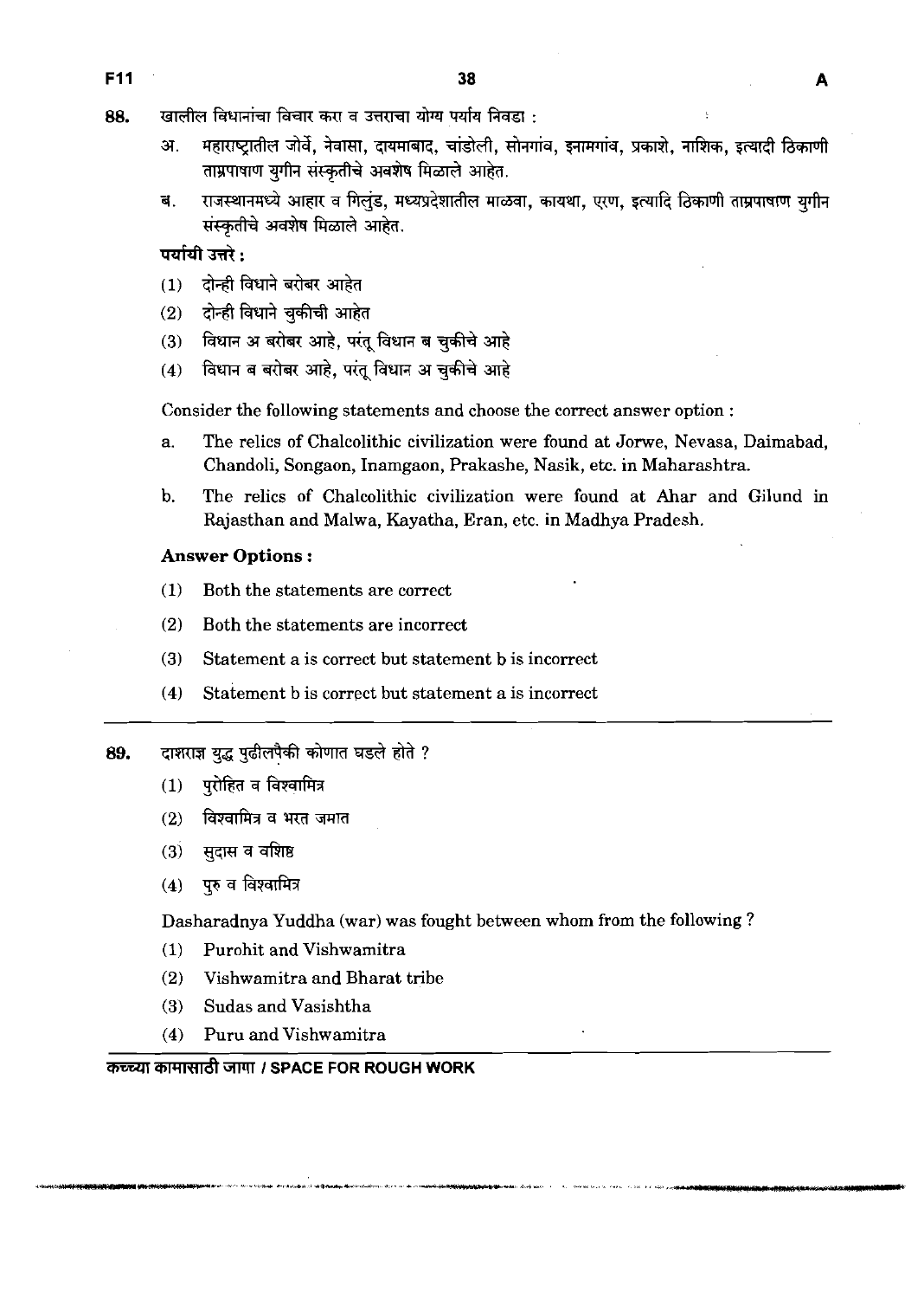88. खालील विधानांचा विचार करा व उत्तराचा योग्य पर्याय निवडा :

अ. महाराष्ट्रातील जोर्वे, नेवासा, दायमाबाद, चांडोली, सोनगांव, इनामगांव, प्रकाशे, नाशिक, इत्यादी ठिकाणी ताम्रपाषाण युगीन संस्कृतीचे अवशेष मिळाले आहेत.

ब. राजस्थानमध्ये आहार व गिलुंड, मध्यप्रदेशातील माळवा, कायथा, एरण, इत्यादि ठिकाणी ताम्रपाषाण युगीन संस्कृतीचे अवशेष मिळाले आहेत.

**पर्यायी उत्तरे :**

(1) दोन्ही विधाने बरोबर आहेत

(2) दोन्ही विधाने चुकीची आहेत

(3) विधान अ बरोबर आहे, परंतू विधान ब चुकीचे आहे

(4) विधान ब बरोबर आहे, परंतू विधान अ चुकीचे आहे

Consider the following statements and choose the correct answer option :

a. The relics of Chalcolithic civilization were found at Jorwe, Nevasa, Daimabad, Chandoli, Songaon, Inamgaon, Prakashe, Nasik, etc. in Maharashtra.

b. The relics of Chalcolithic civilization were found at Ahar and Gilund in Rajasthan and Malwa, Kayatha, Eran, etc. in Madhya Pradesh.

**Answer Options :**

(1) Both the statements are correct

(2) Both the statements are incorrect

(3) Statement a is correct but statement b is incorrect

(4) Statement b is correct but statement a is incorrect

---

89. दाशराज्ञ युद्ध पुढीलपैकी कोणात घडले होते ?

(1) पुरोहित व विश्वामित्र

(2) विश्वामित्र व भरत जमात

(3) सुदास व वशिष्ठ

(4) पुरु व विश्वामित्र

Dasharadnya Yuddha (war) was fought between whom from the following ?

(1) Purohit and Vishwamitra

(2) Vishwamitra and Bharat tribe

(3) Sudas and Vasishtha

(4) Puru and Vishwamitra

कच्च्या कामासाठी जागा / SPACE FOR ROUGH WORK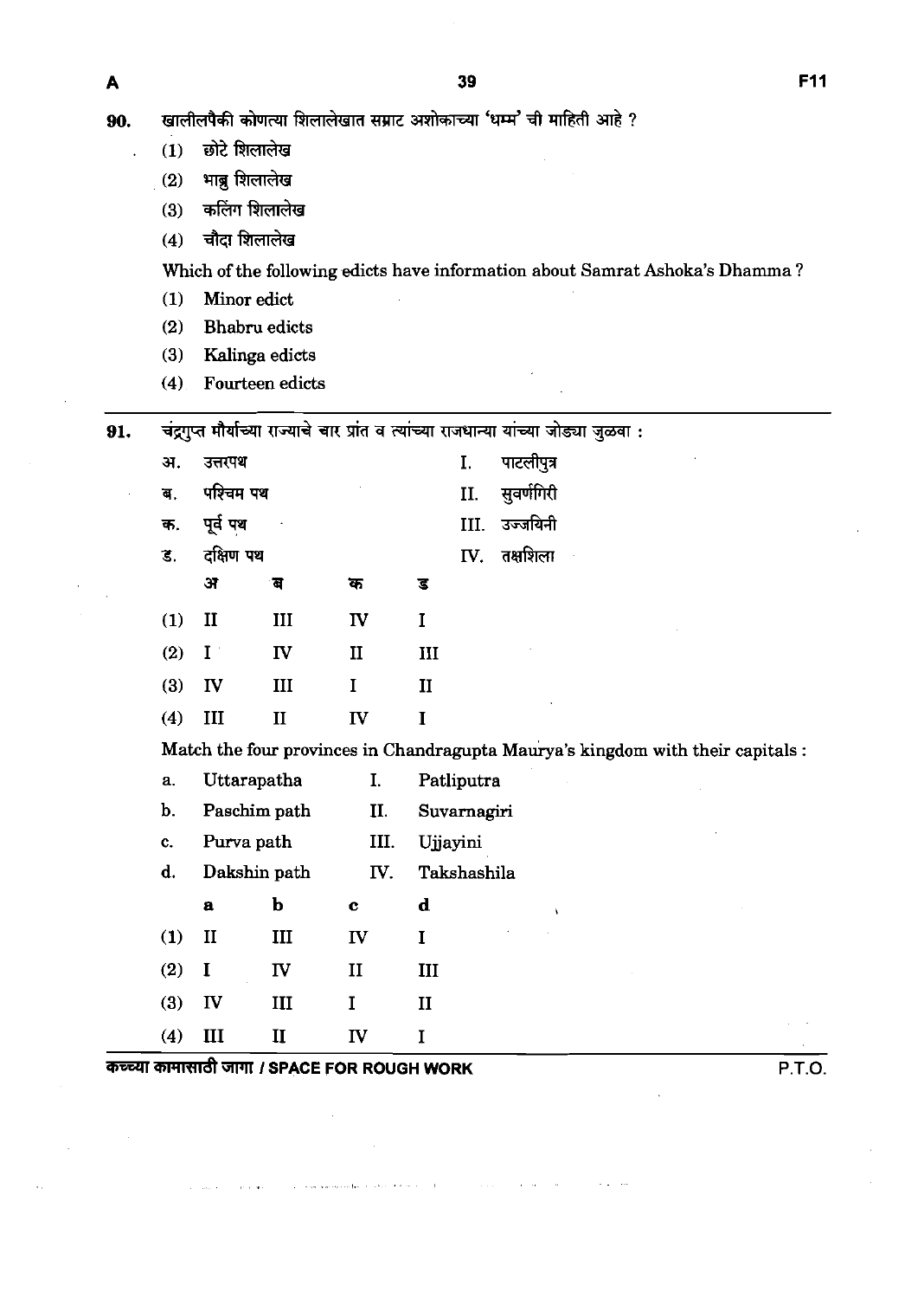90. खालीलपैकी कोणत्या शिलालेखात सम्राट अशोकाच्या 'धम्म' ची माहिती आहे ?

(1) छोटे शिलालेख

(2) भाब्रु शिलालेख

(3) कलिंग शिलालेख

(4) चौदा शिलालेख

Which of the following edicts have information about Samrat Ashoka's Dhamma ?

(1) Minor edict

(2) Bhabru edicts

(3) Kalinga edicts

(4) Fourteen edicts

---

91. चंद्रगुप्त मौर्याच्या राज्याचे चार प्रांत व त्यांच्या राजधान्या यांच्या जोड्या जुळवा :

| | | | |
|---|---|---|---|
| अ. | उत्तरपथ | I. | पाटलीपुत्र |
| ब. | पश्चिम पथ | II. | सुवर्णगिरी |
| क. | पूर्व पथ | III. | उज्जयिनी |
| ड. | दक्षिण पथ | IV. | तक्षशिला |

| | अ | ब | क | ड |
|---|---|---|---|---|
| (1) | II | III | IV | I |
| (2) | I | IV | II | III |
| (3) | IV | III | I | II |
| (4) | III | II | IV | I |

Match the four provinces in Chandragupta Maurya's kingdom with their capitals :

| | | | |
|---|---|---|---|
| a. | Uttarapatha | I. | Patliputra |
| b. | Paschim path | II. | Suvarnagiri |
| c. | Purva path | III. | Ujjayini |
| d. | Dakshin path | IV. | Takshashila |

| | a | b | c | d |
|---|---|---|---|---|
| (1) | II | III | IV | I |
| (2) | I | IV | II | III |
| (3) | IV | III | I | II |
| (4) | III | II | IV | I |

कच्च्या कामासाठी जागा / SPACE FOR ROUGH WORK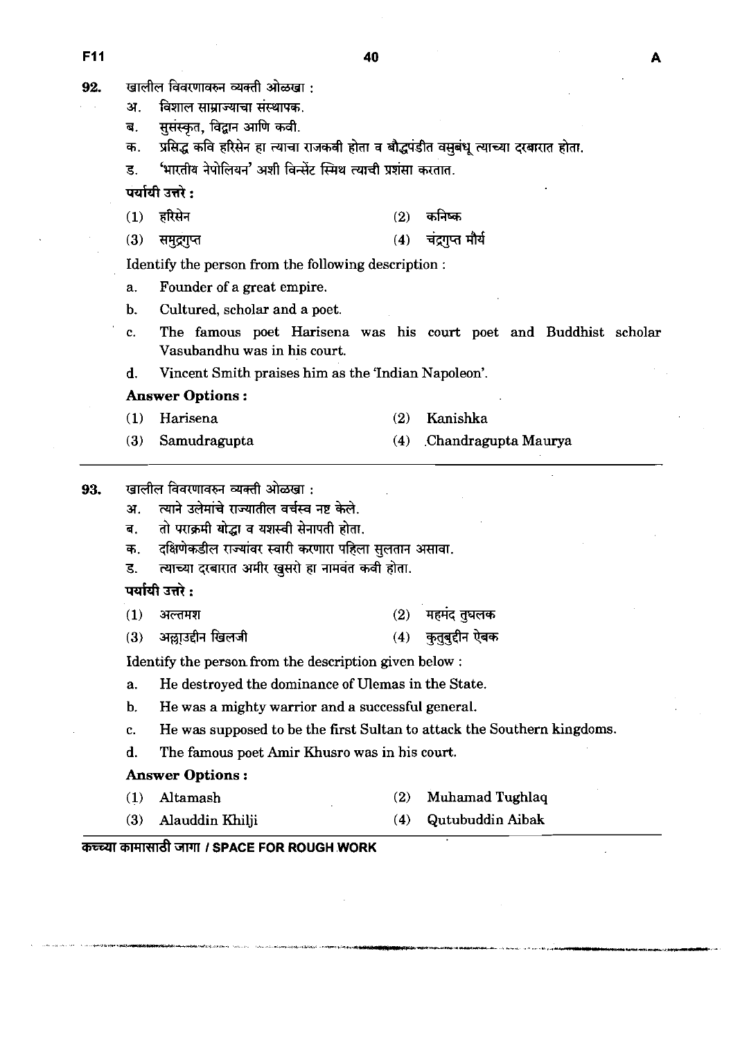92. खालील विवरणावरुन व्यक्ती ओळखा :

अ. विशाल साम्राज्याचा संस्थापक.

ब. सुसंस्कृत, विद्वान आणि कवी.

क. प्रसिद्ध कवि हरिसेन हा त्याचा राजकवी होता व बौद्धपंडीत वसुबंधू त्याच्या दरबारात होता.

ड. 'भारतीय नेपोलियन' अशी विन्सेंट स्मिथ त्याची प्रशंसा करतात.

**पर्यायी उत्तरे :**

(1) हरिसेन (2) कनिष्क

(3) समुद्रगुप्त (4) चंद्रगुप्त मौर्य

Identify the person from the following description :

a. Founder of a great empire.

b. Cultured, scholar and a poet.

c. The famous poet Harisena was his court poet and Buddhist scholar Vasubandhu was in his court.

d. Vincent Smith praises him as the 'Indian Napoleon'.

**Answer Options :**

(1) Harisena (2) Kanishka

(3) Samudragupta (4) .Chandragupta Maurya

---

93. खालील विवरणावरुन व्यक्ती ओळखा :

अ. त्याने उलेमांचे राज्यातील वर्चस्व नष्ट केले.

ब. तो पराक्रमी योद्धा व यशस्वी सेनापती होता.

क. दक्षिणेकडील राज्यांवर स्वारी करणारा पहिला सुलतान असावा.

ड. त्याच्या दरबारात अमीर खुसरो हा नामवंत कवी होता.

**पर्यायी उत्तरे :**

(1) अल्तमश (2) महमंद तुघलक

(3) अल्लाउद्दीन खिलजी (4) कुतुबुद्दीन ऐबक

Identify the person from the description given below :

a. He destroyed the dominance of Ulemas in the State.

b. He was a mighty warrior and a successful general.

c. He was supposed to be the first Sultan to attack the Southern kingdoms.

d. The famous poet Amir Khusro was in his court.

**Answer Options :**

(1) Altamash (2) Muhamad Tughlaq

(3) Alauddin Khilji (4) Qutubuddin Aibak

**कच्च्या कामासाठी जागा / SPACE FOR ROUGH WORK**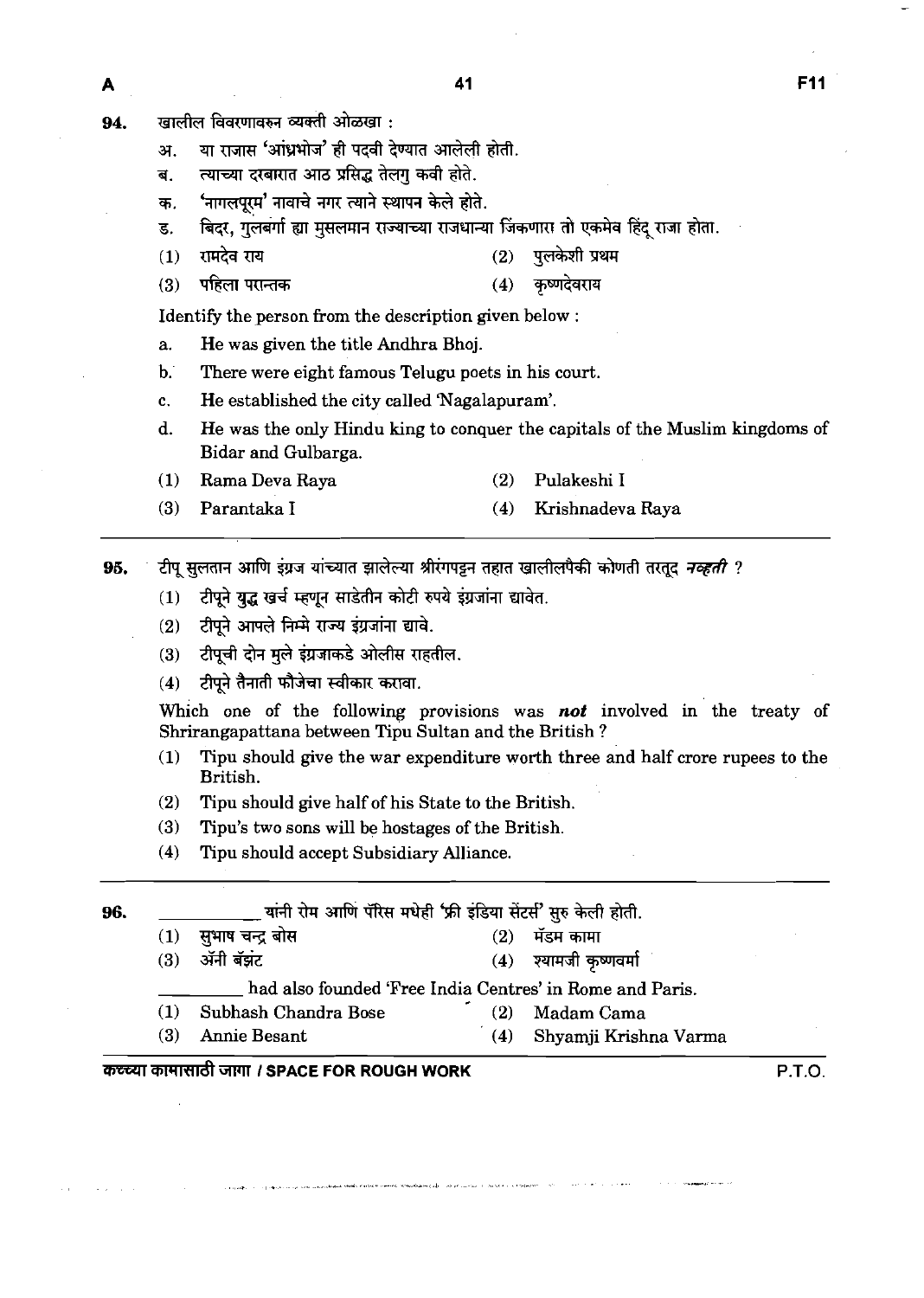94. खालील विवरणावरुन व्यक्ती ओळखा :

अ. या राजास 'आंध्रभोज' ही पदवी देण्यात आलेली होती.

ब. त्याच्या दरबारात आठ प्रसिद्ध तेलगु कवी होते.

क. 'नागलपूरम' नावाचे नगर त्याने स्थापन केले होते.

ड. बिदर, गुलबर्गा ह्या मुसलमान राज्याच्या राजधान्या जिंकणारा तो एकमेव हिंदू राजा होता.

(1) रामदेव राय  (2) पुलकेशी प्रथम

(3) पहिला परान्तक  (4) कृष्णदेवराय

Identify the person from the description given below :

a. He was given the title Andhra Bhoj.

b. There were eight famous Telugu poets in his court.

c. He established the city called 'Nagalapuram'.

d. He was the only Hindu king to conquer the capitals of the Muslim kingdoms of Bidar and Gulbarga.

(1) Rama Deva Raya  (2) Pulakeshi I

(3) Parantaka I  (4) Krishnadeva Raya

---

95. टीपू सुलतान आणि इंग्रज यांच्यात झालेल्या श्रीरंगपट्टन तहात खालीलपैकी कोणती तरतूद ***नव्हती*** ?

(1) टीपूने युद्ध खर्च म्हणून साडेतीन कोटी रुपये इंग्रजांना द्यावेत.

(2) टीपूने आपले निम्मे राज्य इंग्रजांना द्यावे.

(3) टीपूची दोन मुले इंग्रजाकडे ओलीस राहतील.

(4) टीपूने तैनाती फौजेचा स्वीकार करावा.

Which one of the following provisions was ***not*** involved in the treaty of Shrirangapattana between Tipu Sultan and the British ?

(1) Tipu should give the war expenditure worth three and half crore rupees to the British.

(2) Tipu should give half of his State to the British.

(3) Tipu's two sons will be hostages of the British.

(4) Tipu should accept Subsidiary Alliance.

---

96. __________ यांनी रोम आणि पॅरिस मधेही 'फ्री इंडिया सेंटर्स' सुरु केली होती.

(1) सुभाष चन्द्र बोस  (2) मॅडम कामा

(3) ॲनी बॅझंट  (4) श्यामजी कृष्णवर्मा

__________ had also founded 'Free India Centres' in Rome and Paris.

(1) Subhash Chandra Bose  (2) Madam Cama

(3) Annie Besant  (4) Shyamji Krishna Varma

कच्च्या कामासाठी जागा / SPACE FOR ROUGH WORK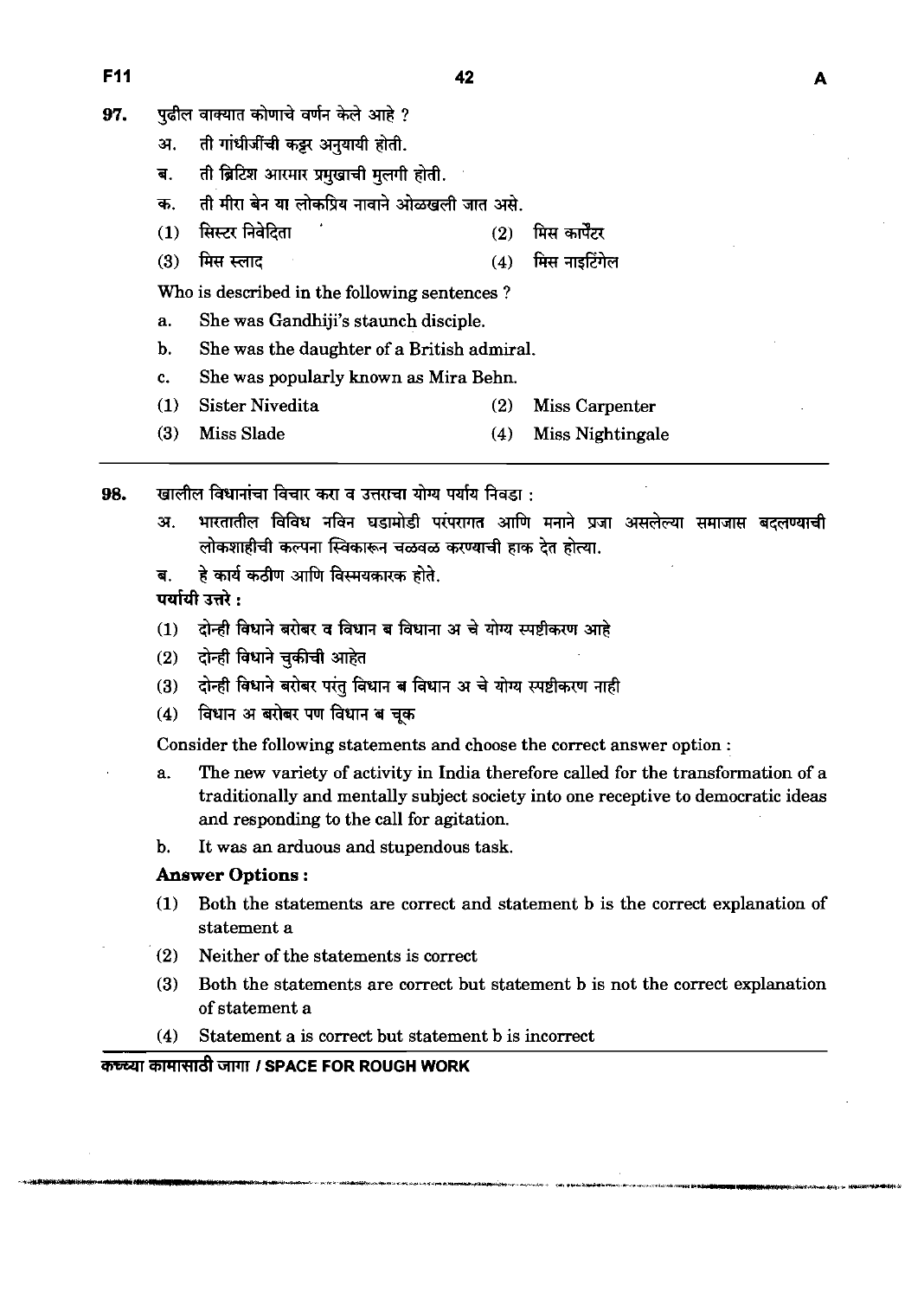97. पुढील वाक्यात कोणाचे वर्णन केले आहे ?

अ. ती गांधीजींची कट्टर अनुयायी होती.

ब. ती ब्रिटिश आरमार प्रमुखाची मुलगी होती.

क. ती मीरा बेन या लोकप्रिय नावाने ओळखली जात असे.

(1) सिस्टर निवेदिता (2) मिस कार्पेंटर

(3) मिस स्लाद (4) मिस नाइटिंगेल

Who is described in the following sentences ?

a. She was Gandhiji's staunch disciple.

b. She was the daughter of a British admiral.

c. She was popularly known as Mira Behn.

(1) Sister Nivedita (2) Miss Carpenter

(3) Miss Slade (4) Miss Nightingale

---

98. खालील विधानांचा विचार करा व उत्तराचा योग्य पर्याय निवडा :

अ. भारतातील विविध नविन घडामोडी परंपरागत आणि मनाने प्रजा असलेल्या समाजास बदलण्याची लोकशाहीची कल्पना स्विकारून चळवळ करण्याची हाक देत होत्या.

ब. हे कार्य कठीण आणि विस्मयकारक होते.

**पर्यायी उत्तरे :**

(1) दोन्ही विधाने बरोबर व विधान ब विधाना अ चे योग्य स्पष्टीकरण आहे

(2) दोन्ही विधाने चुकीची आहेत

(3) दोन्ही विधाने बरोबर परंतु विधान ब विधान अ चे योग्य स्पष्टीकरण नाही

(4) विधान अ बरोबर पण विधान ब चूक

Consider the following statements and choose the correct answer option :

a. The new variety of activity in India therefore called for the transformation of a traditionally and mentally subject society into one receptive to democratic ideas and responding to the call for agitation.

b. It was an arduous and stupendous task.

**Answer Options :**

(1) Both the statements are correct and statement b is the correct explanation of statement a

(2) Neither of the statements is correct

(3) Both the statements are correct but statement b is not the correct explanation of statement a

(4) Statement a is correct but statement b is incorrect

कच्च्या कामासाठी जागा / SPACE FOR ROUGH WORK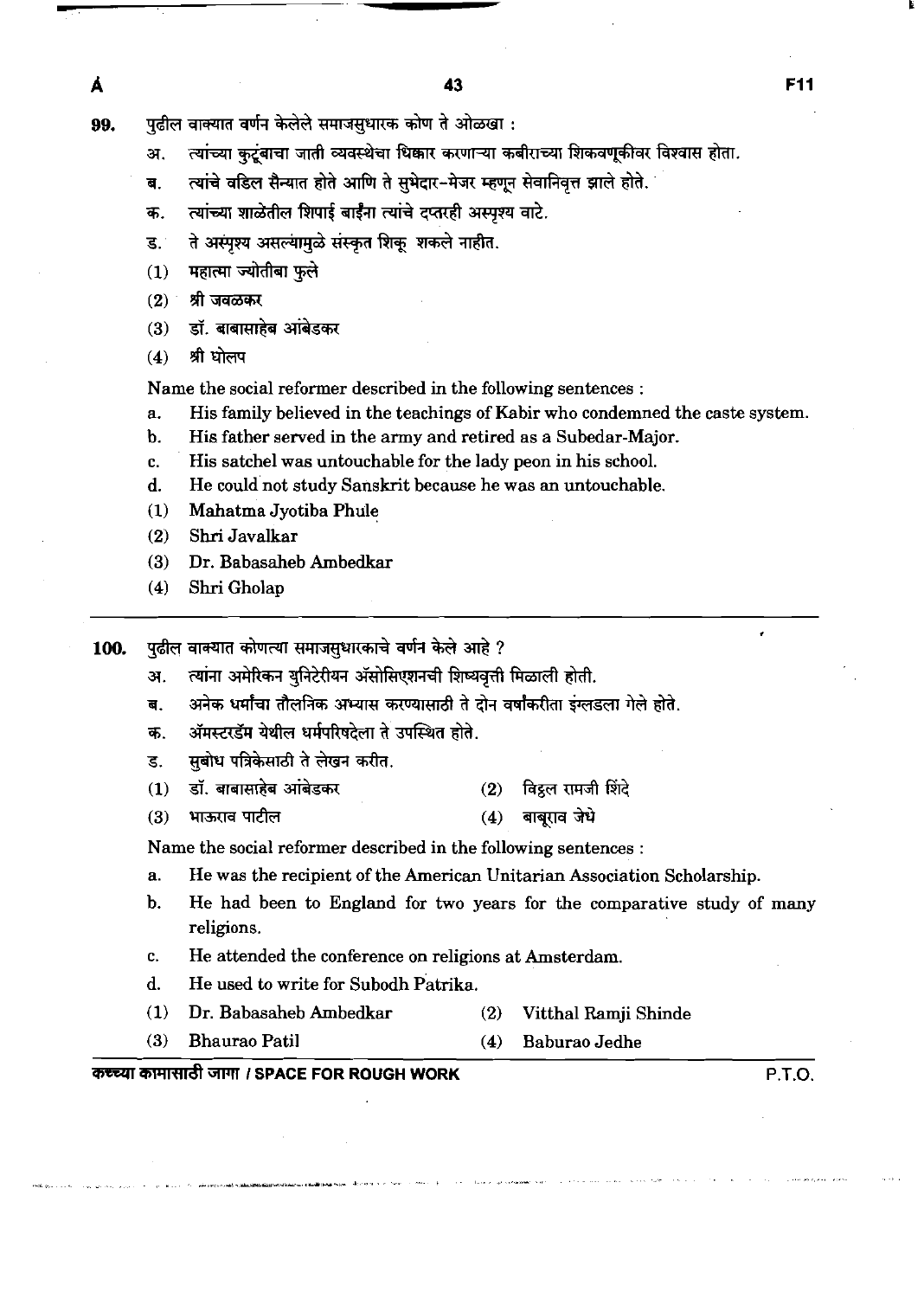99. पुढील वाक्यात वर्णन केलेले समाजसुधारक कोण ते ओळखा :

अ. त्यांच्या कुटुंबाचा जाती व्यवस्थेचा धिक्कार करणाऱ्या कबीराच्या शिकवणूकीवर विश्वास होता.

ब. त्यांचे वडिल सैन्यात होते आणि ते सुभेदार-मेजर म्हणून सेवानिवृत्त झाले होते.

क. त्यांच्या शाळेतील शिपाई बाईंना त्यांचे दप्तरही अस्पृश्य वाटे.

ड. ते अस्पृश्य असल्यामुळे संस्कृत शिकू शकले नाहीत.

(1) महात्मा ज्योतीबा फुले

(2) श्री जवळकर

(3) डॉ. बाबासाहेब आंबेडकर

(4) श्री घोलप

Name the social reformer described in the following sentences :

a. His family believed in the teachings of Kabir who condemned the caste system.

b. His father served in the army and retired as a Subedar-Major.

c. His satchel was untouchable for the lady peon in his school.

d. He could not study Sanskrit because he was an untouchable.

(1) Mahatma Jyotiba Phule

(2) Shri Javalkar

(3) Dr. Babasaheb Ambedkar

(4) Shri Gholap

---

100. पुढील वाक्यात कोणत्या समाजसुधारकाचे वर्णन केले आहे ?

अ. त्यांना अमेरिकन युनिटेरीयन ॲसोसिएशनची शिष्यवृत्ती मिळाली होती.

ब. अनेक धर्मांचा तौलनिक अभ्यास करण्यासाठी ते दोन वर्षांकरीता इंग्लडला गेले होते.

क. ॲमस्टरडॅम येथील धर्मपरिषदेला ते उपस्थित होते.

ड. सुबोध पत्रिकेसाठी ते लेखन करीत.

(1) डॉ. बाबासाहेब आंबेडकर

(2) विठ्ठल रामजी शिंदे

(3) भाऊराव पाटील

(4) बाबूराव जेधे

Name the social reformer described in the following sentences :

a. He was the recipient of the American Unitarian Association Scholarship.

b. He had been to England for two years for the comparative study of many religions.

c. He attended the conference on religions at Amsterdam.

d. He used to write for Subodh Patrika.

(1) Dr. Babasaheb Ambedkar

(2) Vitthal Ramji Shinde

(3) Bhaurao Patil

(4) Baburao Jedhe

कच्च्या कामासाठी जागा / SPACE FOR ROUGH WORK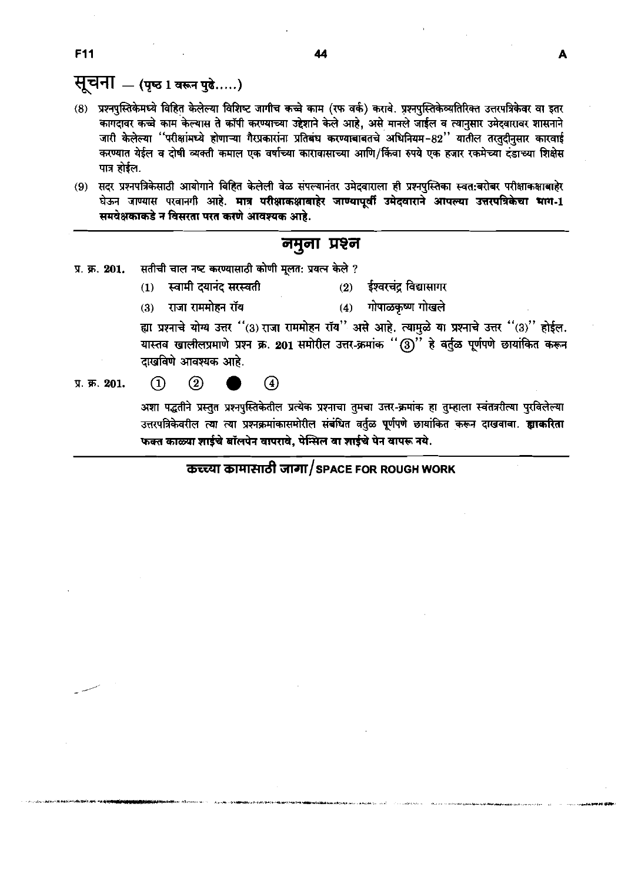## सूचना — (पृष्ठ 1 वरून पुढे.....)

(8) प्रश्नपुस्तिकेमध्ये विहित केलेल्या विशिष्ट जागीच कच्चे काम (रफ वर्क) करावे. प्रश्नपुस्तिकेव्यतिरिक्त उत्तरपत्रिकेवर वा इतर कागदावर कच्चे काम केल्यास ते कॉपी करण्याच्या उद्देशाने केले आहे, असे मानले जाईल व त्यानुसार उमेदवारावर शासनाने जारी केलेल्या "परीक्षांमध्ये होणाऱ्या गैरप्रकारांना प्रतिबंध करण्याबाबतचे अधिनियम-82" यातील तरतुदीनुसार कारवाई करण्यात येईल व दोषी व्यक्ती कमाल एक वर्षाच्या कारावासाच्या आणि/किंवा रुपये एक हजार रकमेच्या दंडाच्या शिक्षेस पात्र होईल.

(9) सदर प्रश्नपत्रिकेसाठी आयोगाने विहित केलेली वेळ संपल्यानंतर उमेदवाराला ही प्रश्नपुस्तिका स्वत:बरोबर परीक्षाकक्षाबाहेर घेऊन जाण्यास परवानगी आहे. **मात्र परीक्षाकक्षाबाहेर जाण्यापूर्वी उमेदवाराने आपल्या उत्तरपत्रिकेचा भाग-1 समवेक्षकाकडे न विसरता परत करणे आवश्यक आहे.**

## नमुना प्रश्न

प्र. क्र. 201. सतीची चाल नष्ट करण्यासाठी कोणी मूलत: प्रयत्न केले ?

(1) स्वामी दयानंद सरस्वती  
(2) ईश्वरचंद्र विद्यासागर  
(3) राजा राममोहन रॉय  
(4) गोपाळकृष्ण गोखले

ह्या प्रश्नाचे योग्य उत्तर "(3) राजा राममोहन रॉय" असे आहे. त्यामुळे या प्रश्नाचे उत्तर "(3)" होईल. यास्तव खालीलप्रमाणे प्रश्न क्र. 201 समोरील उत्तर-क्रमांक "③" हे वर्तुळ पूर्णपणे छायांकित करून दाखविणे आवश्यक आहे.

प्र. क्र. 201. ① ② ● ④

अशा पद्धतीने प्रस्तुत प्रश्नपुस्तिकेतील प्रत्येक प्रश्नाचा तुमचा उत्तर-क्रमांक हा तुम्हाला स्वतंत्ररीत्या पुरविलेल्या उत्तरपत्रिकेवरील त्या त्या प्रश्नक्रमांकासमोरील संबंधित वर्तुळ पूर्णपणे छायांकित करून दाखवावा. **ह्याकरिता फक्त काळ्या शाईचे बॉलपेन वापरावे, पेन्सिल वा शाईचे पेन वापरू नये.**

## कच्च्या कामासाठी जागा / SPACE FOR ROUGH WORK